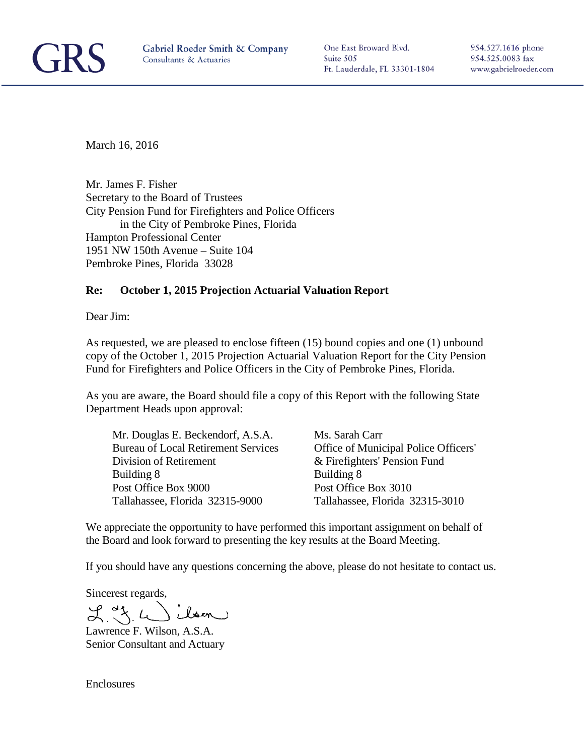**GRS** Gabriel Roeder Smith & Company
Consultants & Actuaries

One East Broward Blvd.
Suite 505
Ft. Lauderdale, FL 33301-1804

954.527.1616 phone
954.525.0083 fax
www.gabrielroeder.com

March 16, 2016

Mr. James F. Fisher
Secretary to the Board of Trustees
City Pension Fund for Firefighters and Police Officers
in the City of Pembroke Pines, Florida
Hampton Professional Center
1951 NW 150th Avenue – Suite 104
Pembroke Pines, Florida 33028

**Re: October 1, 2015 Projection Actuarial Valuation Report**

Dear Jim:

As requested, we are pleased to enclose fifteen (15) bound copies and one (1) unbound copy of the October 1, 2015 Projection Actuarial Valuation Report for the City Pension Fund for Firefighters and Police Officers in the City of Pembroke Pines, Florida.

As you are aware, the Board should file a copy of this Report with the following State Department Heads upon approval:

Mr. Douglas E. Beckendorf, A.S.A.
Bureau of Local Retirement Services
Division of Retirement
Building 8
Post Office Box 9000
Tallahassee, Florida 32315-9000

Ms. Sarah Carr
Office of Municipal Police Officers' & Firefighters' Pension Fund
Building 8
Post Office Box 3010
Tallahassee, Florida 32315-3010

We appreciate the opportunity to have performed this important assignment on behalf of the Board and look forward to presenting the key results at the Board Meeting.

If you should have any questions concerning the above, please do not hesitate to contact us.

Sincerest regards,

Lawrence F. Wilson, A.S.A.
Senior Consultant and Actuary

Enclosures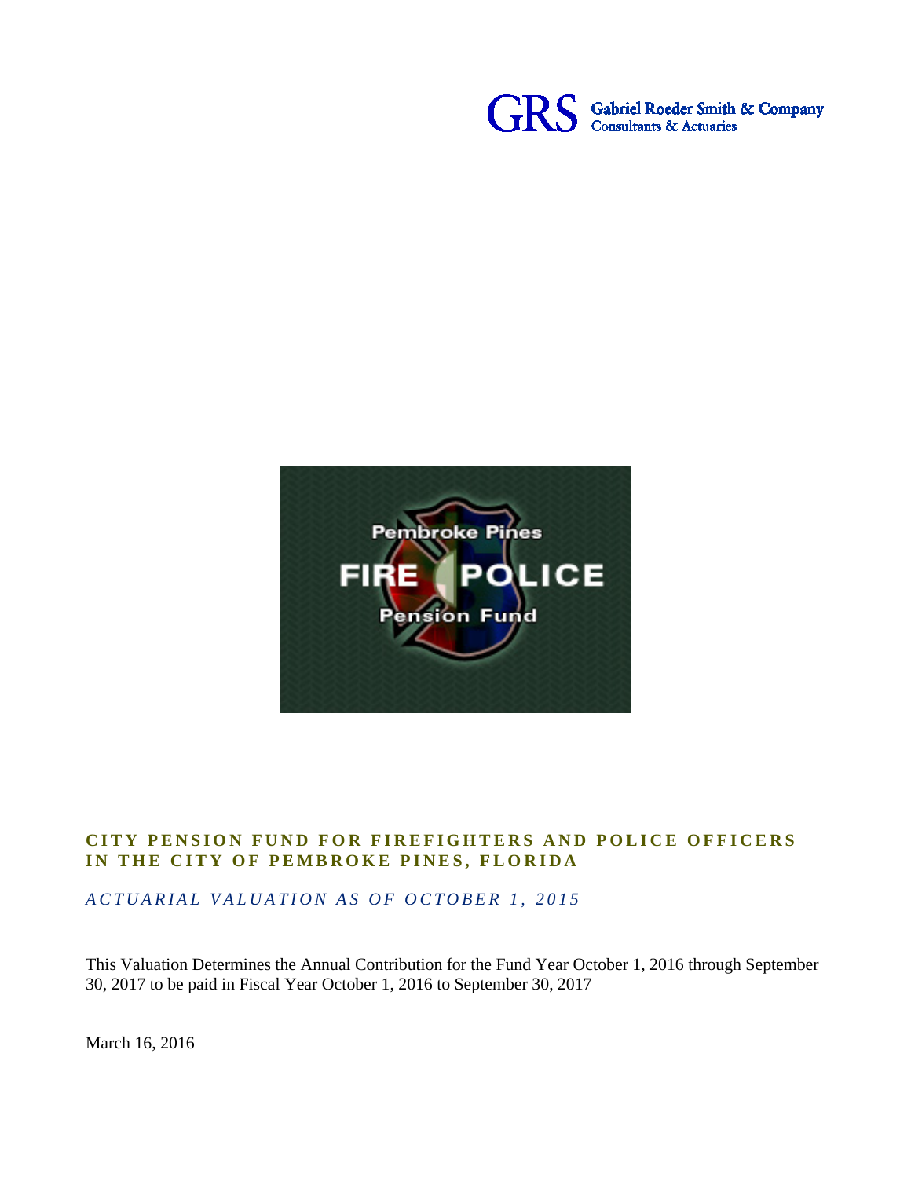GRS Gabriel Roeder Smith & Company
Consultants & Actuaries

Pembroke Pines
FIRE POLICE
Pension Fund

# CITY PENSION FUND FOR FIREFIGHTERS AND POLICE OFFICERS IN THE CITY OF PEMBROKE PINES, FLORIDA

*ACTUARIAL VALUATION AS OF OCTOBER 1, 2015*

This Valuation Determines the Annual Contribution for the Fund Year October 1, 2016 through September 30, 2017 to be paid in Fiscal Year October 1, 2016 to September 30, 2017

March 16, 2016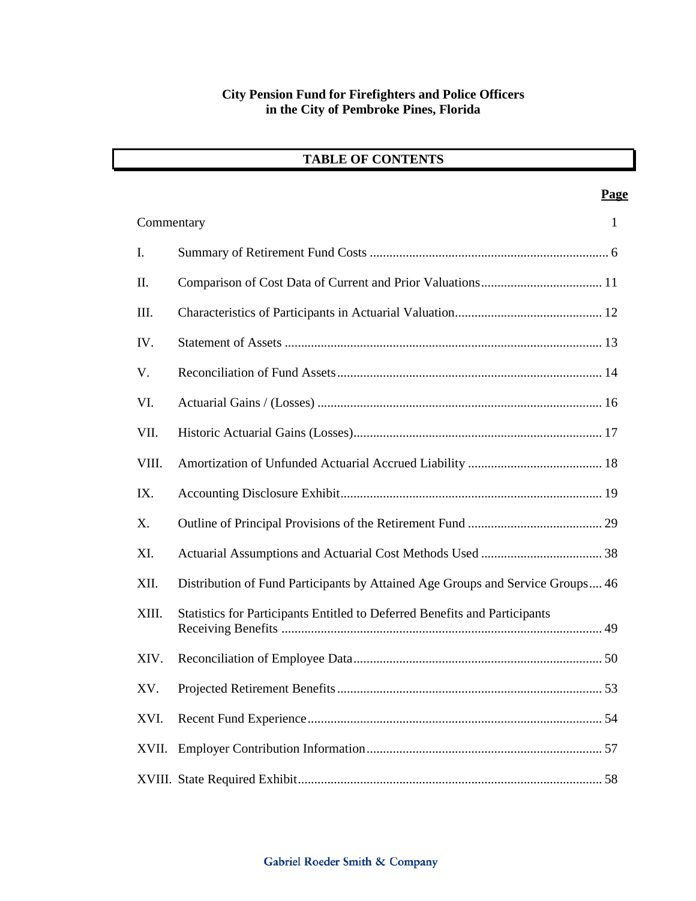**City Pension Fund for Firefighters and Police Officers**
**in the City of Pembroke Pines, Florida**

## TABLE OF CONTENTS

| | | Page |
|---|---|---|
| Commentary | | 1 |
| I. | Summary of Retirement Fund Costs | 6 |
| II. | Comparison of Cost Data of Current and Prior Valuations | 11 |
| III. | Characteristics of Participants in Actuarial Valuation | 12 |
| IV. | Statement of Assets | 13 |
| V. | Reconciliation of Fund Assets | 14 |
| VI. | Actuarial Gains / (Losses) | 16 |
| VII. | Historic Actuarial Gains (Losses) | 17 |
| VIII. | Amortization of Unfunded Actuarial Accrued Liability | 18 |
| IX. | Accounting Disclosure Exhibit | 19 |
| X. | Outline of Principal Provisions of the Retirement Fund | 29 |
| XI. | Actuarial Assumptions and Actuarial Cost Methods Used | 38 |
| XII. | Distribution of Fund Participants by Attained Age Groups and Service Groups | 46 |
| XIII. | Statistics for Participants Entitled to Deferred Benefits and Participants Receiving Benefits | 49 |
| XIV. | Reconciliation of Employee Data | 50 |
| XV. | Projected Retirement Benefits | 53 |
| XVI. | Recent Fund Experience | 54 |
| XVII. | Employer Contribution Information | 57 |
| XVIII. | State Required Exhibit | 58 |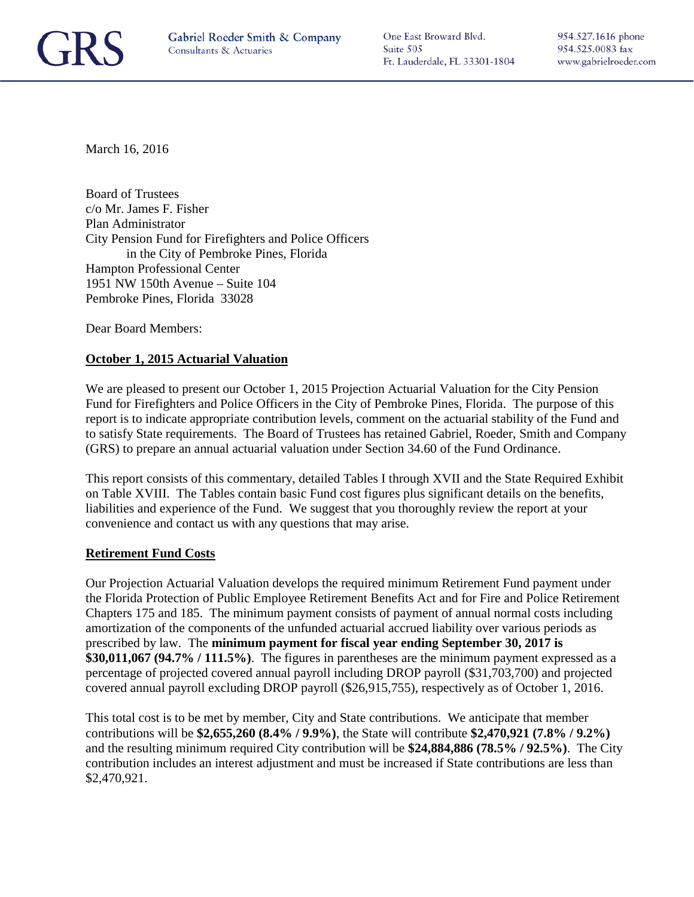GRS Gabriel Roeder Smith & Company
Consultants & Actuaries

One East Broward Blvd.
Suite 505
Ft. Lauderdale, FL 33301-1804

954.527.1616 phone
954.525.0083 fax
www.gabrielroeder.com

March 16, 2016

Board of Trustees
c/o Mr. James F. Fisher
Plan Administrator
City Pension Fund for Firefighters and Police Officers
in the City of Pembroke Pines, Florida
Hampton Professional Center
1951 NW 150th Avenue – Suite 104
Pembroke Pines, Florida 33028

Dear Board Members:

**October 1, 2015 Actuarial Valuation**

We are pleased to present our October 1, 2015 Projection Actuarial Valuation for the City Pension Fund for Firefighters and Police Officers in the City of Pembroke Pines, Florida. The purpose of this report is to indicate appropriate contribution levels, comment on the actuarial stability of the Fund and to satisfy State requirements. The Board of Trustees has retained Gabriel, Roeder, Smith and Company (GRS) to prepare an annual actuarial valuation under Section 34.60 of the Fund Ordinance.

This report consists of this commentary, detailed Tables I through XVII and the State Required Exhibit on Table XVIII. The Tables contain basic Fund cost figures plus significant details on the benefits, liabilities and experience of the Fund. We suggest that you thoroughly review the report at your convenience and contact us with any questions that may arise.

**Retirement Fund Costs**

Our Projection Actuarial Valuation develops the required minimum Retirement Fund payment under the Florida Protection of Public Employee Retirement Benefits Act and for Fire and Police Retirement Chapters 175 and 185. The minimum payment consists of payment of annual normal costs including amortization of the components of the unfunded actuarial accrued liability over various periods as prescribed by law. The **minimum payment for fiscal year ending September 30, 2017 is $30,011,067 (94.7% / 111.5%)**. The figures in parentheses are the minimum payment expressed as a percentage of projected covered annual payroll including DROP payroll ($31,703,700) and projected covered annual payroll excluding DROP payroll ($26,915,755), respectively as of October 1, 2016.

This total cost is to be met by member, City and State contributions. We anticipate that member contributions will be **$2,655,260 (8.4% / 9.9%)**, the State will contribute **$2,470,921 (7.8% / 9.2%)** and the resulting minimum required City contribution will be **$24,884,886 (78.5% / 92.5%)**. The City contribution includes an interest adjustment and must be increased if State contributions are less than $2,470,921.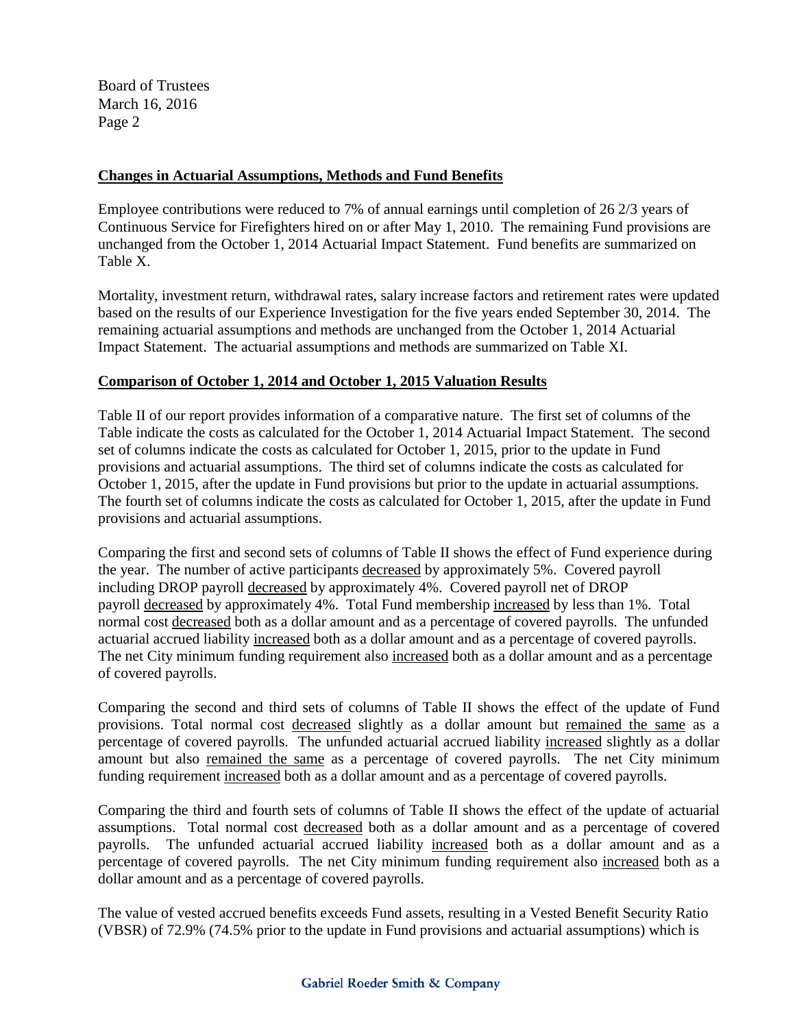Board of Trustees
March 16, 2016
Page 2

**Changes in Actuarial Assumptions, Methods and Fund Benefits**

Employee contributions were reduced to 7% of annual earnings until completion of 26 2/3 years of Continuous Service for Firefighters hired on or after May 1, 2010. The remaining Fund provisions are unchanged from the October 1, 2014 Actuarial Impact Statement. Fund benefits are summarized on Table X.

Mortality, investment return, withdrawal rates, salary increase factors and retirement rates were updated based on the results of our Experience Investigation for the five years ended September 30, 2014. The remaining actuarial assumptions and methods are unchanged from the October 1, 2014 Actuarial Impact Statement. The actuarial assumptions and methods are summarized on Table XI.

**Comparison of October 1, 2014 and October 1, 2015 Valuation Results**

Table II of our report provides information of a comparative nature. The first set of columns of the Table indicate the costs as calculated for the October 1, 2014 Actuarial Impact Statement. The second set of columns indicate the costs as calculated for October 1, 2015, prior to the update in Fund provisions and actuarial assumptions. The third set of columns indicate the costs as calculated for October 1, 2015, after the update in Fund provisions but prior to the update in actuarial assumptions. The fourth set of columns indicate the costs as calculated for October 1, 2015, after the update in Fund provisions and actuarial assumptions.

Comparing the first and second sets of columns of Table II shows the effect of Fund experience during the year. The number of active participants decreased by approximately 5%. Covered payroll including DROP payroll decreased by approximately 4%. Covered payroll net of DROP payroll decreased by approximately 4%. Total Fund membership increased by less than 1%. Total normal cost decreased both as a dollar amount and as a percentage of covered payrolls. The unfunded actuarial accrued liability increased both as a dollar amount and as a percentage of covered payrolls. The net City minimum funding requirement also increased both as a dollar amount and as a percentage of covered payrolls.

Comparing the second and third sets of columns of Table II shows the effect of the update of Fund provisions. Total normal cost decreased slightly as a dollar amount but remained the same as a percentage of covered payrolls. The unfunded actuarial accrued liability increased slightly as a dollar amount but also remained the same as a percentage of covered payrolls. The net City minimum funding requirement increased both as a dollar amount and as a percentage of covered payrolls.

Comparing the third and fourth sets of columns of Table II shows the effect of the update of actuarial assumptions. Total normal cost decreased both as a dollar amount and as a percentage of covered payrolls. The unfunded actuarial accrued liability increased both as a dollar amount and as a percentage of covered payrolls. The net City minimum funding requirement also increased both as a dollar amount and as a percentage of covered payrolls.

The value of vested accrued benefits exceeds Fund assets, resulting in a Vested Benefit Security Ratio (VBSR) of 72.9% (74.5% prior to the update in Fund provisions and actuarial assumptions) which is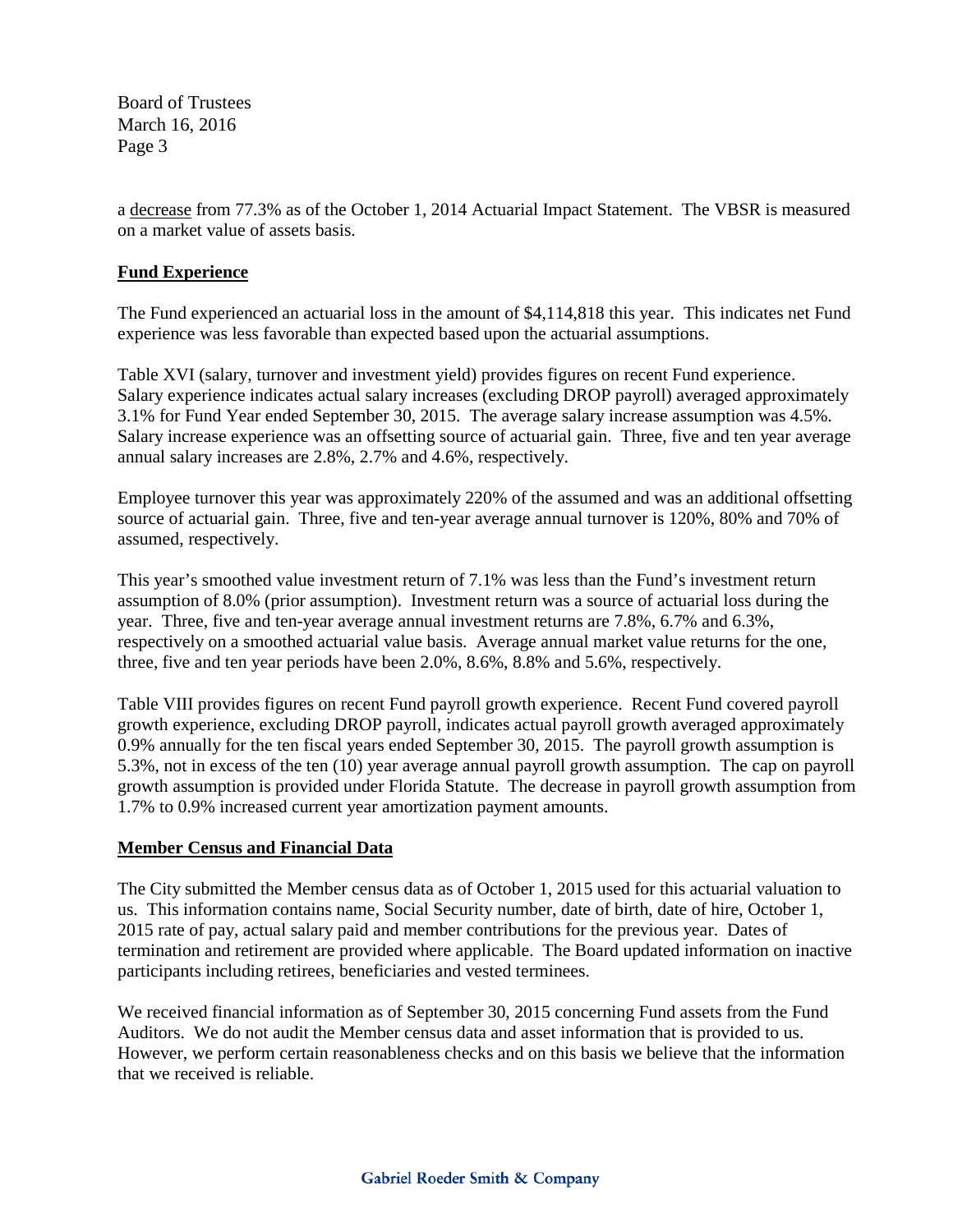a decrease from 77.3% as of the October 1, 2014 Actuarial Impact Statement. The VBSR is measured on a market value of assets basis.

## Fund Experience

The Fund experienced an actuarial loss in the amount of $4,114,818 this year. This indicates net Fund experience was less favorable than expected based upon the actuarial assumptions.

Table XVI (salary, turnover and investment yield) provides figures on recent Fund experience. Salary experience indicates actual salary increases (excluding DROP payroll) averaged approximately 3.1% for Fund Year ended September 30, 2015. The average salary increase assumption was 4.5%. Salary increase experience was an offsetting source of actuarial gain. Three, five and ten year average annual salary increases are 2.8%, 2.7% and 4.6%, respectively.

Employee turnover this year was approximately 220% of the assumed and was an additional offsetting source of actuarial gain. Three, five and ten-year average annual turnover is 120%, 80% and 70% of assumed, respectively.

This year's smoothed value investment return of 7.1% was less than the Fund's investment return assumption of 8.0% (prior assumption). Investment return was a source of actuarial loss during the year. Three, five and ten-year average annual investment returns are 7.8%, 6.7% and 6.3%, respectively on a smoothed actuarial value basis. Average annual market value returns for the one, three, five and ten year periods have been 2.0%, 8.6%, 8.8% and 5.6%, respectively.

Table VIII provides figures on recent Fund payroll growth experience. Recent Fund covered payroll growth experience, excluding DROP payroll, indicates actual payroll growth averaged approximately 0.9% annually for the ten fiscal years ended September 30, 2015. The payroll growth assumption is 5.3%, not in excess of the ten (10) year average annual payroll growth assumption. The cap on payroll growth assumption is provided under Florida Statute. The decrease in payroll growth assumption from 1.7% to 0.9% increased current year amortization payment amounts.

## Member Census and Financial Data

The City submitted the Member census data as of October 1, 2015 used for this actuarial valuation to us. This information contains name, Social Security number, date of birth, date of hire, October 1, 2015 rate of pay, actual salary paid and member contributions for the previous year. Dates of termination and retirement are provided where applicable. The Board updated information on inactive participants including retirees, beneficiaries and vested terminees.

We received financial information as of September 30, 2015 concerning Fund assets from the Fund Auditors. We do not audit the Member census data and asset information that is provided to us. However, we perform certain reasonableness checks and on this basis we believe that the information that we received is reliable.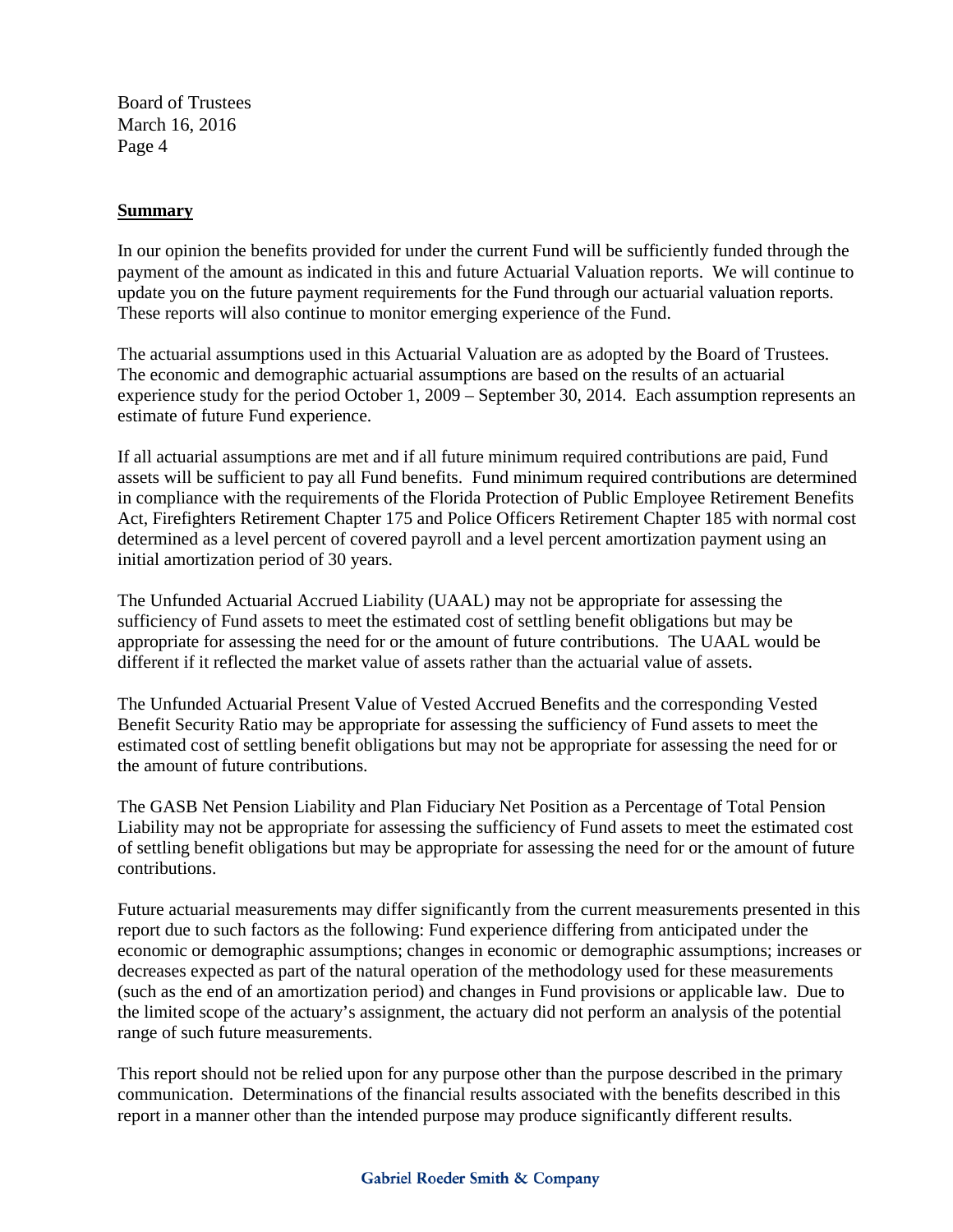**Summary**

In our opinion the benefits provided for under the current Fund will be sufficiently funded through the payment of the amount as indicated in this and future Actuarial Valuation reports. We will continue to update you on the future payment requirements for the Fund through our actuarial valuation reports. These reports will also continue to monitor emerging experience of the Fund.

The actuarial assumptions used in this Actuarial Valuation are as adopted by the Board of Trustees. The economic and demographic actuarial assumptions are based on the results of an actuarial experience study for the period October 1, 2009 – September 30, 2014. Each assumption represents an estimate of future Fund experience.

If all actuarial assumptions are met and if all future minimum required contributions are paid, Fund assets will be sufficient to pay all Fund benefits. Fund minimum required contributions are determined in compliance with the requirements of the Florida Protection of Public Employee Retirement Benefits Act, Firefighters Retirement Chapter 175 and Police Officers Retirement Chapter 185 with normal cost determined as a level percent of covered payroll and a level percent amortization payment using an initial amortization period of 30 years.

The Unfunded Actuarial Accrued Liability (UAAL) may not be appropriate for assessing the sufficiency of Fund assets to meet the estimated cost of settling benefit obligations but may be appropriate for assessing the need for or the amount of future contributions. The UAAL would be different if it reflected the market value of assets rather than the actuarial value of assets.

The Unfunded Actuarial Present Value of Vested Accrued Benefits and the corresponding Vested Benefit Security Ratio may be appropriate for assessing the sufficiency of Fund assets to meet the estimated cost of settling benefit obligations but may not be appropriate for assessing the need for or the amount of future contributions.

The GASB Net Pension Liability and Plan Fiduciary Net Position as a Percentage of Total Pension Liability may not be appropriate for assessing the sufficiency of Fund assets to meet the estimated cost of settling benefit obligations but may be appropriate for assessing the need for or the amount of future contributions.

Future actuarial measurements may differ significantly from the current measurements presented in this report due to such factors as the following: Fund experience differing from anticipated under the economic or demographic assumptions; changes in economic or demographic assumptions; increases or decreases expected as part of the natural operation of the methodology used for these measurements (such as the end of an amortization period) and changes in Fund provisions or applicable law. Due to the limited scope of the actuary's assignment, the actuary did not perform an analysis of the potential range of such future measurements.

This report should not be relied upon for any purpose other than the purpose described in the primary communication. Determinations of the financial results associated with the benefits described in this report in a manner other than the intended purpose may produce significantly different results.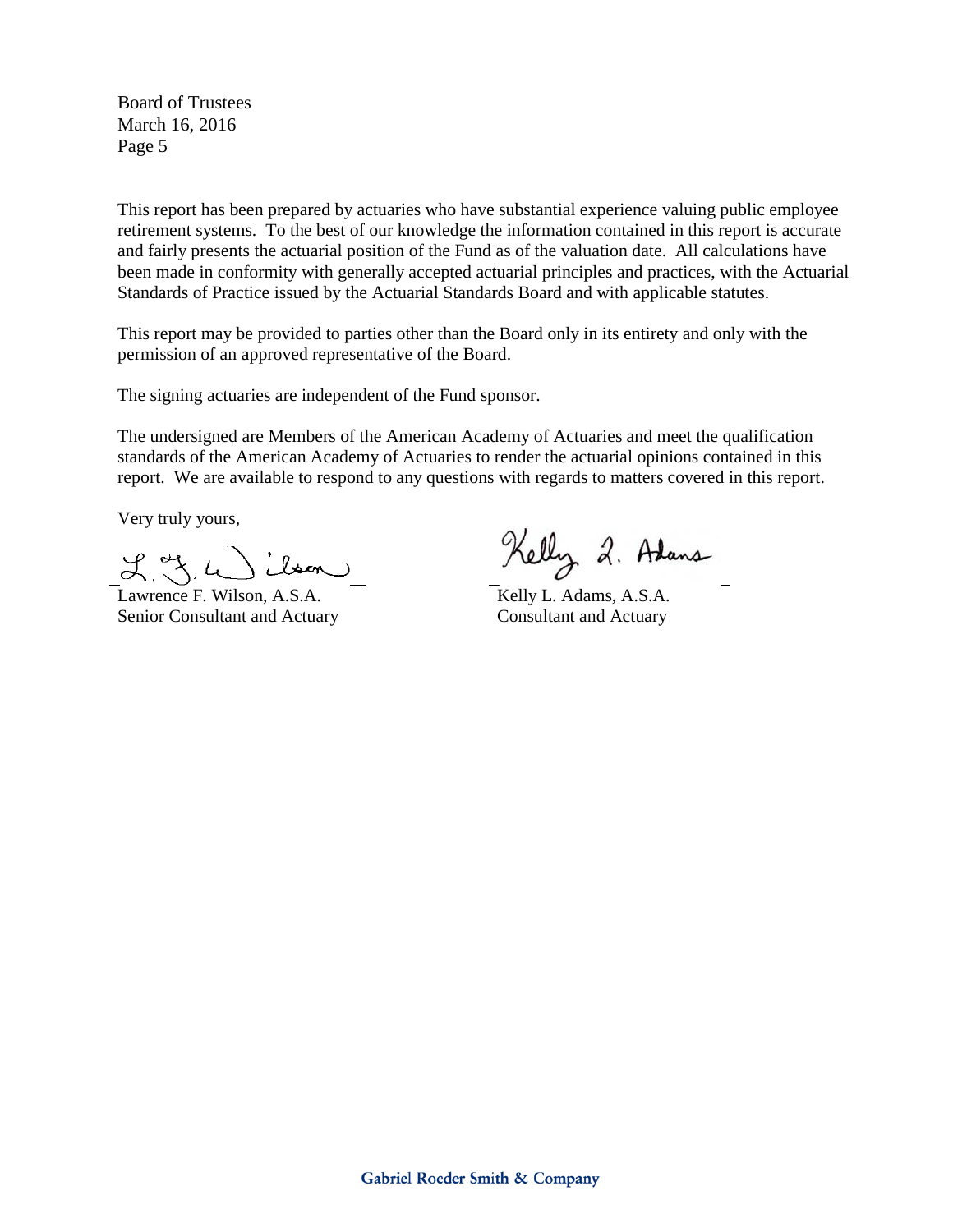Board of Trustees
March 16, 2016

This report has been prepared by actuaries who have substantial experience valuing public employee retirement systems. To the best of our knowledge the information contained in this report is accurate and fairly presents the actuarial position of the Fund as of the valuation date. All calculations have been made in conformity with generally accepted actuarial principles and practices, with the Actuarial Standards of Practice issued by the Actuarial Standards Board and with applicable statutes.

This report may be provided to parties other than the Board only in its entirety and only with the permission of an approved representative of the Board.

The signing actuaries are independent of the Fund sponsor.

The undersigned are Members of the American Academy of Actuaries and meet the qualification standards of the American Academy of Actuaries to render the actuarial opinions contained in this report. We are available to respond to any questions with regards to matters covered in this report.

Very truly yours,

Lawrence F. Wilson, A.S.A.
Senior Consultant and Actuary

Kelly L. Adams, A.S.A.
Consultant and Actuary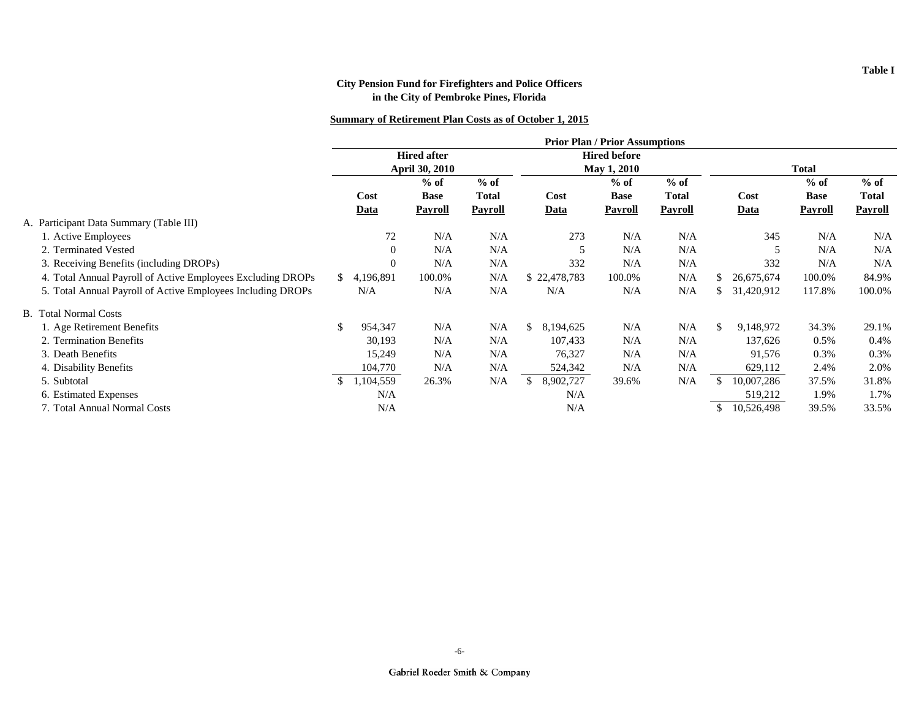Table I

**City Pension Fund for Firefighters and Police Officers**
**in the City of Pembroke Pines, Florida**

**Summary of Retirement Plan Costs as of October 1, 2015**

| | Prior Plan / Prior Assumptions | | | | | | | | |
|---|---|---|---|---|---|---|---|---|---|
| | Hired after April 30, 2010 | | | Hired before May 1, 2010 | | | Total | | |
| | Cost Data | % of Base Payroll | % of Total Payroll | Cost Data | % of Base Payroll | % of Total Payroll | Cost Data | % of Base Payroll | % of Total Payroll |
| A. Participant Data Summary (Table III) | | | | | | | | | |
| 1. Active Employees | 72 | N/A | N/A | 273 | N/A | N/A | 345 | N/A | N/A |
| 2. Terminated Vested | 0 | N/A | N/A | 5 | N/A | N/A | 5 | N/A | N/A |
| 3. Receiving Benefits (including DROPs) | 0 | N/A | N/A | 332 | N/A | N/A | 332 | N/A | N/A |
| 4. Total Annual Payroll of Active Employees Excluding DROPs | $ 4,196,891 | 100.0% | N/A | $ 22,478,783 | 100.0% | N/A | $ 26,675,674 | 100.0% | 84.9% |
| 5. Total Annual Payroll of Active Employees Including DROPs | N/A | N/A | N/A | N/A | N/A | N/A | $ 31,420,912 | 117.8% | 100.0% |
| B. Total Normal Costs | | | | | | | | | |
| 1. Age Retirement Benefits | $ 954,347 | N/A | N/A | $ 8,194,625 | N/A | N/A | $ 9,148,972 | 34.3% | 29.1% |
| 2. Termination Benefits | 30,193 | N/A | N/A | 107,433 | N/A | N/A | 137,626 | 0.5% | 0.4% |
| 3. Death Benefits | 15,249 | N/A | N/A | 76,327 | N/A | N/A | 91,576 | 0.3% | 0.3% |
| 4. Disability Benefits | 104,770 | N/A | N/A | 524,342 | N/A | N/A | 629,112 | 2.4% | 2.0% |
| 5. Subtotal | $ 1,104,559 | 26.3% | N/A | $ 8,902,727 | 39.6% | N/A | $ 10,007,286 | 37.5% | 31.8% |
| 6. Estimated Expenses | N/A | | | N/A | | | 519,212 | 1.9% | 1.7% |
| 7. Total Annual Normal Costs | N/A | | | N/A | | | $ 10,526,498 | 39.5% | 33.5% |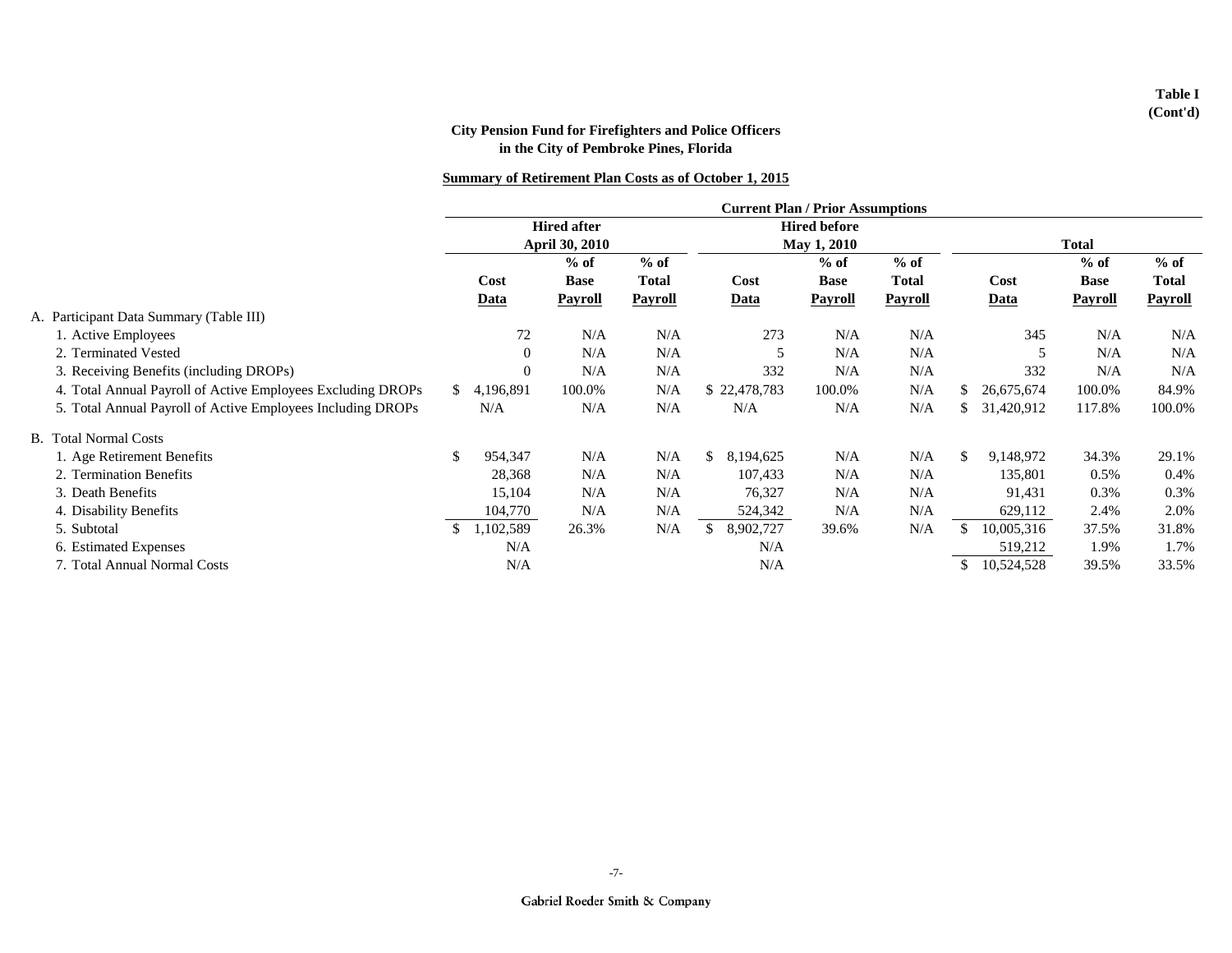**Table I (Cont'd)**

**City Pension Fund for Firefighters and Police Officers in the City of Pembroke Pines, Florida**

**Summary of Retirement Plan Costs as of October 1, 2015**

| | Current Plan / Prior Assumptions | | | | | | | | |
|---|---|---|---|---|---|---|---|---|---|
| | Hired after April 30, 2010 | | | Hired before May 1, 2010 | | | Total | | |
| | Cost Data | % of Base Payroll | % of Total Payroll | Cost Data | % of Base Payroll | % of Total Payroll | Cost Data | % of Base Payroll | % of Total Payroll |
| A. Participant Data Summary (Table III) | | | | | | | | | |
| 1. Active Employees | 72 | N/A | N/A | 273 | N/A | N/A | 345 | N/A | N/A |
| 2. Terminated Vested | 0 | N/A | N/A | 5 | N/A | N/A | 5 | N/A | N/A |
| 3. Receiving Benefits (including DROPs) | 0 | N/A | N/A | 332 | N/A | N/A | 332 | N/A | N/A |
| 4. Total Annual Payroll of Active Employees Excluding DROPs | $ 4,196,891 | 100.0% | N/A | $ 22,478,783 | 100.0% | N/A | $ 26,675,674 | 100.0% | 84.9% |
| 5. Total Annual Payroll of Active Employees Including DROPs | N/A | N/A | N/A | N/A | N/A | N/A | $ 31,420,912 | 117.8% | 100.0% |
| B. Total Normal Costs | | | | | | | | | |
| 1. Age Retirement Benefits | $ 954,347 | N/A | N/A | $ 8,194,625 | N/A | N/A | $ 9,148,972 | 34.3% | 29.1% |
| 2. Termination Benefits | 28,368 | N/A | N/A | 107,433 | N/A | N/A | 135,801 | 0.5% | 0.4% |
| 3. Death Benefits | 15,104 | N/A | N/A | 76,327 | N/A | N/A | 91,431 | 0.3% | 0.3% |
| 4. Disability Benefits | 104,770 | N/A | N/A | 524,342 | N/A | N/A | 629,112 | 2.4% | 2.0% |
| 5. Subtotal | $ 1,102,589 | 26.3% | N/A | $ 8,902,727 | 39.6% | N/A | $ 10,005,316 | 37.5% | 31.8% |
| 6. Estimated Expenses | N/A | | | N/A | | | 519,212 | 1.9% | 1.7% |
| 7. Total Annual Normal Costs | N/A | | | N/A | | | $ 10,524,528 | 39.5% | 33.5% |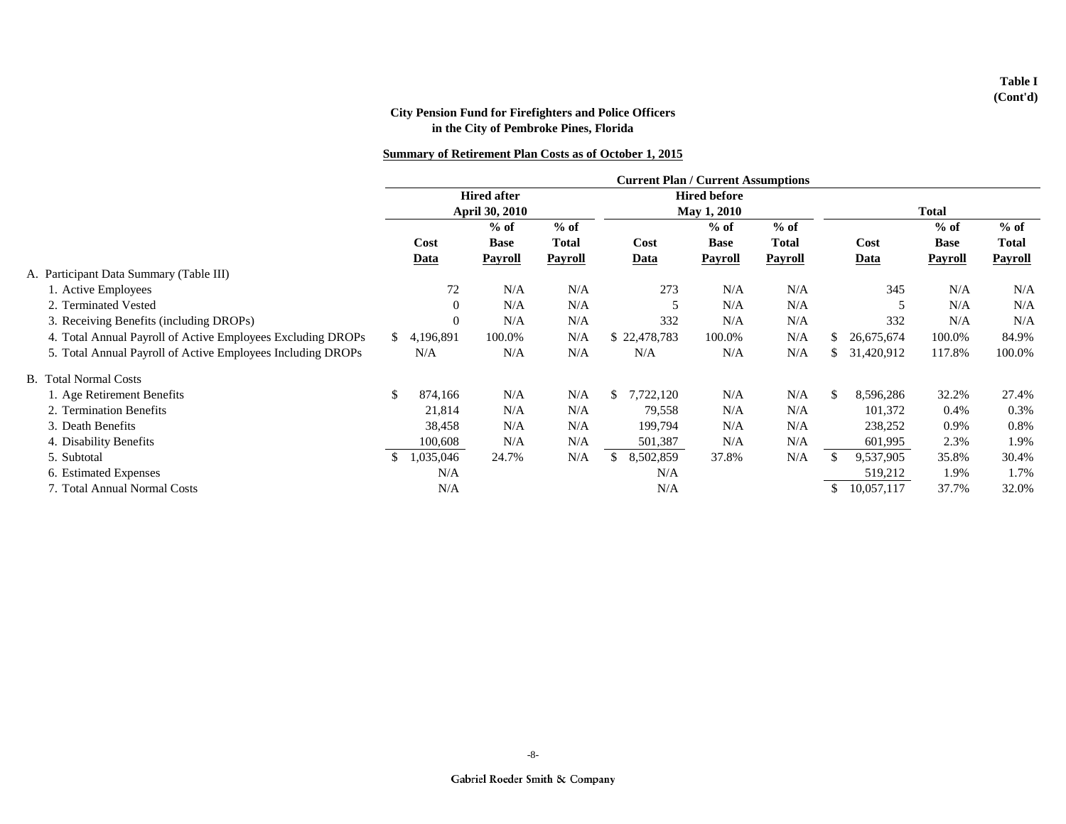**Table I**
**(Cont'd)**

**City Pension Fund for Firefighters and Police Officers**
**in the City of Pembroke Pines, Florida**

**Summary of Retirement Plan Costs as of October 1, 2015**

| | Current Plan / Current Assumptions | | | | | | | | |
|---|---|---|---|---|---|---|---|---|---|
| | Hired after April 30, 2010 | | | Hired before May 1, 2010 | | | Total | | |
| | Cost Data | % of Base Payroll | % of Total Payroll | Cost Data | % of Base Payroll | % of Total Payroll | Cost Data | % of Base Payroll | % of Total Payroll |
| A. Participant Data Summary (Table III) | | | | | | | | | |
| 1. Active Employees | 72 | N/A | N/A | 273 | N/A | N/A | 345 | N/A | N/A |
| 2. Terminated Vested | 0 | N/A | N/A | 5 | N/A | N/A | 5 | N/A | N/A |
| 3. Receiving Benefits (including DROPs) | 0 | N/A | N/A | 332 | N/A | N/A | 332 | N/A | N/A |
| 4. Total Annual Payroll of Active Employees Excluding DROPs | $ 4,196,891 | 100.0% | N/A | $ 22,478,783 | 100.0% | N/A | $ 26,675,674 | 100.0% | 84.9% |
| 5. Total Annual Payroll of Active Employees Including DROPs | N/A | N/A | N/A | N/A | N/A | N/A | $ 31,420,912 | 117.8% | 100.0% |
| B. Total Normal Costs | | | | | | | | | |
| 1. Age Retirement Benefits | $ 874,166 | N/A | N/A | $ 7,722,120 | N/A | N/A | $ 8,596,286 | 32.2% | 27.4% |
| 2. Termination Benefits | 21,814 | N/A | N/A | 79,558 | N/A | N/A | 101,372 | 0.4% | 0.3% |
| 3. Death Benefits | 38,458 | N/A | N/A | 199,794 | N/A | N/A | 238,252 | 0.9% | 0.8% |
| 4. Disability Benefits | 100,608 | N/A | N/A | 501,387 | N/A | N/A | 601,995 | 2.3% | 1.9% |
| 5. Subtotal | $ 1,035,046 | 24.7% | N/A | $ 8,502,859 | 37.8% | N/A | $ 9,537,905 | 35.8% | 30.4% |
| 6. Estimated Expenses | N/A | | | N/A | | | 519,212 | 1.9% | 1.7% |
| 7. Total Annual Normal Costs | N/A | | | N/A | | | $ 10,057,117 | 37.7% | 32.0% |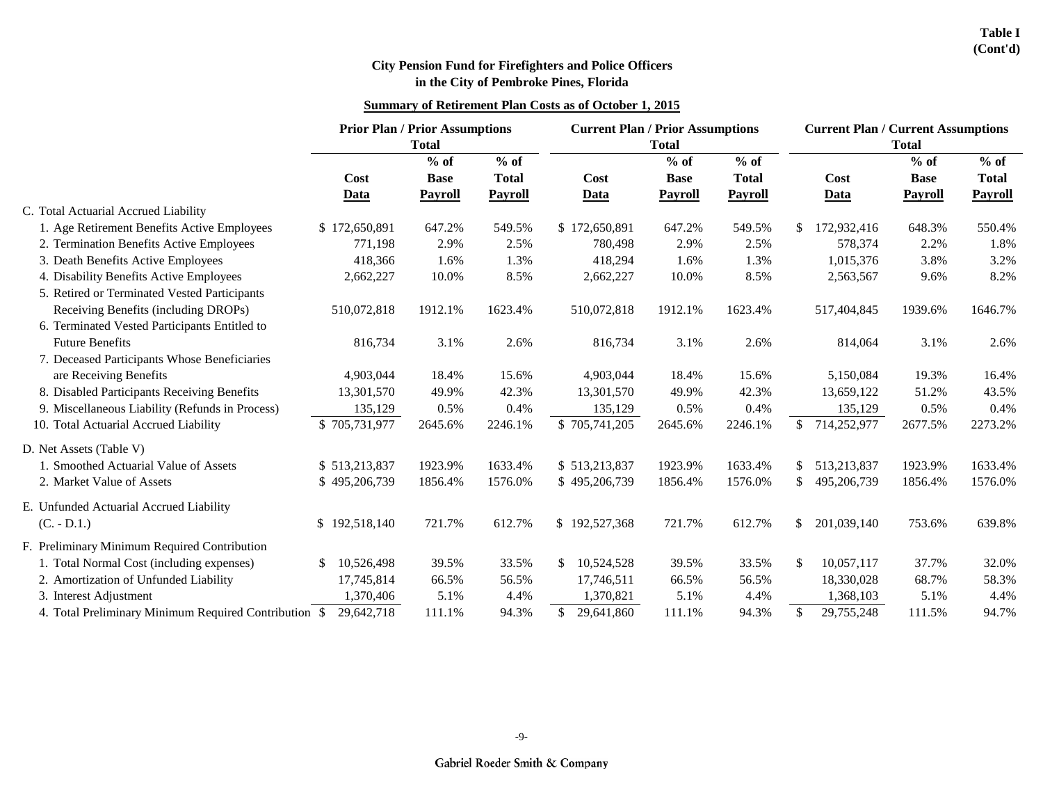**Table I (Cont'd)**

## City Pension Fund for Firefighters and Police Officers in the City of Pembroke Pines, Florida

### Summary of Retirement Plan Costs as of October 1, 2015

| | Prior Plan / Prior Assumptions Total | | | Current Plan / Prior Assumptions Total | | | Current Plan / Current Assumptions Total | | |
|---|---|---|---|---|---|---|---|---|---|
| | Cost Data | % of Base Payroll | % of Total Payroll | Cost Data | % of Base Payroll | % of Total Payroll | Cost Data | % of Base Payroll | % of Total Payroll |
| C. Total Actuarial Accrued Liability | | | | | | | | | |
| 1. Age Retirement Benefits Active Employees | $ 172,650,891 | 647.2% | 549.5% | $ 172,650,891 | 647.2% | 549.5% | $ 172,932,416 | 648.3% | 550.4% |
| 2. Termination Benefits Active Employees | 771,198 | 2.9% | 2.5% | 780,498 | 2.9% | 2.5% | 578,374 | 2.2% | 1.8% |
| 3. Death Benefits Active Employees | 418,366 | 1.6% | 1.3% | 418,294 | 1.6% | 1.3% | 1,015,376 | 3.8% | 3.2% |
| 4. Disability Benefits Active Employees | 2,662,227 | 10.0% | 8.5% | 2,662,227 | 10.0% | 8.5% | 2,563,567 | 9.6% | 8.2% |
| 5. Retired or Terminated Vested Participants Receiving Benefits (including DROPs) | 510,072,818 | 1912.1% | 1623.4% | 510,072,818 | 1912.1% | 1623.4% | 517,404,845 | 1939.6% | 1646.7% |
| 6. Terminated Vested Participants Entitled to Future Benefits | 816,734 | 3.1% | 2.6% | 816,734 | 3.1% | 2.6% | 814,064 | 3.1% | 2.6% |
| 7. Deceased Participants Whose Beneficiaries are Receiving Benefits | 4,903,044 | 18.4% | 15.6% | 4,903,044 | 18.4% | 15.6% | 5,150,084 | 19.3% | 16.4% |
| 8. Disabled Participants Receiving Benefits | 13,301,570 | 49.9% | 42.3% | 13,301,570 | 49.9% | 42.3% | 13,659,122 | 51.2% | 43.5% |
| 9. Miscellaneous Liability (Refunds in Process) | 135,129 | 0.5% | 0.4% | 135,129 | 0.5% | 0.4% | 135,129 | 0.5% | 0.4% |
| 10. Total Actuarial Accrued Liability | $ 705,731,977 | 2645.6% | 2246.1% | $ 705,741,205 | 2645.6% | 2246.1% | $ 714,252,977 | 2677.5% | 2273.2% |
| D. Net Assets (Table V) | | | | | | | | | |
| 1. Smoothed Actuarial Value of Assets | $ 513,213,837 | 1923.9% | 1633.4% | $ 513,213,837 | 1923.9% | 1633.4% | $ 513,213,837 | 1923.9% | 1633.4% |
| 2. Market Value of Assets | $ 495,206,739 | 1856.4% | 1576.0% | $ 495,206,739 | 1856.4% | 1576.0% | $ 495,206,739 | 1856.4% | 1576.0% |
| E. Unfunded Actuarial Accrued Liability (C. - D.1.) | $ 192,518,140 | 721.7% | 612.7% | $ 192,527,368 | 721.7% | 612.7% | $ 201,039,140 | 753.6% | 639.8% |
| F. Preliminary Minimum Required Contribution | | | | | | | | | |
| 1. Total Normal Cost (including expenses) | $ 10,526,498 | 39.5% | 33.5% | $ 10,524,528 | 39.5% | 33.5% | $ 10,057,117 | 37.7% | 32.0% |
| 2. Amortization of Unfunded Liability | 17,745,814 | 66.5% | 56.5% | 17,746,511 | 66.5% | 56.5% | 18,330,028 | 68.7% | 58.3% |
| 3. Interest Adjustment | 1,370,406 | 5.1% | 4.4% | 1,370,821 | 5.1% | 4.4% | 1,368,103 | 5.1% | 4.4% |
| 4. Total Preliminary Minimum Required Contribution | $ 29,642,718 | 111.1% | 94.3% | $ 29,641,860 | 111.1% | 94.3% | $ 29,755,248 | 111.5% | 94.7% |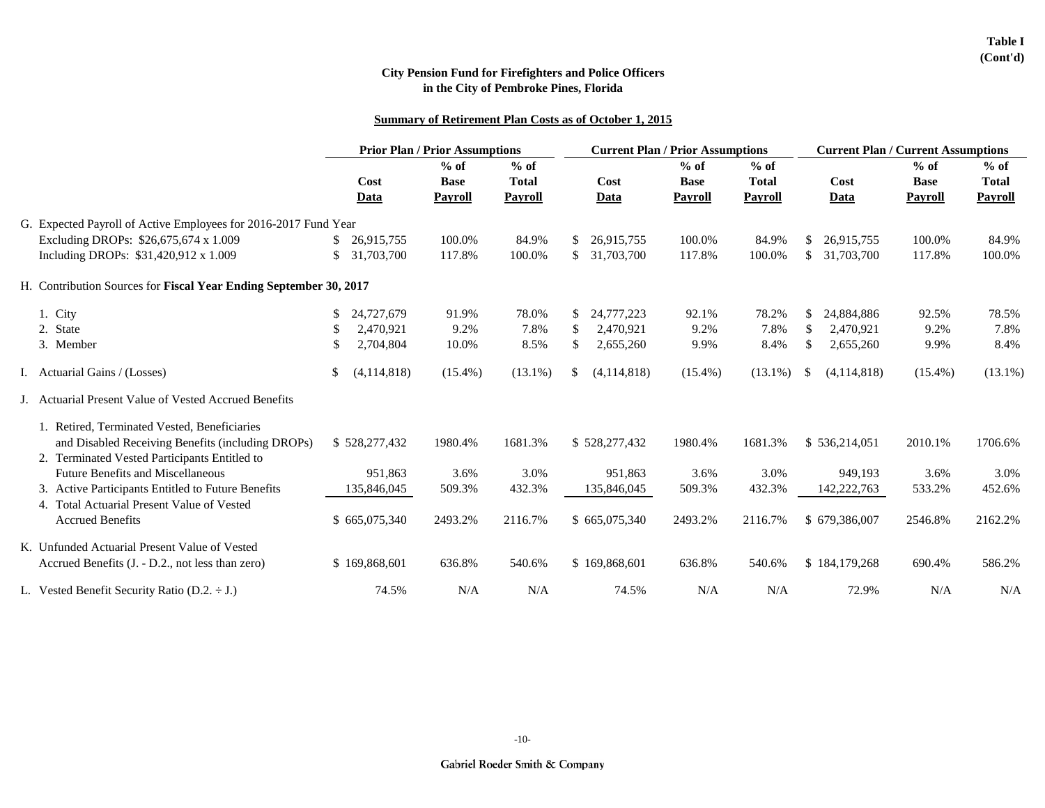**Table I (Cont'd)**

## City Pension Fund for Firefighters and Police Officers in the City of Pembroke Pines, Florida

### Summary of Retirement Plan Costs as of October 1, 2015

| | Prior Plan / Prior Assumptions | | | Current Plan / Prior Assumptions | | | Current Plan / Current Assumptions | | |
|---|---|---|---|---|---|---|---|---|---|
| | Cost Data | % of Base Payroll | % of Total Payroll | Cost Data | % of Base Payroll | % of Total Payroll | Cost Data | % of Base Payroll | % of Total Payroll |
| G. Expected Payroll of Active Employees for 2016-2017 Fund Year | | | | | | | | | |
| Excluding DROPs: $26,675,674 x 1.009 | $ 26,915,755 | 100.0% | 84.9% | $ 26,915,755 | 100.0% | 84.9% | $ 26,915,755 | 100.0% | 84.9% |
| Including DROPs: $31,420,912 x 1.009 | $ 31,703,700 | 117.8% | 100.0% | $ 31,703,700 | 117.8% | 100.0% | $ 31,703,700 | 117.8% | 100.0% |
| H. Contribution Sources for **Fiscal Year Ending September 30, 2017** | | | | | | | | | |
| 1. City | $ 24,727,679 | 91.9% | 78.0% | $ 24,777,223 | 92.1% | 78.2% | $ 24,884,886 | 92.5% | 78.5% |
| 2. State | $ 2,470,921 | 9.2% | 7.8% | $ 2,470,921 | 9.2% | 7.8% | $ 2,470,921 | 9.2% | 7.8% |
| 3. Member | $ 2,704,804 | 10.0% | 8.5% | $ 2,655,260 | 9.9% | 8.4% | $ 2,655,260 | 9.9% | 8.4% |
| I. Actuarial Gains / (Losses) | $ (4,114,818) | (15.4%) | (13.1%) | $ (4,114,818) | (15.4%) | (13.1%) | $ (4,114,818) | (15.4%) | (13.1%) |
| J. Actuarial Present Value of Vested Accrued Benefits | | | | | | | | | |
| 1. Retired, Terminated Vested, Beneficiaries and Disabled Receiving Benefits (including DROPs) | $ 528,277,432 | 1980.4% | 1681.3% | $ 528,277,432 | 1980.4% | 1681.3% | $ 536,214,051 | 2010.1% | 1706.6% |
| 2. Terminated Vested Participants Entitled to Future Benefits and Miscellaneous | 951,863 | 3.6% | 3.0% | 951,863 | 3.6% | 3.0% | 949,193 | 3.6% | 3.0% |
| 3. Active Participants Entitled to Future Benefits | 135,846,045 | 509.3% | 432.3% | 135,846,045 | 509.3% | 432.3% | 142,222,763 | 533.2% | 452.6% |
| 4. Total Actuarial Present Value of Vested Accrued Benefits | $ 665,075,340 | 2493.2% | 2116.7% | $ 665,075,340 | 2493.2% | 2116.7% | $ 679,386,007 | 2546.8% | 2162.2% |
| K. Unfunded Actuarial Present Value of Vested Accrued Benefits (J. - D.2., not less than zero) | $ 169,868,601 | 636.8% | 540.6% | $ 169,868,601 | 636.8% | 540.6% | $ 184,179,268 | 690.4% | 586.2% |
| L. Vested Benefit Security Ratio (D.2. ÷ J.) | 74.5% | N/A | N/A | 74.5% | N/A | N/A | 72.9% | N/A | N/A |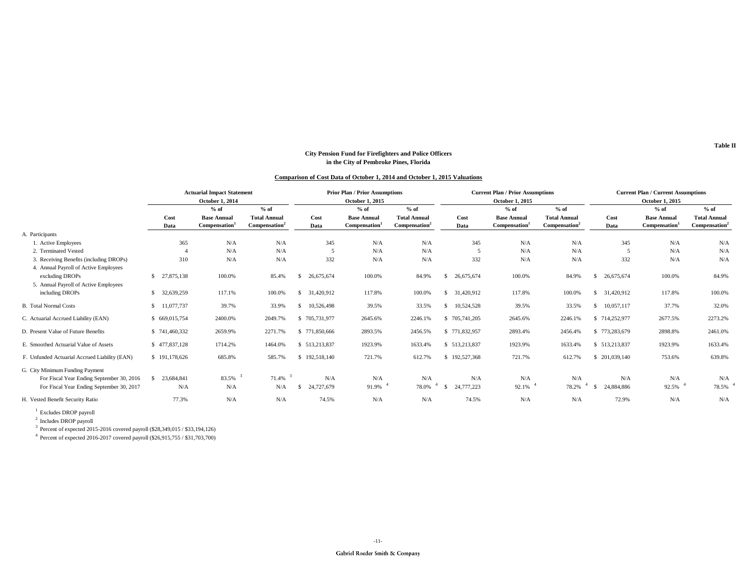Table II

**City Pension Fund for Firefighters and Police Officers**
**in the City of Pembroke Pines, Florida**

**Comparison of Cost Data of October 1, 2014 and October 1, 2015 Valuations**

| | Actuarial Impact Statement October 1, 2014 | | | Prior Plan / Prior Assumptions October 1, 2015 | | | Current Plan / Prior Assumptions October 1, 2015 | | | Current Plan / Current Assumptions October 1, 2015 | | |
|---|---|---|---|---|---|---|---|---|---|---|---|---|
| | Cost Data | % of Base Annual Compensation[1] | % of Total Annual Compensation[2] | Cost Data | % of Base Annual Compensation[1] | % of Total Annual Compensation[2] | Cost Data | % of Base Annual Compensation[1] | % of Total Annual Compensation[2] | Cost Data | % of Base Annual Compensation[1] | % of Total Annual Compensation[2] |
| A. Participants | | | | | | | | | | | | |
| 1. Active Employees | 365 | N/A | N/A | 345 | N/A | N/A | 345 | N/A | N/A | 345 | N/A | N/A |
| 2. Terminated Vested | 4 | N/A | N/A | 5 | N/A | N/A | 5 | N/A | N/A | 5 | N/A | N/A |
| 3. Receiving Benefits (including DROPs) | 310 | N/A | N/A | 332 | N/A | N/A | 332 | N/A | N/A | 332 | N/A | N/A |
| 4. Annual Payroll of Active Employees excluding DROPs | $ 27,875,138 | 100.0% | 85.4% | $ 26,675,674 | 100.0% | 84.9% | $ 26,675,674 | 100.0% | 84.9% | $ 26,675,674 | 100.0% | 84.9% |
| 5. Annual Payroll of Active Employees including DROPs | $ 32,639,259 | 117.1% | 100.0% | $ 31,420,912 | 117.8% | 100.0% | $ 31,420,912 | 117.8% | 100.0% | $ 31,420,912 | 117.8% | 100.0% |
| B. Total Normal Costs | $ 11,077,737 | 39.7% | 33.9% | $ 10,526,498 | 39.5% | 33.5% | $ 10,524,528 | 39.5% | 33.5% | $ 10,057,117 | 37.7% | 32.0% |
| C. Actuarial Accrued Liability (EAN) | $ 669,015,754 | 2400.0% | 2049.7% | $ 705,731,977 | 2645.6% | 2246.1% | $ 705,741,205 | 2645.6% | 2246.1% | $ 714,252,977 | 2677.5% | 2273.2% |
| D. Present Value of Future Benefits | $ 741,460,332 | 2659.9% | 2271.7% | $ 771,850,666 | 2893.5% | 2456.5% | $ 771,832,957 | 2893.4% | 2456.4% | $ 773,283,679 | 2898.8% | 2461.0% |
| E. Smoothed Actuarial Value of Assets | $ 477,837,128 | 1714.2% | 1464.0% | $ 513,213,837 | 1923.9% | 1633.4% | $ 513,213,837 | 1923.9% | 1633.4% | $ 513,213,837 | 1923.9% | 1633.4% |
| F. Unfunded Actuarial Accrued Liability (EAN) | $ 191,178,626 | 685.8% | 585.7% | $ 192,518,140 | 721.7% | 612.7% | $ 192,527,368 | 721.7% | 612.7% | $ 201,039,140 | 753.6% | 639.8% |
| G. City Minimum Funding Payment | | | | | | | | | | | | |
| For Fiscal Year Ending September 30, 2016 | $ 23,684,841 | 83.5% [3] | 71.4% [3] | N/A | N/A | N/A | N/A | N/A | N/A | N/A | N/A | N/A |
| For Fiscal Year Ending September 30, 2017 | N/A | N/A | N/A | $ 24,727,679 | 91.9% [4] | 78.0% [4] | $ 24,777,223 | 92.1% [4] | 78.2% [4] | $ 24,884,886 | 92.5% [4] | 78.5% [4] |
| H. Vested Benefit Security Ratio | 77.3% | N/A | N/A | 74.5% | N/A | N/A | 74.5% | N/A | N/A | 72.9% | N/A | N/A |

[1] Excludes DROP payroll
[2] Includes DROP payroll
[3] Percent of expected 2015-2016 covered payroll ($28,349,015 / $33,194,126)
[4] Percent of expected 2016-2017 covered payroll ($26,915,755 / $31,703,700)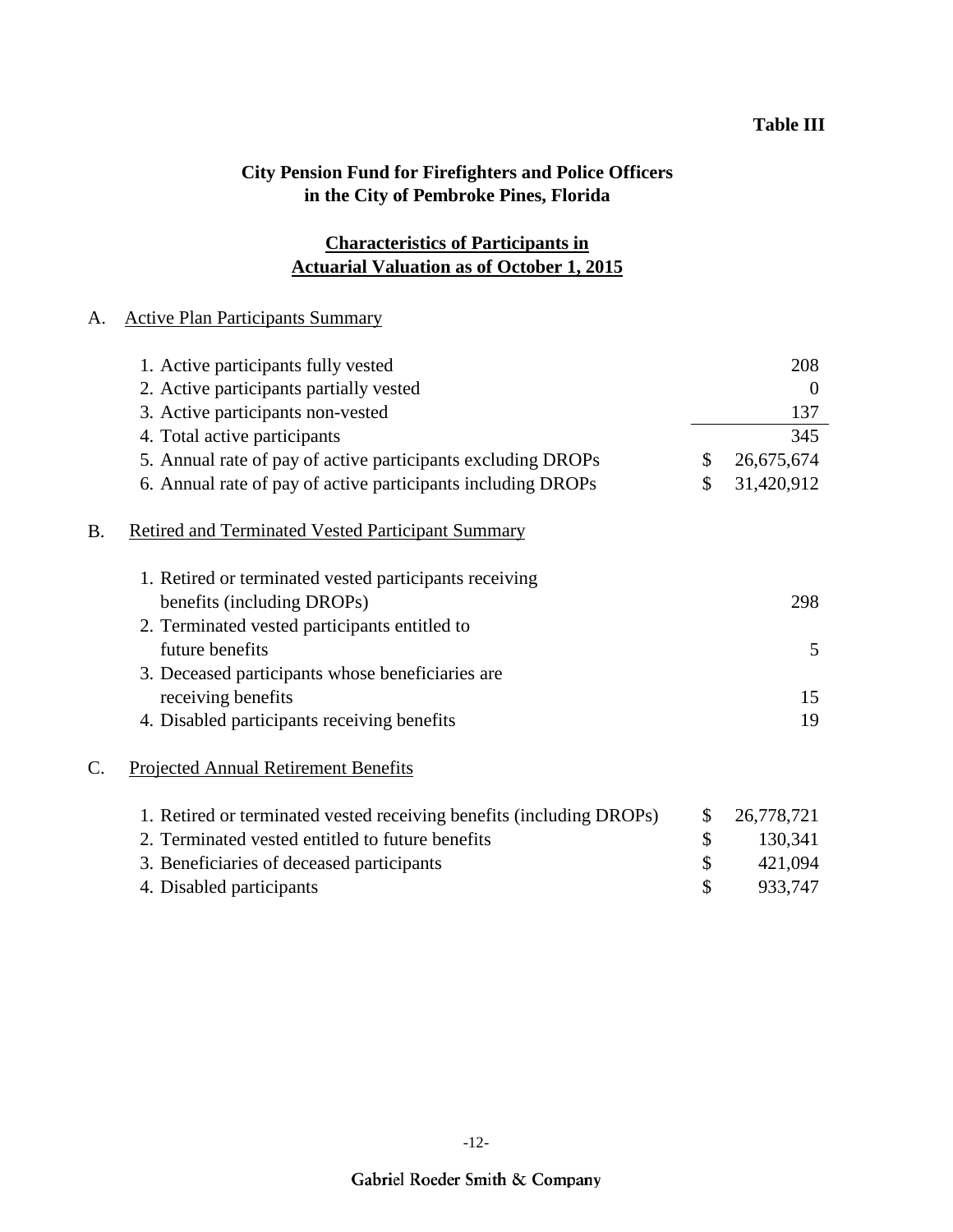**Table III**

## City Pension Fund for Firefighters and Police Officers in the City of Pembroke Pines, Florida

### Characteristics of Participants in Actuarial Valuation as of October 1, 2015

A. Active Plan Participants Summary

| | |
|---|---|
| 1. Active participants fully vested | 208 |
| 2. Active participants partially vested | 0 |
| 3. Active participants non-vested | 137 |
| 4. Total active participants | 345 |
| 5. Annual rate of pay of active participants excluding DROPs | $ 26,675,674 |
| 6. Annual rate of pay of active participants including DROPs | $ 31,420,912 |

B. Retired and Terminated Vested Participant Summary

| | |
|---|---|
| 1. Retired or terminated vested participants receiving benefits (including DROPs) | 298 |
| 2. Terminated vested participants entitled to future benefits | 5 |
| 3. Deceased participants whose beneficiaries are receiving benefits | 15 |
| 4. Disabled participants receiving benefits | 19 |

C. Projected Annual Retirement Benefits

| | |
|---|---|
| 1. Retired or terminated vested receiving benefits (including DROPs) | $ 26,778,721 |
| 2. Terminated vested entitled to future benefits | $ 130,341 |
| 3. Beneficiaries of deceased participants | $ 421,094 |
| 4. Disabled participants | $ 933,747 |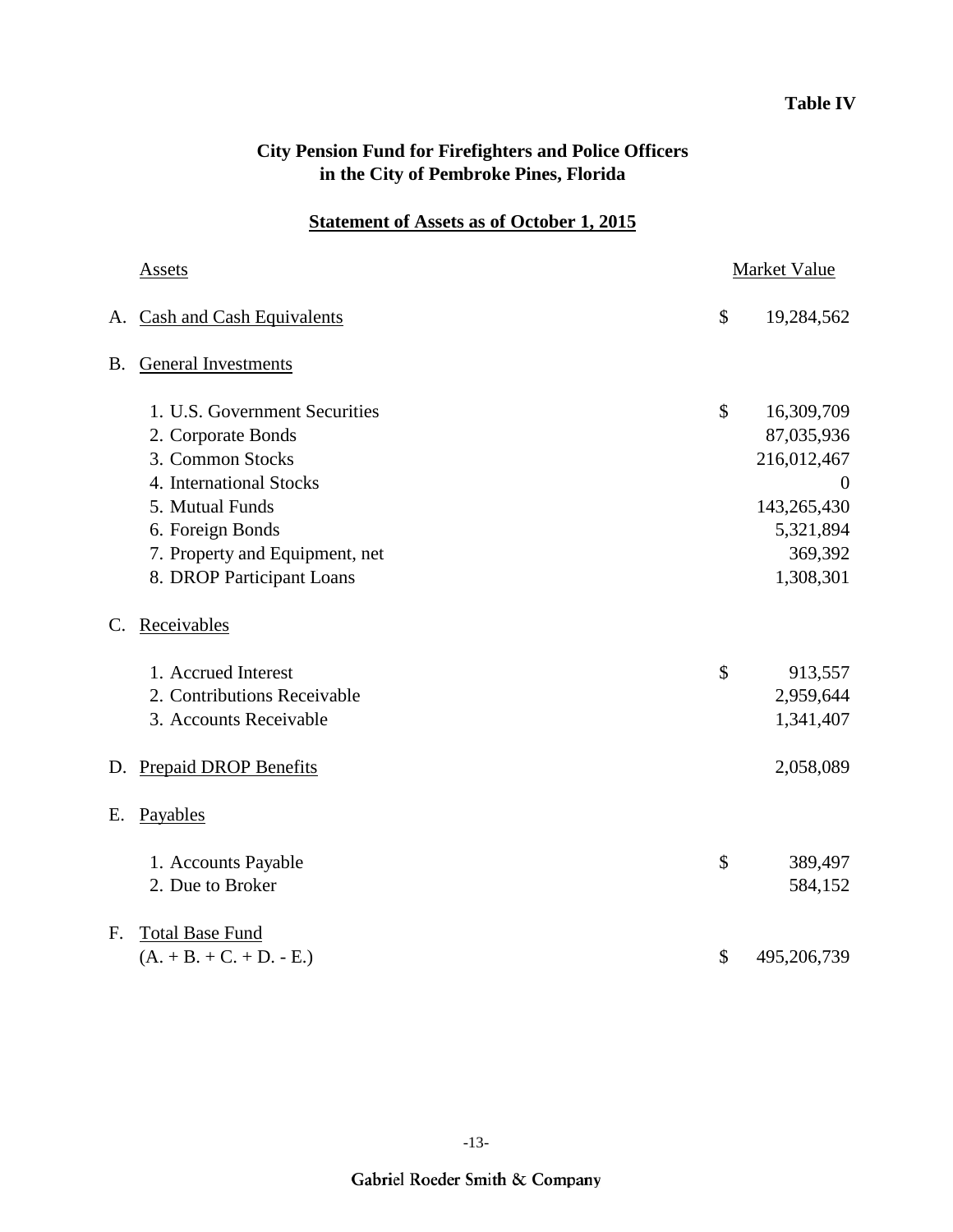**Table IV**

## City Pension Fund for Firefighters and Police Officers in the City of Pembroke Pines, Florida

### Statement of Assets as of October 1, 2015

| | Assets | | Market Value |
|---|---|---|---|
| A. | Cash and Cash Equivalents | $ | 19,284,562 |
| B. | General Investments | | |
| | 1. U.S. Government Securities | $ | 16,309,709 |
| | 2. Corporate Bonds | | 87,035,936 |
| | 3. Common Stocks | | 216,012,467 |
| | 4. International Stocks | | 0 |
| | 5. Mutual Funds | | 143,265,430 |
| | 6. Foreign Bonds | | 5,321,894 |
| | 7. Property and Equipment, net | | 369,392 |
| | 8. DROP Participant Loans | | 1,308,301 |
| C. | Receivables | | |
| | 1. Accrued Interest | $ | 913,557 |
| | 2. Contributions Receivable | | 2,959,644 |
| | 3. Accounts Receivable | | 1,341,407 |
| D. | Prepaid DROP Benefits | | 2,058,089 |
| E. | Payables | | |
| | 1. Accounts Payable | $ | 389,497 |
| | 2. Due to Broker | | 584,152 |
| F. | Total Base Fund (A. + B. + C. + D. - E.) | $ | 495,206,739 |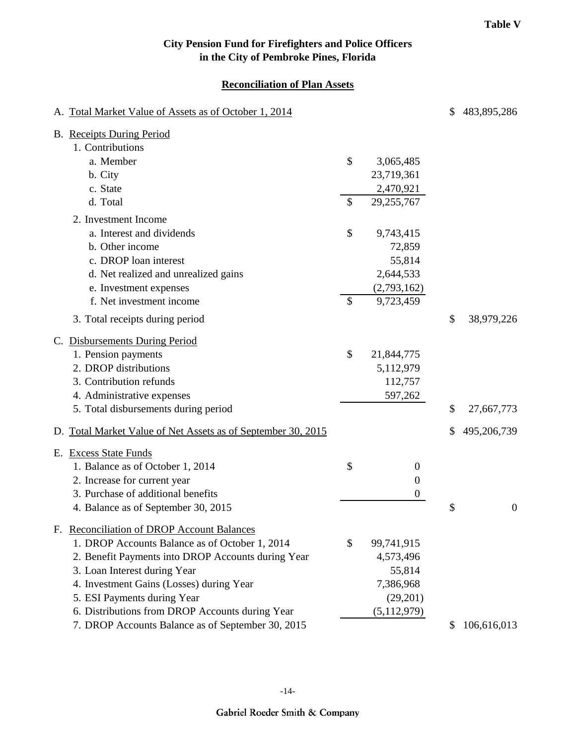**Table V**

# City Pension Fund for Firefighters and Police Officers in the City of Pembroke Pines, Florida

## Reconciliation of Plan Assets

| | | |
|---|---|---|
| A. Total Market Value of Assets as of October 1, 2014 | | $ 483,895,286 |
| B. Receipts During Period | | |
| 1. Contributions | | |
| a. Member | $ 3,065,485 | |
| b. City | 23,719,361 | |
| c. State | 2,470,921 | |
| d. Total | $ 29,255,767 | |
| 2. Investment Income | | |
| a. Interest and dividends | $ 9,743,415 | |
| b. Other income | 72,859 | |
| c. DROP loan interest | 55,814 | |
| d. Net realized and unrealized gains | 2,644,533 | |
| e. Investment expenses | (2,793,162) | |
| f. Net investment income | $ 9,723,459 | |
| 3. Total receipts during period | | $ 38,979,226 |
| C. Disbursements During Period | | |
| 1. Pension payments | $ 21,844,775 | |
| 2. DROP distributions | 5,112,979 | |
| 3. Contribution refunds | 112,757 | |
| 4. Administrative expenses | 597,262 | |
| 5. Total disbursements during period | | $ 27,667,773 |
| D. Total Market Value of Net Assets as of September 30, 2015 | | $ 495,206,739 |
| E. Excess State Funds | | |
| 1. Balance as of October 1, 2014 | $ 0 | |
| 2. Increase for current year | 0 | |
| 3. Purchase of additional benefits | 0 | |
| 4. Balance as of September 30, 2015 | | $ 0 |
| F. Reconciliation of DROP Account Balances | | |
| 1. DROP Accounts Balance as of October 1, 2014 | $ 99,741,915 | |
| 2. Benefit Payments into DROP Accounts during Year | 4,573,496 | |
| 3. Loan Interest during Year | 55,814 | |
| 4. Investment Gains (Losses) during Year | 7,386,968 | |
| 5. ESI Payments during Year | (29,201) | |
| 6. Distributions from DROP Accounts during Year | (5,112,979) | |
| 7. DROP Accounts Balance as of September 30, 2015 | | $ 106,616,013 |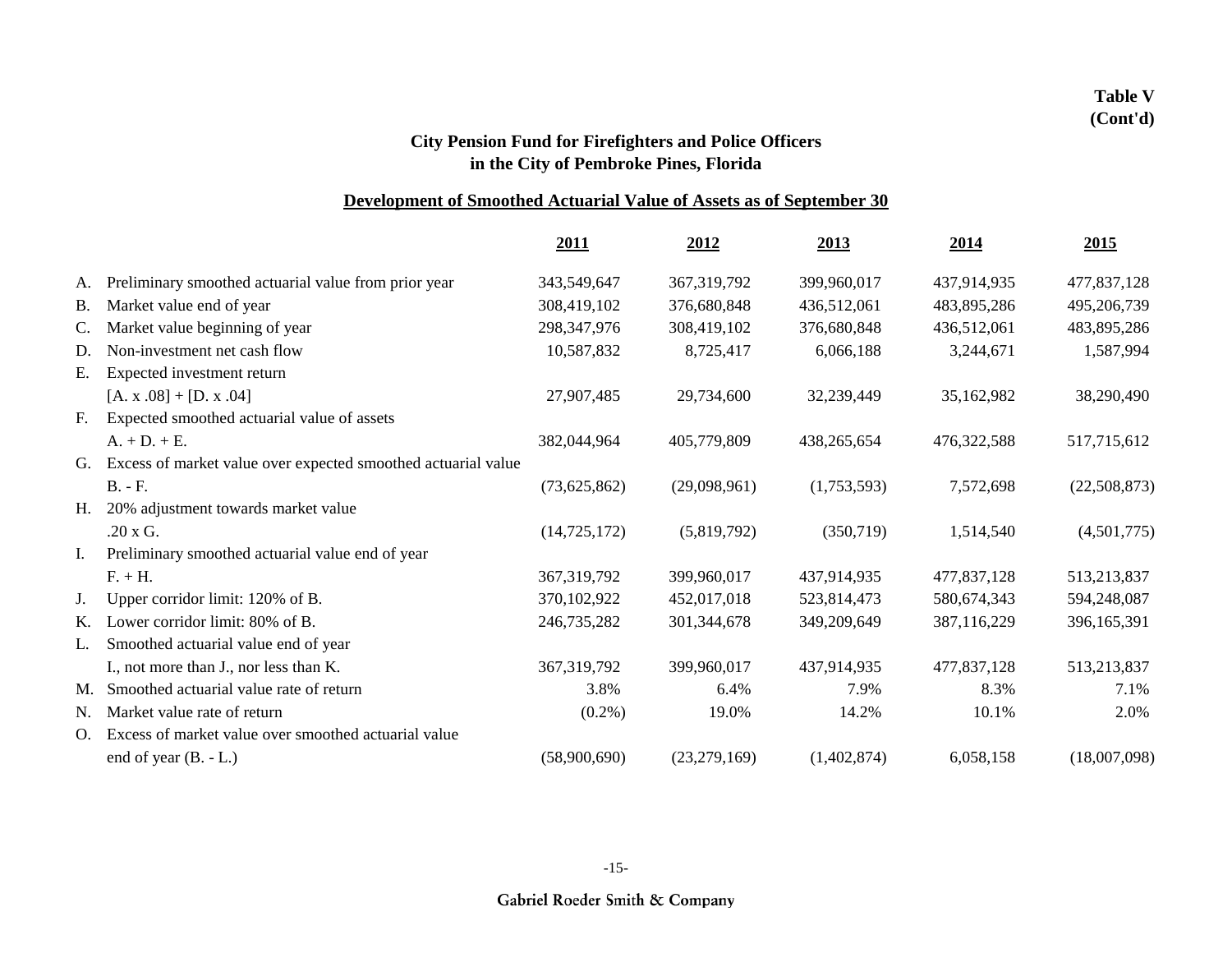**Table V (Cont'd)**

## City Pension Fund for Firefighters and Police Officers in the City of Pembroke Pines, Florida

### Development of Smoothed Actuarial Value of Assets as of September 30

| | | 2011 | 2012 | 2013 | 2014 | 2015 |
|---|---|---|---|---|---|---|
| A. | Preliminary smoothed actuarial value from prior year | 343,549,647 | 367,319,792 | 399,960,017 | 437,914,935 | 477,837,128 |
| B. | Market value end of year | 308,419,102 | 376,680,848 | 436,512,061 | 483,895,286 | 495,206,739 |
| C. | Market value beginning of year | 298,347,976 | 308,419,102 | 376,680,848 | 436,512,061 | 483,895,286 |
| D. | Non-investment net cash flow | 10,587,832 | 8,725,417 | 6,066,188 | 3,244,671 | 1,587,994 |
| E. | Expected investment return [A. x .08] + [D. x .04] | 27,907,485 | 29,734,600 | 32,239,449 | 35,162,982 | 38,290,490 |
| F. | Expected smoothed actuarial value of assets A. + D. + E. | 382,044,964 | 405,779,809 | 438,265,654 | 476,322,588 | 517,715,612 |
| G. | Excess of market value over expected smoothed actuarial value B. - F. | (73,625,862) | (29,098,961) | (1,753,593) | 7,572,698 | (22,508,873) |
| H. | 20% adjustment towards market value .20 x G. | (14,725,172) | (5,819,792) | (350,719) | 1,514,540 | (4,501,775) |
| I. | Preliminary smoothed actuarial value end of year F. + H. | 367,319,792 | 399,960,017 | 437,914,935 | 477,837,128 | 513,213,837 |
| J. | Upper corridor limit: 120% of B. | 370,102,922 | 452,017,018 | 523,814,473 | 580,674,343 | 594,248,087 |
| K. | Lower corridor limit: 80% of B. | 246,735,282 | 301,344,678 | 349,209,649 | 387,116,229 | 396,165,391 |
| L. | Smoothed actuarial value end of year I., not more than J., nor less than K. | 367,319,792 | 399,960,017 | 437,914,935 | 477,837,128 | 513,213,837 |
| M. | Smoothed actuarial value rate of return | 3.8% | 6.4% | 7.9% | 8.3% | 7.1% |
| N. | Market value rate of return | (0.2%) | 19.0% | 14.2% | 10.1% | 2.0% |
| O. | Excess of market value over smoothed actuarial value end of year (B. - L.) | (58,900,690) | (23,279,169) | (1,402,874) | 6,058,158 | (18,007,098) |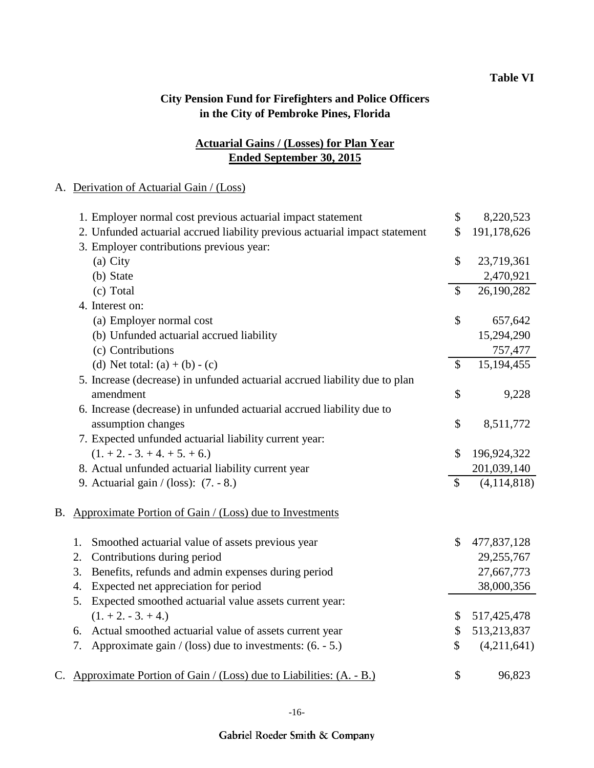**Table VI**

## City Pension Fund for Firefighters and Police Officers in the City of Pembroke Pines, Florida

### Actuarial Gains / (Losses) for Plan Year Ended September 30, 2015

A. Derivation of Actuarial Gain / (Loss)

| | | |
|---|---|---|
| 1. Employer normal cost previous actuarial impact statement | $ | 8,220,523 |
| 2. Unfunded actuarial accrued liability previous actuarial impact statement | $ | 191,178,626 |
| 3. Employer contributions previous year: | | |
| (a) City | $ | 23,719,361 |
| (b) State | | 2,470,921 |
| (c) Total | $ | 26,190,282 |
| 4. Interest on: | | |
| (a) Employer normal cost | $ | 657,642 |
| (b) Unfunded actuarial accrued liability | | 15,294,290 |
| (c) Contributions | | 757,477 |
| (d) Net total: (a) + (b) - (c) | $ | 15,194,455 |
| 5. Increase (decrease) in unfunded actuarial accrued liability due to plan amendment | $ | 9,228 |
| 6. Increase (decrease) in unfunded actuarial accrued liability due to assumption changes | $ | 8,511,772 |
| 7. Expected unfunded actuarial liability current year: (1. + 2. - 3. + 4. + 5. + 6.) | $ | 196,924,322 |
| 8. Actual unfunded actuarial liability current year | | 201,039,140 |
| 9. Actuarial gain / (loss): (7. - 8.) | $ | (4,114,818) |

B. Approximate Portion of Gain / (Loss) due to Investments

| | | |
|---|---|---|
| 1. Smoothed actuarial value of assets previous year | $ | 477,837,128 |
| 2. Contributions during period | | 29,255,767 |
| 3. Benefits, refunds and admin expenses during period | | 27,667,773 |
| 4. Expected net appreciation for period | | 38,000,356 |
| 5. Expected smoothed actuarial value assets current year: (1. + 2. - 3. + 4.) | $ | 517,425,478 |
| 6. Actual smoothed actuarial value of assets current year | $ | 513,213,837 |
| 7. Approximate gain / (loss) due to investments: (6. - 5.) | $ | (4,211,641) |

C. Approximate Portion of Gain / (Loss) due to Liabilities: (A. - B.) $ 96,823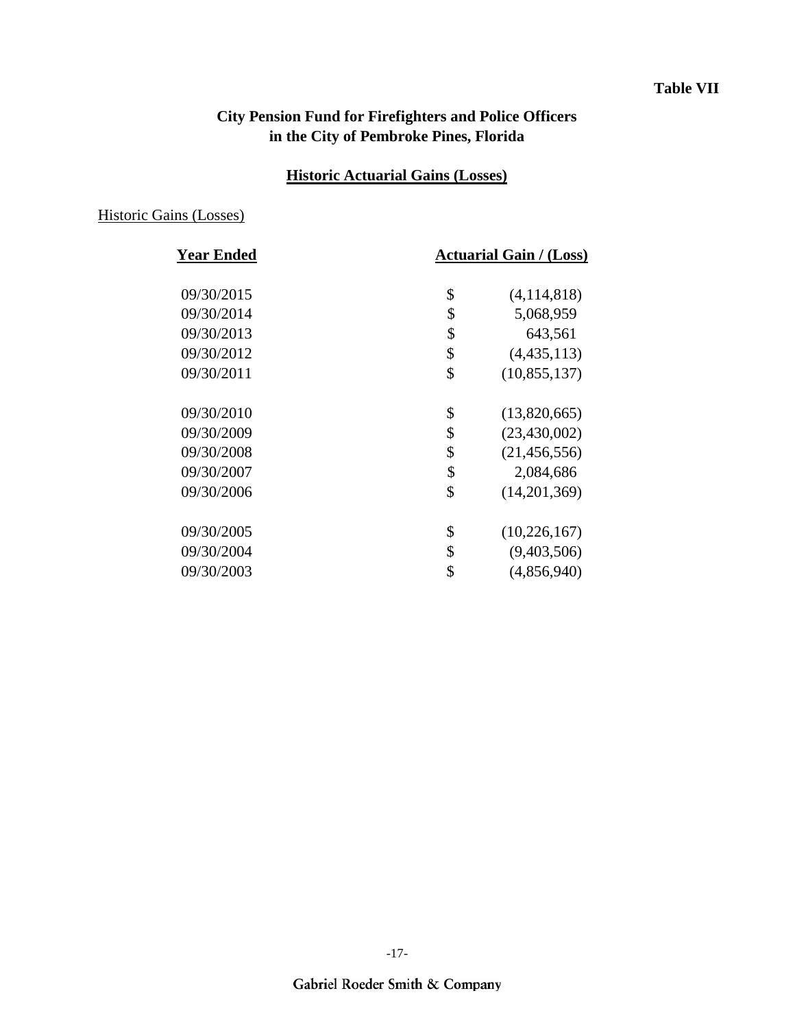**Table VII**

## City Pension Fund for Firefighters and Police Officers in the City of Pembroke Pines, Florida

### Historic Actuarial Gains (Losses)

Historic Gains (Losses)

| Year Ended | Actuarial Gain / (Loss) |
|---|---|
| 09/30/2015 | $ (4,114,818) |
| 09/30/2014 | $ 5,068,959 |
| 09/30/2013 | $ 643,561 |
| 09/30/2012 | $ (4,435,113) |
| 09/30/2011 | $ (10,855,137) |
| 09/30/2010 | $ (13,820,665) |
| 09/30/2009 | $ (23,430,002) |
| 09/30/2008 | $ (21,456,556) |
| 09/30/2007 | $ 2,084,686 |
| 09/30/2006 | $ (14,201,369) |
| 09/30/2005 | $ (10,226,167) |
| 09/30/2004 | $ (9,403,506) |
| 09/30/2003 | $ (4,856,940) |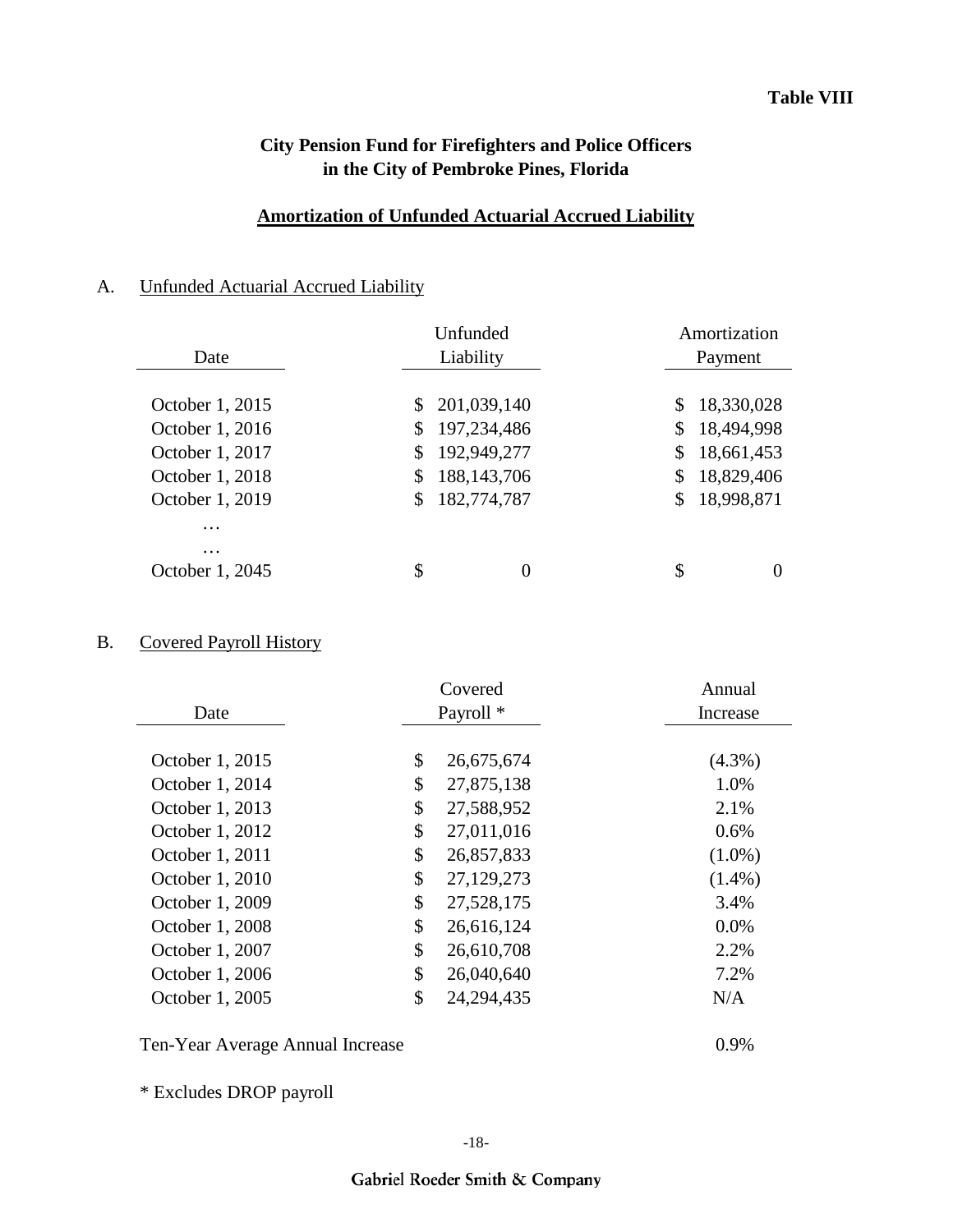**Table VIII**

# City Pension Fund for Firefighters and Police Officers in the City of Pembroke Pines, Florida

## Amortization of Unfunded Actuarial Accrued Liability

A. Unfunded Actuarial Accrued Liability

| Date | Unfunded Liability | Amortization Payment |
|---|---|---|
| October 1, 2015 | $ 201,039,140 | $ 18,330,028 |
| October 1, 2016 | $ 197,234,486 | $ 18,494,998 |
| October 1, 2017 | $ 192,949,277 | $ 18,661,453 |
| October 1, 2018 | $ 188,143,706 | $ 18,829,406 |
| October 1, 2019 | $ 182,774,787 | $ 18,998,871 |
| … | | |
| … | | |
| October 1, 2045 | $ 0 | $ 0 |

B. Covered Payroll History

| Date | Covered Payroll * | Annual Increase |
|---|---|---|
| October 1, 2015 | $ 26,675,674 | (4.3%) |
| October 1, 2014 | $ 27,875,138 | 1.0% |
| October 1, 2013 | $ 27,588,952 | 2.1% |
| October 1, 2012 | $ 27,011,016 | 0.6% |
| October 1, 2011 | $ 26,857,833 | (1.0%) |
| October 1, 2010 | $ 27,129,273 | (1.4%) |
| October 1, 2009 | $ 27,528,175 | 3.4% |
| October 1, 2008 | $ 26,616,124 | 0.0% |
| October 1, 2007 | $ 26,610,708 | 2.2% |
| October 1, 2006 | $ 26,040,640 | 7.2% |
| October 1, 2005 | $ 24,294,435 | N/A |

Ten-Year Average Annual Increase 0.9%

* Excludes DROP payroll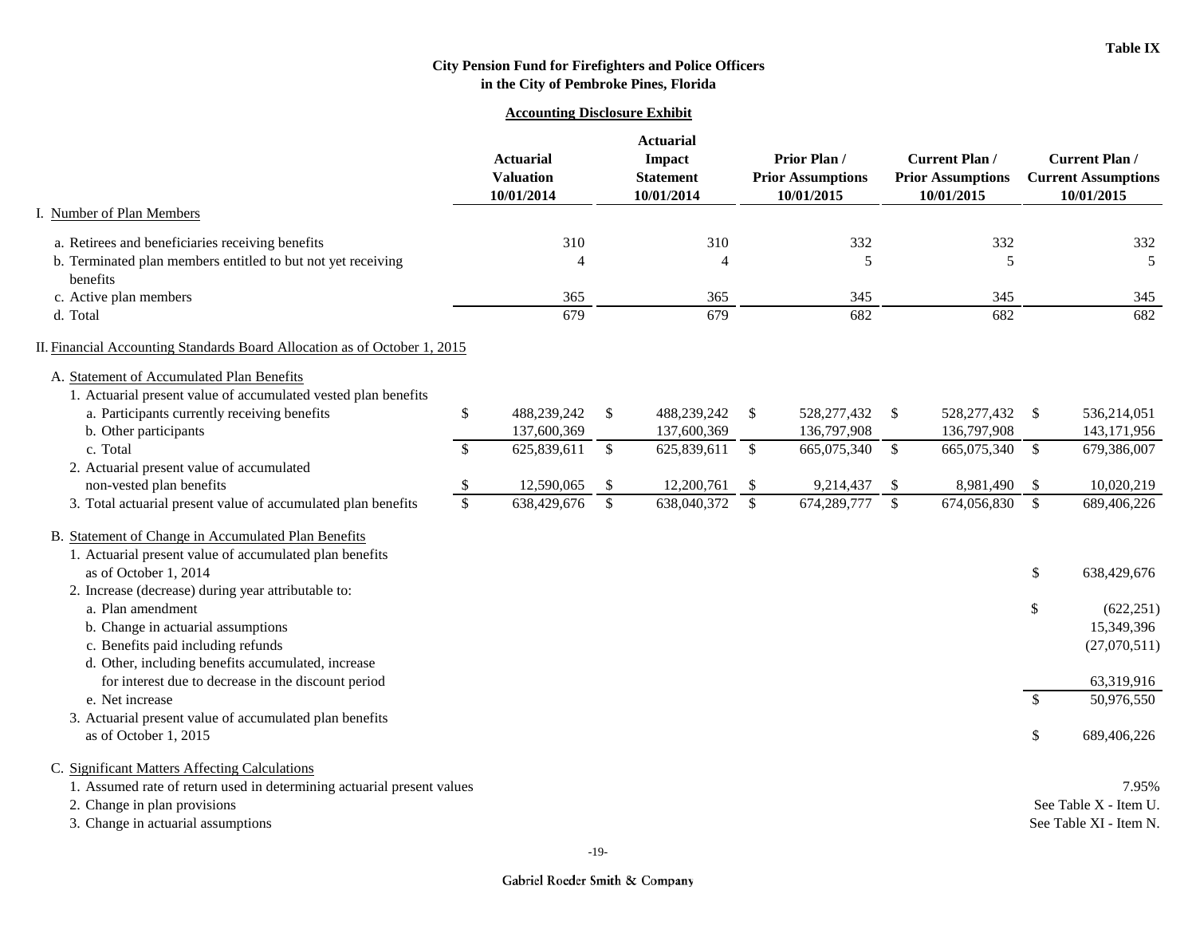Table IX

# City Pension Fund for Firefighters and Police Officers in the City of Pembroke Pines, Florida

## Accounting Disclosure Exhibit

| | Actuarial Valuation 10/01/2014 | Actuarial Impact Statement 10/01/2014 | Prior Plan / Prior Assumptions 10/01/2015 | Current Plan / Prior Assumptions 10/01/2015 | Current Plan / Current Assumptions 10/01/2015 |
|---|---|---|---|---|---|
| **I. Number of Plan Members** | | | | | |
| a. Retirees and beneficiaries receiving benefits | 310 | 310 | 332 | 332 | 332 |
| b. Terminated plan members entitled to but not yet receiving benefits | 4 | 4 | 5 | 5 | 5 |
| c. Active plan members | 365 | 365 | 345 | 345 | 345 |
| d. Total | 679 | 679 | 682 | 682 | 682 |
| **II. Financial Accounting Standards Board Allocation as of October 1, 2015** | | | | | |
| A. Statement of Accumulated Plan Benefits | | | | | |
| 1. Actuarial present value of accumulated vested plan benefits | | | | | |
| a. Participants currently receiving benefits | $ 488,239,242 | $ 488,239,242 | $ 528,277,432 | $ 528,277,432 | $ 536,214,051 |
| b. Other participants | 137,600,369 | 137,600,369 | 136,797,908 | 136,797,908 | 143,171,956 |
| c. Total | $ 625,839,611 | $ 625,839,611 | $ 665,075,340 | $ 665,075,340 | $ 679,386,007 |
| 2. Actuarial present value of accumulated non-vested plan benefits | $ 12,590,065 | $ 12,200,761 | $ 9,214,437 | $ 8,981,490 | $ 10,020,219 |
| 3. Total actuarial present value of accumulated plan benefits | $ 638,429,676 | $ 638,040,372 | $ 674,289,777 | $ 674,056,830 | $ 689,406,226 |

**B. Statement of Change in Accumulated Plan Benefits**

| | |
|---|---|
| 1. Actuarial present value of accumulated plan benefits as of October 1, 2014 | $ 638,429,676 |
| 2. Increase (decrease) during year attributable to: | |
| a. Plan amendment | $ (622,251) |
| b. Change in actuarial assumptions | 15,349,396 |
| c. Benefits paid including refunds | (27,070,511) |
| d. Other, including benefits accumulated, increase for interest due to decrease in the discount period | 63,319,916 |
| e. Net increase | $ 50,976,550 |
| 3. Actuarial present value of accumulated plan benefits as of October 1, 2015 | $ 689,406,226 |

**C. Significant Matters Affecting Calculations**

| | |
|---|---|
| 1. Assumed rate of return used in determining actuarial present values | 7.95% |
| 2. Change in plan provisions | See Table X - Item U. |
| 3. Change in actuarial assumptions | See Table XI - Item N. |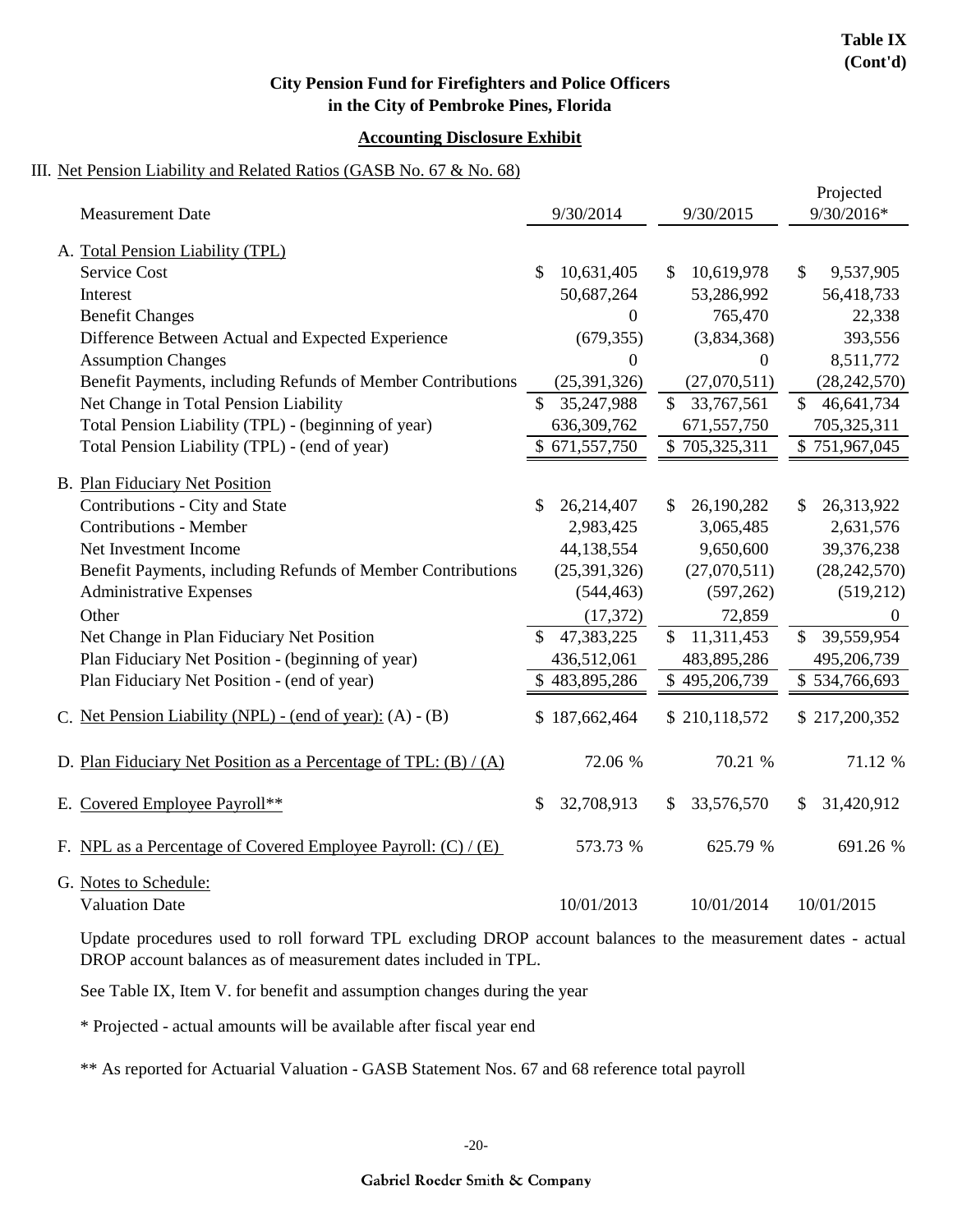**Table IX (Cont'd)**

## City Pension Fund for Firefighters and Police Officers in the City of Pembroke Pines, Florida

### Accounting Disclosure Exhibit

III. Net Pension Liability and Related Ratios (GASB No. 67 & No. 68)

| Measurement Date | 9/30/2014 | 9/30/2015 | Projected 9/30/2016* |
|---|---|---|---|
| A. Total Pension Liability (TPL) | | | |
| Service Cost | $ 10,631,405 | $ 10,619,978 | $ 9,537,905 |
| Interest | 50,687,264 | 53,286,992 | 56,418,733 |
| Benefit Changes | 0 | 765,470 | 22,338 |
| Difference Between Actual and Expected Experience | (679,355) | (3,834,368) | 393,556 |
| Assumption Changes | 0 | 0 | 8,511,772 |
| Benefit Payments, including Refunds of Member Contributions | (25,391,326) | (27,070,511) | (28,242,570) |
| Net Change in Total Pension Liability | $ 35,247,988 | $ 33,767,561 | $ 46,641,734 |
| Total Pension Liability (TPL) - (beginning of year) | 636,309,762 | 671,557,750 | 705,325,311 |
| Total Pension Liability (TPL) - (end of year) | $ 671,557,750 | $ 705,325,311 | $ 751,967,045 |
| B. Plan Fiduciary Net Position | | | |
| Contributions - City and State | $ 26,214,407 | $ 26,190,282 | $ 26,313,922 |
| Contributions - Member | 2,983,425 | 3,065,485 | 2,631,576 |
| Net Investment Income | 44,138,554 | 9,650,600 | 39,376,238 |
| Benefit Payments, including Refunds of Member Contributions | (25,391,326) | (27,070,511) | (28,242,570) |
| Administrative Expenses | (544,463) | (597,262) | (519,212) |
| Other | (17,372) | 72,859 | 0 |
| Net Change in Plan Fiduciary Net Position | $ 47,383,225 | $ 11,311,453 | $ 39,559,954 |
| Plan Fiduciary Net Position - (beginning of year) | 436,512,061 | 483,895,286 | 495,206,739 |
| Plan Fiduciary Net Position - (end of year) | $ 483,895,286 | $ 495,206,739 | $ 534,766,693 |
| C. Net Pension Liability (NPL) - (end of year): (A) - (B) | $ 187,662,464 | $ 210,118,572 | $ 217,200,352 |
| D. Plan Fiduciary Net Position as a Percentage of TPL: (B) / (A) | 72.06 % | 70.21 % | 71.12 % |
| E. Covered Employee Payroll** | $ 32,708,913 | $ 33,576,570 | $ 31,420,912 |
| F. NPL as a Percentage of Covered Employee Payroll: (C) / (E) | 573.73 % | 625.79 % | 691.26 % |
| G. Notes to Schedule: | | | |
| Valuation Date | 10/01/2013 | 10/01/2014 | 10/01/2015 |

Update procedures used to roll forward TPL excluding DROP account balances to the measurement dates - actual DROP account balances as of measurement dates included in TPL.

See Table IX, Item V. for benefit and assumption changes during the year

* Projected - actual amounts will be available after fiscal year end

** As reported for Actuarial Valuation - GASB Statement Nos. 67 and 68 reference total payroll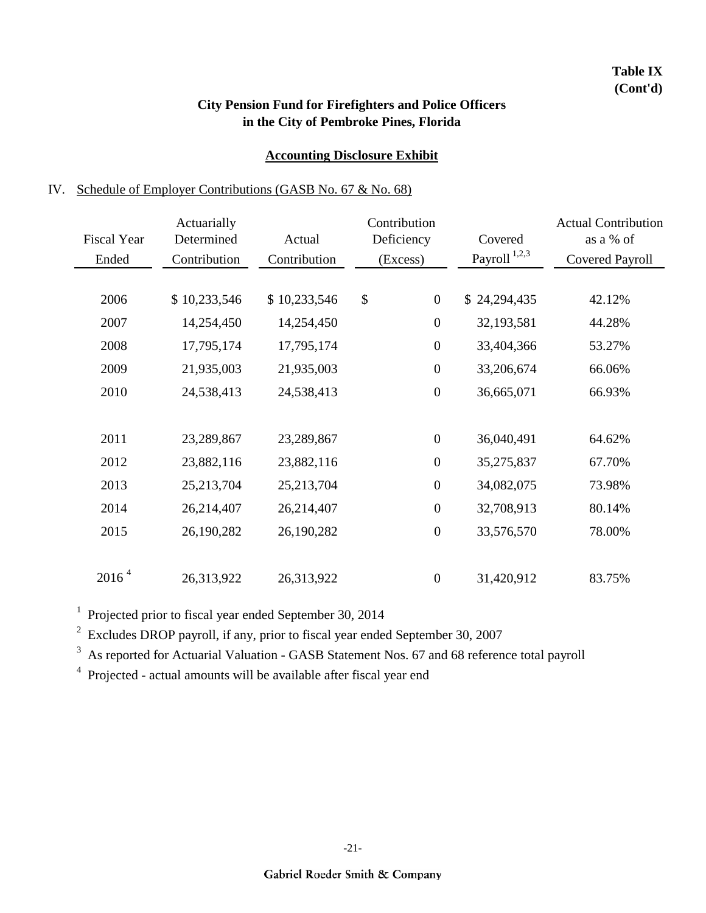**Table IX (Cont'd)**

## City Pension Fund for Firefighters and Police Officers in the City of Pembroke Pines, Florida

### Accounting Disclosure Exhibit

IV. Schedule of Employer Contributions (GASB No. 67 & No. 68)

| Fiscal Year Ended | Actuarially Determined Contribution | Actual Contribution | Contribution Deficiency (Excess) | Covered Payroll [1,2,3] | Actual Contribution as a % of Covered Payroll |
|---|---|---|---|---|---|
| 2006 | $ 10,233,546 | $ 10,233,546 | $ 0 | $ 24,294,435 | 42.12% |
| 2007 | 14,254,450 | 14,254,450 | 0 | 32,193,581 | 44.28% |
| 2008 | 17,795,174 | 17,795,174 | 0 | 33,404,366 | 53.27% |
| 2009 | 21,935,003 | 21,935,003 | 0 | 33,206,674 | 66.06% |
| 2010 | 24,538,413 | 24,538,413 | 0 | 36,665,071 | 66.93% |
| 2011 | 23,289,867 | 23,289,867 | 0 | 36,040,491 | 64.62% |
| 2012 | 23,882,116 | 23,882,116 | 0 | 35,275,837 | 67.70% |
| 2013 | 25,213,704 | 25,213,704 | 0 | 34,082,075 | 73.98% |
| 2014 | 26,214,407 | 26,214,407 | 0 | 32,708,913 | 80.14% |
| 2015 | 26,190,282 | 26,190,282 | 0 | 33,576,570 | 78.00% |
| 2016 [4] | 26,313,922 | 26,313,922 | 0 | 31,420,912 | 83.75% |

[1] Projected prior to fiscal year ended September 30, 2014

[2] Excludes DROP payroll, if any, prior to fiscal year ended September 30, 2007

[3] As reported for Actuarial Valuation - GASB Statement Nos. 67 and 68 reference total payroll

[4] Projected - actual amounts will be available after fiscal year end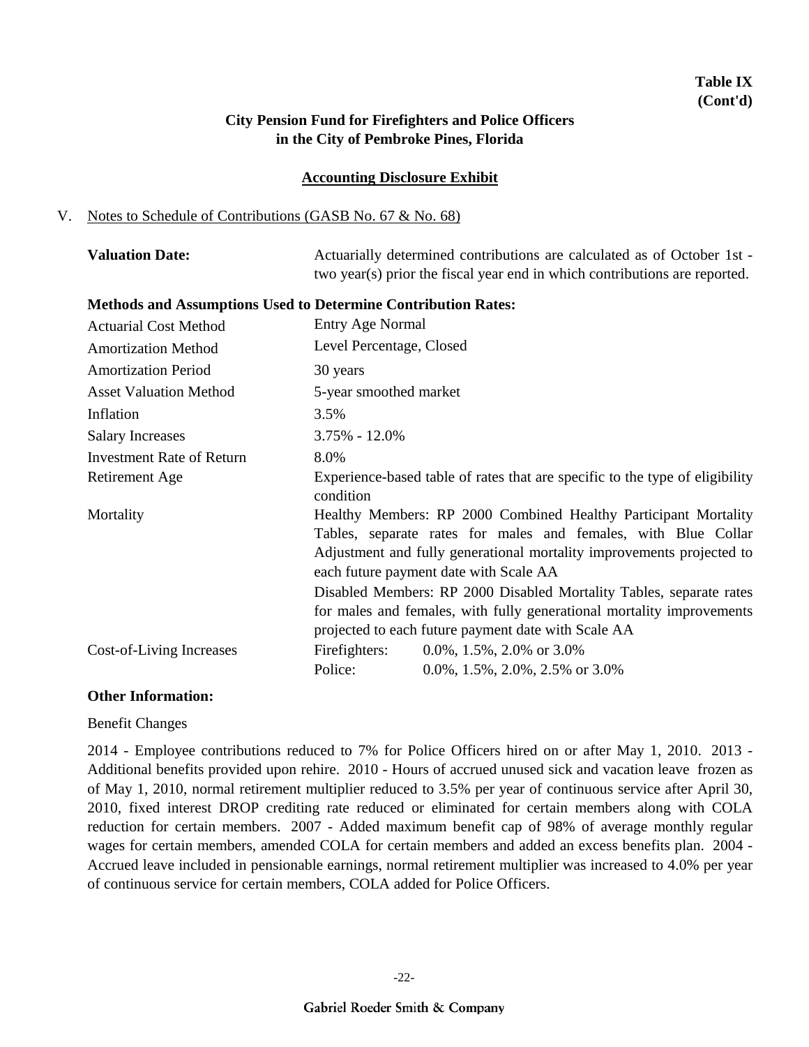**Table IX (Cont'd)**

## City Pension Fund for Firefighters and Police Officers in the City of Pembroke Pines, Florida

### Accounting Disclosure Exhibit

V. Notes to Schedule of Contributions (GASB No. 67 & No. 68)

**Valuation Date:** Actuarially determined contributions are calculated as of October 1st - two year(s) prior the fiscal year end in which contributions are reported.

**Methods and Assumptions Used to Determine Contribution Rates:**

| | |
|---|---|
| Actuarial Cost Method | Entry Age Normal |
| Amortization Method | Level Percentage, Closed |
| Amortization Period | 30 years |
| Asset Valuation Method | 5-year smoothed market |
| Inflation | 3.5% |
| Salary Increases | 3.75% - 12.0% |
| Investment Rate of Return | 8.0% |
| Retirement Age | Experience-based table of rates that are specific to the type of eligibility condition |
| Mortality | Healthy Members: RP 2000 Combined Healthy Participant Mortality Tables, separate rates for males and females, with Blue Collar Adjustment and fully generational mortality improvements projected to each future payment date with Scale AA<br>Disabled Members: RP 2000 Disabled Mortality Tables, separate rates for males and females, with fully generational mortality improvements projected to each future payment date with Scale AA |
| Cost-of-Living Increases | Firefighters: 0.0%, 1.5%, 2.0% or 3.0%<br>Police: 0.0%, 1.5%, 2.0%, 2.5% or 3.0% |

**Other Information:**

Benefit Changes

2014 - Employee contributions reduced to 7% for Police Officers hired on or after May 1, 2010. 2013 - Additional benefits provided upon rehire. 2010 - Hours of accrued unused sick and vacation leave frozen as of May 1, 2010, normal retirement multiplier reduced to 3.5% per year of continuous service after April 30, 2010, fixed interest DROP crediting rate reduced or eliminated for certain members along with COLA reduction for certain members. 2007 - Added maximum benefit cap of 98% of average monthly regular wages for certain members, amended COLA for certain members and added an excess benefits plan. 2004 - Accrued leave included in pensionable earnings, normal retirement multiplier was increased to 4.0% per year of continuous service for certain members, COLA added for Police Officers.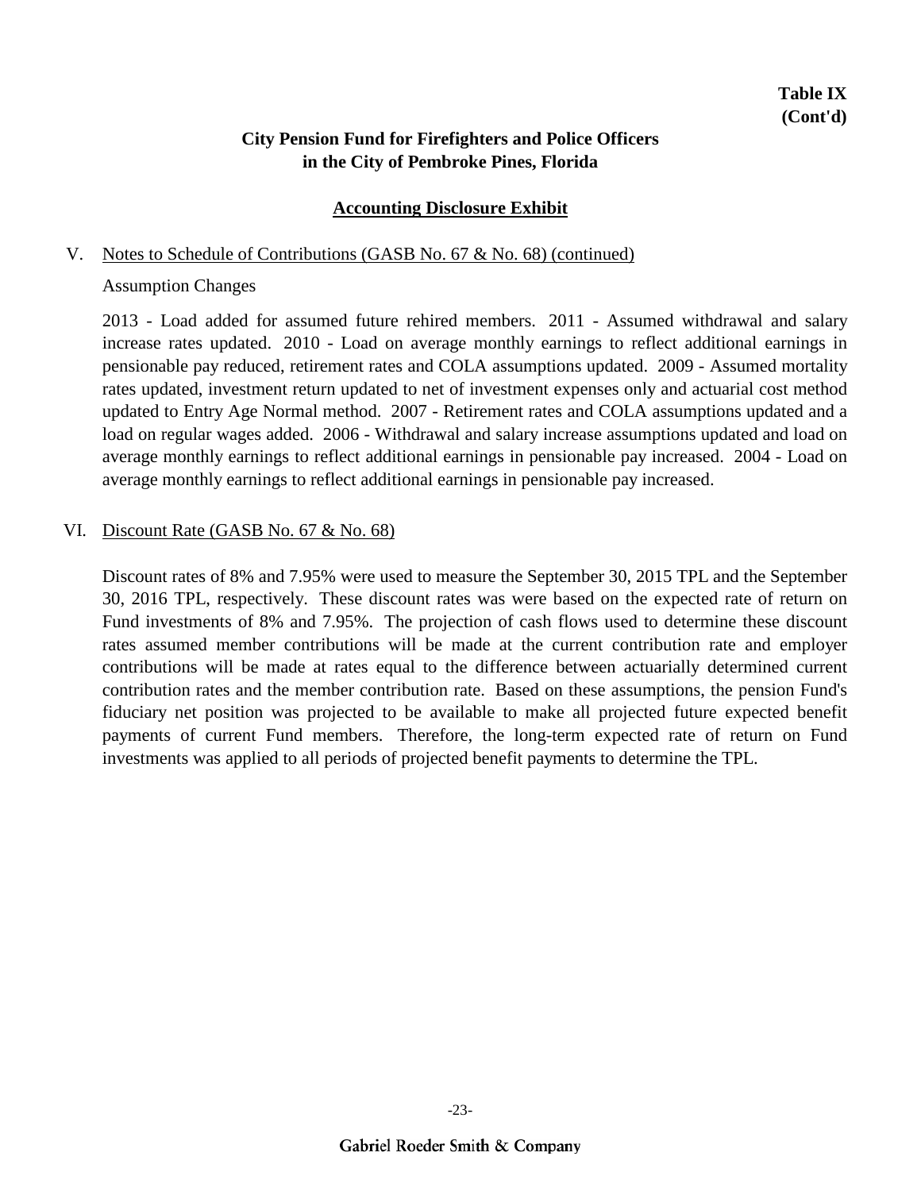**Table IX (Cont'd)**

**City Pension Fund for Firefighters and Police Officers in the City of Pembroke Pines, Florida**

**Accounting Disclosure Exhibit**

V. Notes to Schedule of Contributions (GASB No. 67 & No. 68) (continued)

Assumption Changes

2013 - Load added for assumed future rehired members. 2011 - Assumed withdrawal and salary increase rates updated. 2010 - Load on average monthly earnings to reflect additional earnings in pensionable pay reduced, retirement rates and COLA assumptions updated. 2009 - Assumed mortality rates updated, investment return updated to net of investment expenses only and actuarial cost method updated to Entry Age Normal method. 2007 - Retirement rates and COLA assumptions updated and a load on regular wages added. 2006 - Withdrawal and salary increase assumptions updated and load on average monthly earnings to reflect additional earnings in pensionable pay increased. 2004 - Load on average monthly earnings to reflect additional earnings in pensionable pay increased.

VI. Discount Rate (GASB No. 67 & No. 68)

Discount rates of 8% and 7.95% were used to measure the September 30, 2015 TPL and the September 30, 2016 TPL, respectively. These discount rates was were based on the expected rate of return on Fund investments of 8% and 7.95%. The projection of cash flows used to determine these discount rates assumed member contributions will be made at the current contribution rate and employer contributions will be made at rates equal to the difference between actuarially determined current contribution rates and the member contribution rate. Based on these assumptions, the pension Fund's fiduciary net position was projected to be available to make all projected future expected benefit payments of current Fund members. Therefore, the long-term expected rate of return on Fund investments was applied to all periods of projected benefit payments to determine the TPL.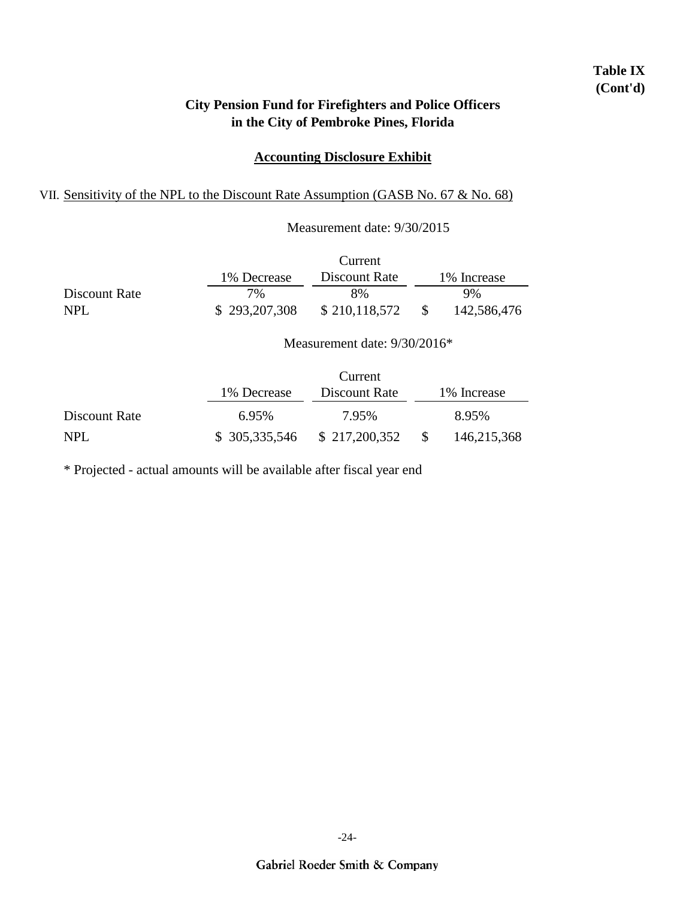**Table IX (Cont'd)**

## City Pension Fund for Firefighters and Police Officers in the City of Pembroke Pines, Florida

### Accounting Disclosure Exhibit

VII. Sensitivity of the NPL to the Discount Rate Assumption (GASB No. 67 & No. 68)

Measurement date: 9/30/2015

| | 1% Decrease | Current Discount Rate | 1% Increase |
|---|---|---|---|
| Discount Rate | 7% | 8% | 9% |
| NPL | $ 293,207,308 | $ 210,118,572 | $ 142,586,476 |

Measurement date: 9/30/2016*

| | 1% Decrease | Current Discount Rate | 1% Increase |
|---|---|---|---|
| Discount Rate | 6.95% | 7.95% | 8.95% |
| NPL | $ 305,335,546 | $ 217,200,352 | $ 146,215,368 |

* Projected - actual amounts will be available after fiscal year end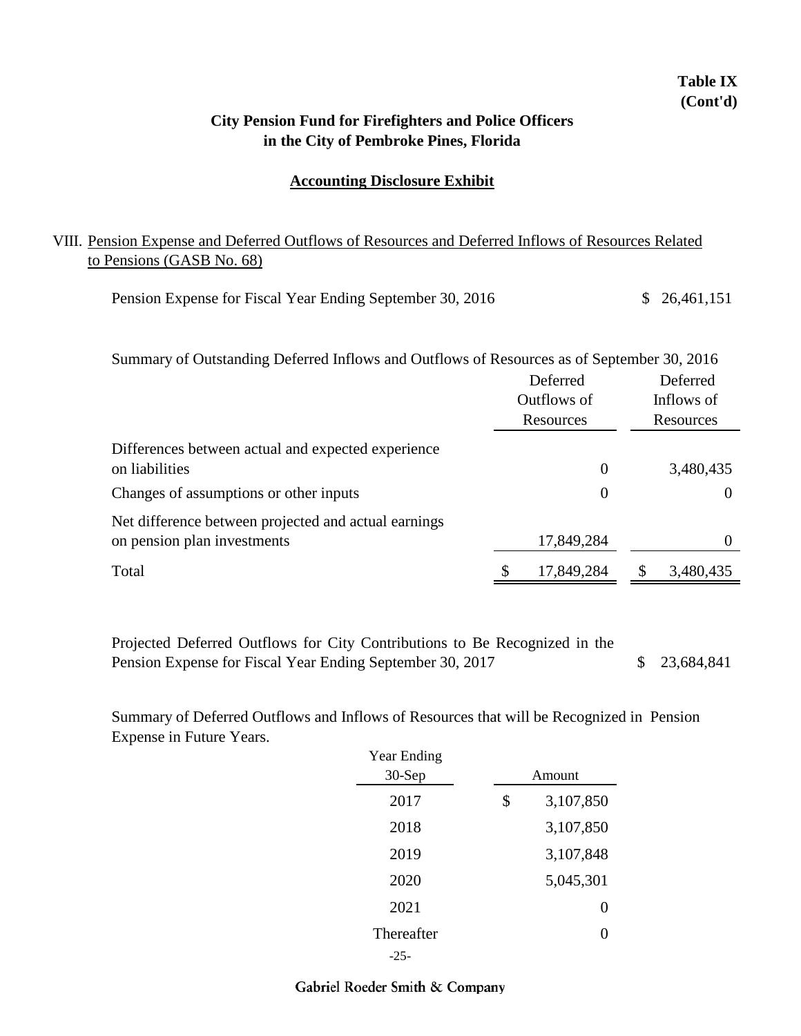**Table IX**
**(Cont'd)**

## City Pension Fund for Firefighters and Police Officers in the City of Pembroke Pines, Florida

### Accounting Disclosure Exhibit

VIII. Pension Expense and Deferred Outflows of Resources and Deferred Inflows of Resources Related to Pensions (GASB No. 68)

| | |
|---|---|
| Pension Expense for Fiscal Year Ending September 30, 2016 | $ 26,461,151 |

Summary of Outstanding Deferred Inflows and Outflows of Resources as of September 30, 2016

| | Deferred Outflows of Resources | Deferred Inflows of Resources |
|---|---|---|
| Differences between actual and expected experience on liabilities | 0 | 3,480,435 |
| Changes of assumptions or other inputs | 0 | 0 |
| Net difference between projected and actual earnings on pension plan investments | 17,849,284 | 0 |
| Total | $ 17,849,284 | $ 3,480,435 |

| | |
|---|---|
| Projected Deferred Outflows for City Contributions to Be Recognized in the Pension Expense for Fiscal Year Ending September 30, 2017 | $ 23,684,841 |

Summary of Deferred Outflows and Inflows of Resources that will be Recognized in Pension Expense in Future Years.

| Year Ending 30-Sep | Amount |
|---|---|
| 2017 | $ 3,107,850 |
| 2018 | 3,107,850 |
| 2019 | 3,107,848 |
| 2020 | 5,045,301 |
| 2021 | 0 |
| Thereafter | 0 |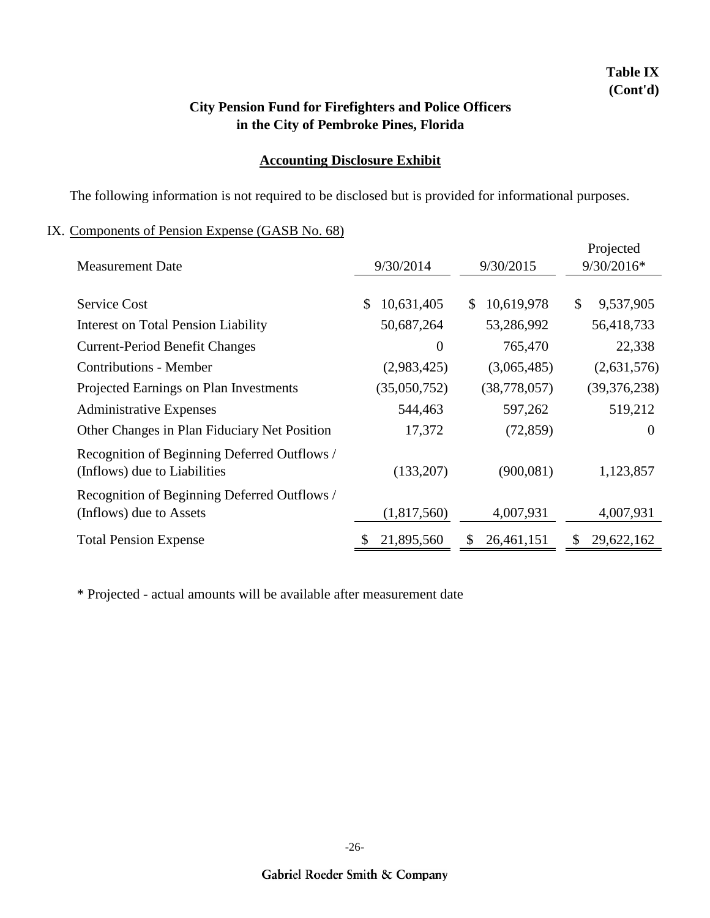**Table IX**
**(Cont'd)**

## City Pension Fund for Firefighters and Police Officers in the City of Pembroke Pines, Florida

### Accounting Disclosure Exhibit

The following information is not required to be disclosed but is provided for informational purposes.

IX. Components of Pension Expense (GASB No. 68)

| Measurement Date | 9/30/2014 | 9/30/2015 | Projected 9/30/2016* |
|---|---|---|---|
| Service Cost | $ 10,631,405 | $ 10,619,978 | $ 9,537,905 |
| Interest on Total Pension Liability | 50,687,264 | 53,286,992 | 56,418,733 |
| Current-Period Benefit Changes | 0 | 765,470 | 22,338 |
| Contributions - Member | (2,983,425) | (3,065,485) | (2,631,576) |
| Projected Earnings on Plan Investments | (35,050,752) | (38,778,057) | (39,376,238) |
| Administrative Expenses | 544,463 | 597,262 | 519,212 |
| Other Changes in Plan Fiduciary Net Position | 17,372 | (72,859) | 0 |
| Recognition of Beginning Deferred Outflows / (Inflows) due to Liabilities | (133,207) | (900,081) | 1,123,857 |
| Recognition of Beginning Deferred Outflows / (Inflows) due to Assets | (1,817,560) | 4,007,931 | 4,007,931 |
| Total Pension Expense | $ 21,895,560 | $ 26,461,151 | $ 29,622,162 |

* Projected - actual amounts will be available after measurement date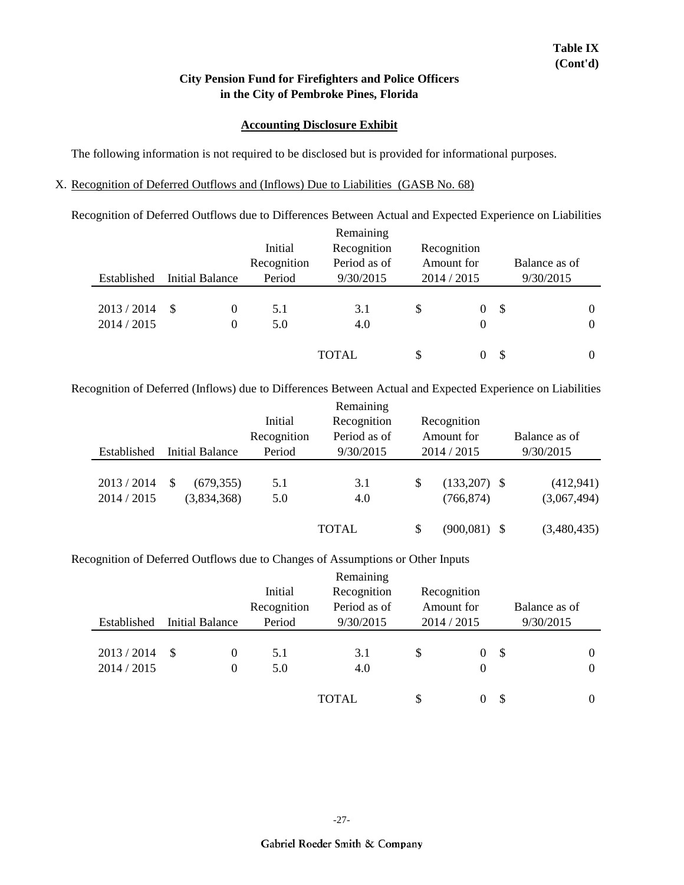**Table IX**
**(Cont'd)**

**City Pension Fund for Firefighters and Police Officers**
**in the City of Pembroke Pines, Florida**

**Accounting Disclosure Exhibit**

The following information is not required to be disclosed but is provided for informational purposes.

X. Recognition of Deferred Outflows and (Inflows) Due to Liabilities (GASB No. 68)

Recognition of Deferred Outflows due to Differences Between Actual and Expected Experience on Liabilities

| Established | Initial Balance | Initial Recognition Period | Remaining Recognition Period as of 9/30/2015 | Recognition Amount for 2014 / 2015 | Balance as of 9/30/2015 |
|---|---|---|---|---|---|
| 2013 / 2014 | $ 0 | 5.1 | 3.1 | $ 0 | $ 0 |
| 2014 / 2015 | 0 | 5.0 | 4.0 | 0 | 0 |
| | | | TOTAL | $ 0 | $ 0 |

Recognition of Deferred (Inflows) due to Differences Between Actual and Expected Experience on Liabilities

| Established | Initial Balance | Initial Recognition Period | Remaining Recognition Period as of 9/30/2015 | Recognition Amount for 2014 / 2015 | Balance as of 9/30/2015 |
|---|---|---|---|---|---|
| 2013 / 2014 | $ (679,355) | 5.1 | 3.1 | $ (133,207) | $ (412,941) |
| 2014 / 2015 | (3,834,368) | 5.0 | 4.0 | (766,874) | (3,067,494) |
| | | | TOTAL | $ (900,081) | $ (3,480,435) |

Recognition of Deferred Outflows due to Changes of Assumptions or Other Inputs

| Established | Initial Balance | Initial Recognition Period | Remaining Recognition Period as of 9/30/2015 | Recognition Amount for 2014 / 2015 | Balance as of 9/30/2015 |
|---|---|---|---|---|---|
| 2013 / 2014 | $ 0 | 5.1 | 3.1 | $ 0 | $ 0 |
| 2014 / 2015 | 0 | 5.0 | 4.0 | 0 | 0 |
| | | | TOTAL | $ 0 | $ 0 |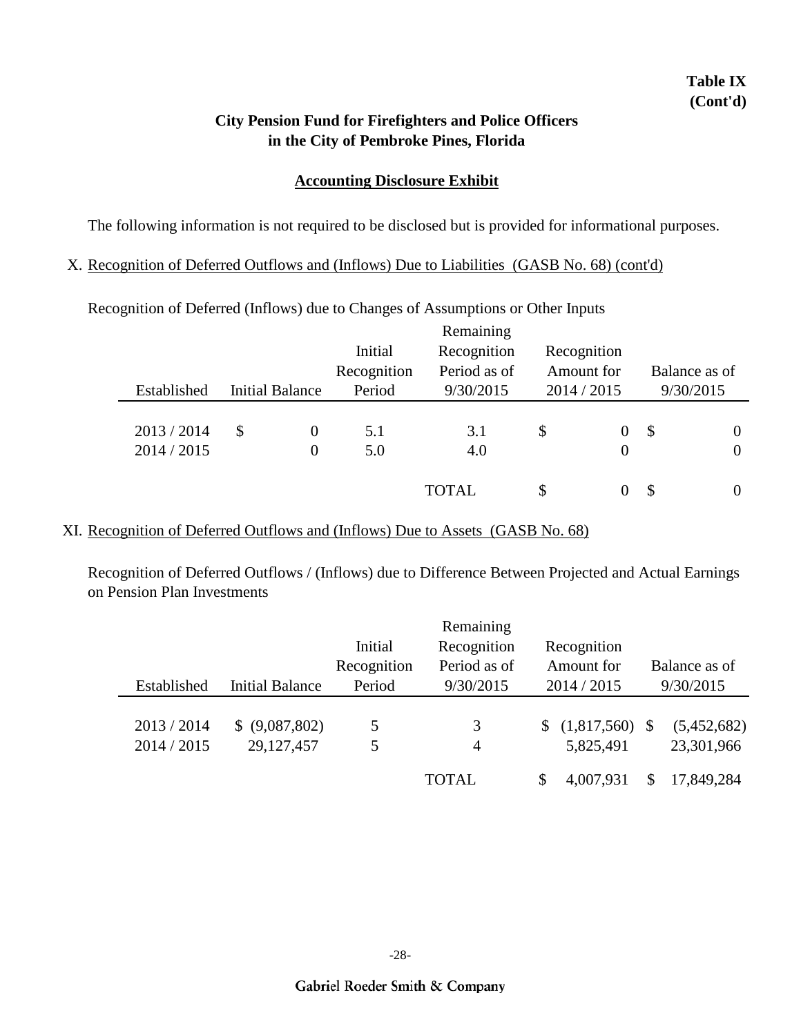**Table IX (Cont'd)**

## City Pension Fund for Firefighters and Police Officers in the City of Pembroke Pines, Florida

### Accounting Disclosure Exhibit

The following information is not required to be disclosed but is provided for informational purposes.

X. Recognition of Deferred Outflows and (Inflows) Due to Liabilities (GASB No. 68) (cont'd)

Recognition of Deferred (Inflows) due to Changes of Assumptions or Other Inputs

| Established | Initial Balance | Initial Recognition Period | Remaining Recognition Period as of 9/30/2015 | Recognition Amount for 2014 / 2015 | Balance as of 9/30/2015 |
|---|---|---|---|---|---|
| 2013 / 2014 | $ 0 | 5.1 | 3.1 | $ 0 | $ 0 |
| 2014 / 2015 | 0 | 5.0 | 4.0 | 0 | 0 |
| | | | TOTAL | $ 0 | $ 0 |

XI. Recognition of Deferred Outflows and (Inflows) Due to Assets (GASB No. 68)

Recognition of Deferred Outflows / (Inflows) due to Difference Between Projected and Actual Earnings on Pension Plan Investments

| Established | Initial Balance | Initial Recognition Period | Remaining Recognition Period as of 9/30/2015 | Recognition Amount for 2014 / 2015 | Balance as of 9/30/2015 |
|---|---|---|---|---|---|
| 2013 / 2014 | $ (9,087,802) | 5 | 3 | $ (1,817,560) | $ (5,452,682) |
| 2014 / 2015 | 29,127,457 | 5 | 4 | 5,825,491 | 23,301,966 |
| | | | TOTAL | $ 4,007,931 | $ 17,849,284 |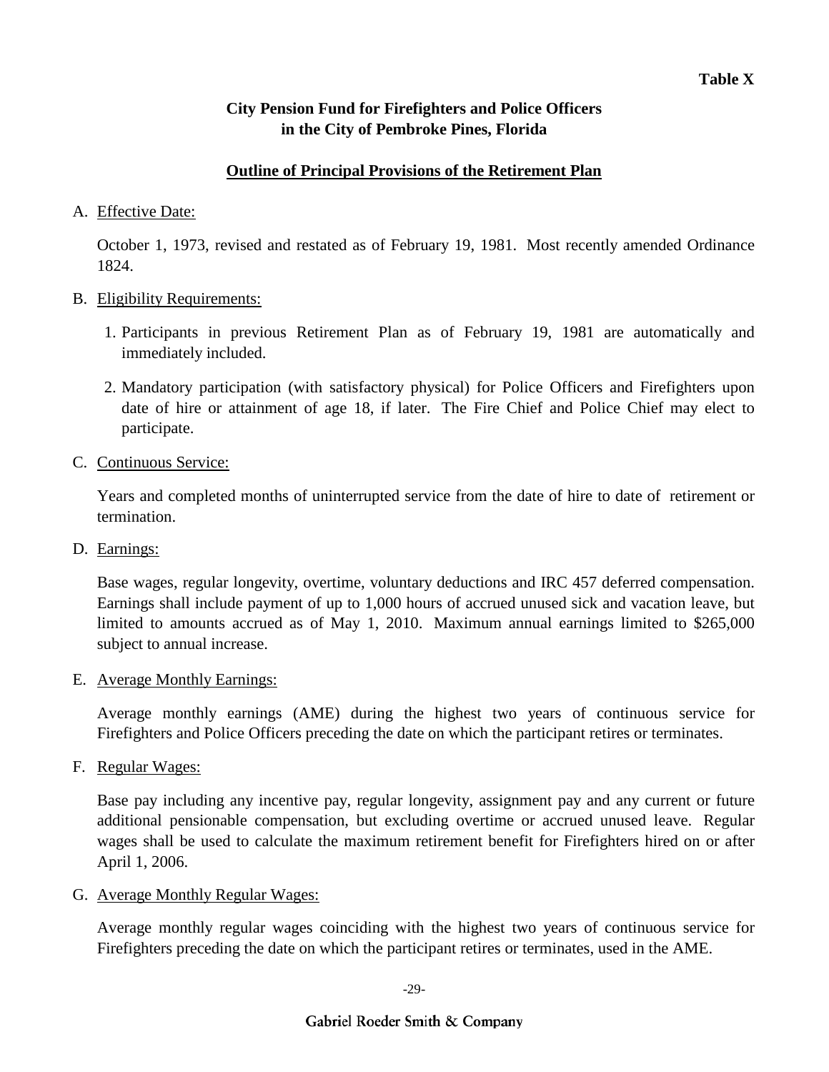**Table X**

# City Pension Fund for Firefighters and Police Officers in the City of Pembroke Pines, Florida

## Outline of Principal Provisions of the Retirement Plan

A. Effective Date:

October 1, 1973, revised and restated as of February 19, 1981. Most recently amended Ordinance 1824.

B. Eligibility Requirements:

1. Participants in previous Retirement Plan as of February 19, 1981 are automatically and immediately included.

2. Mandatory participation (with satisfactory physical) for Police Officers and Firefighters upon date of hire or attainment of age 18, if later. The Fire Chief and Police Chief may elect to participate.

C. Continuous Service:

Years and completed months of uninterrupted service from the date of hire to date of retirement or termination.

D. Earnings:

Base wages, regular longevity, overtime, voluntary deductions and IRC 457 deferred compensation. Earnings shall include payment of up to 1,000 hours of accrued unused sick and vacation leave, but limited to amounts accrued as of May 1, 2010. Maximum annual earnings limited to $265,000 subject to annual increase.

E. Average Monthly Earnings:

Average monthly earnings (AME) during the highest two years of continuous service for Firefighters and Police Officers preceding the date on which the participant retires or terminates.

F. Regular Wages:

Base pay including any incentive pay, regular longevity, assignment pay and any current or future additional pensionable compensation, but excluding overtime or accrued unused leave. Regular wages shall be used to calculate the maximum retirement benefit for Firefighters hired on or after April 1, 2006.

G. Average Monthly Regular Wages:

Average monthly regular wages coinciding with the highest two years of continuous service for Firefighters preceding the date on which the participant retires or terminates, used in the AME.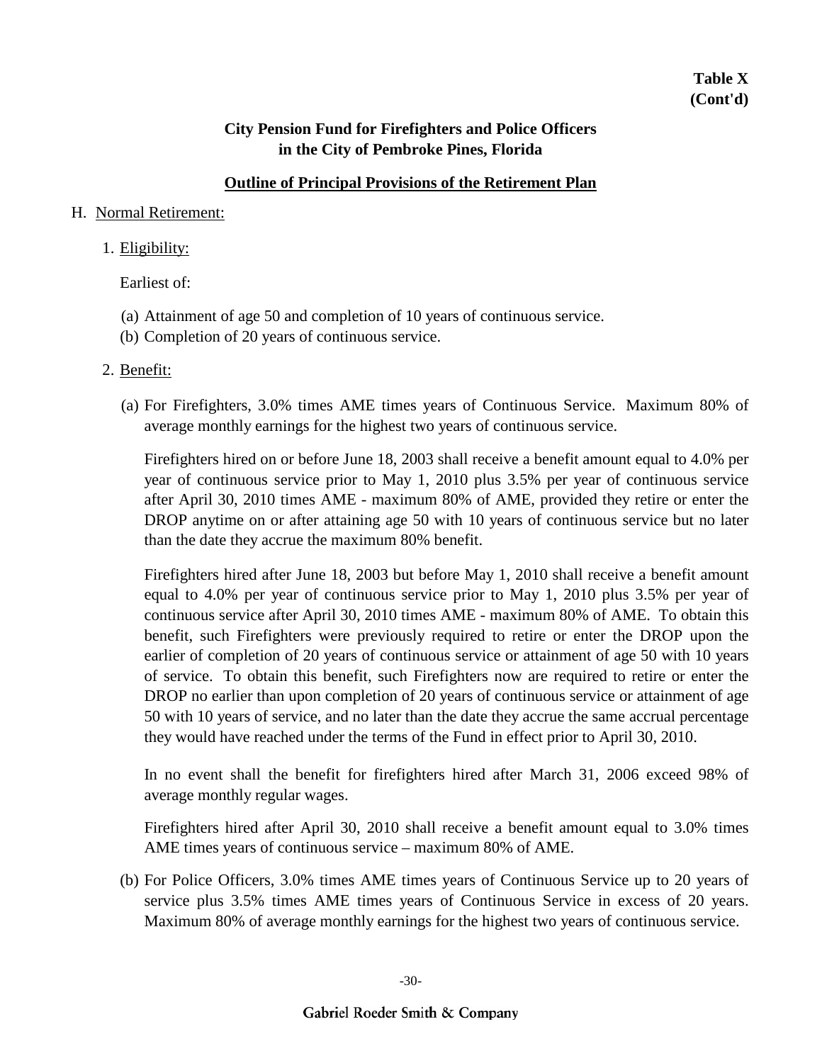**Table X**
**(Cont'd)**

**City Pension Fund for Firefighters and Police Officers in the City of Pembroke Pines, Florida**

**Outline of Principal Provisions of the Retirement Plan**

H. Normal Retirement:

1. Eligibility:

   Earliest of:

   (a) Attainment of age 50 and completion of 10 years of continuous service.
   (b) Completion of 20 years of continuous service.

2. Benefit:

   (a) For Firefighters, 3.0% times AME times years of Continuous Service. Maximum 80% of average monthly earnings for the highest two years of continuous service.

   Firefighters hired on or before June 18, 2003 shall receive a benefit amount equal to 4.0% per year of continuous service prior to May 1, 2010 plus 3.5% per year of continuous service after April 30, 2010 times AME - maximum 80% of AME, provided they retire or enter the DROP anytime on or after attaining age 50 with 10 years of continuous service but no later than the date they accrue the maximum 80% benefit.

   Firefighters hired after June 18, 2003 but before May 1, 2010 shall receive a benefit amount equal to 4.0% per year of continuous service prior to May 1, 2010 plus 3.5% per year of continuous service after April 30, 2010 times AME - maximum 80% of AME. To obtain this benefit, such Firefighters were previously required to retire or enter the DROP upon the earlier of completion of 20 years of continuous service or attainment of age 50 with 10 years of service. To obtain this benefit, such Firefighters now are required to retire or enter the DROP no earlier than upon completion of 20 years of continuous service or attainment of age 50 with 10 years of service, and no later than the date they accrue the same accrual percentage they would have reached under the terms of the Fund in effect prior to April 30, 2010.

   In no event shall the benefit for firefighters hired after March 31, 2006 exceed 98% of average monthly regular wages.

   Firefighters hired after April 30, 2010 shall receive a benefit amount equal to 3.0% times AME times years of continuous service – maximum 80% of AME.

   (b) For Police Officers, 3.0% times AME times years of Continuous Service up to 20 years of service plus 3.5% times AME times years of Continuous Service in excess of 20 years. Maximum 80% of average monthly earnings for the highest two years of continuous service.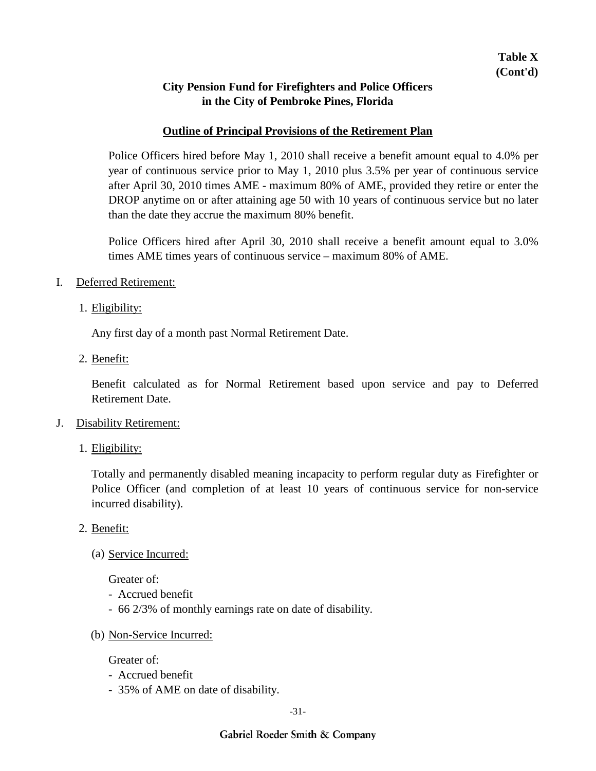**Table X**
**(Cont'd)**

**City Pension Fund for Firefighters and Police Officers in the City of Pembroke Pines, Florida**

**Outline of Principal Provisions of the Retirement Plan**

Police Officers hired before May 1, 2010 shall receive a benefit amount equal to 4.0% per year of continuous service prior to May 1, 2010 plus 3.5% per year of continuous service after April 30, 2010 times AME - maximum 80% of AME, provided they retire or enter the DROP anytime on or after attaining age 50 with 10 years of continuous service but no later than the date they accrue the maximum 80% benefit.

Police Officers hired after April 30, 2010 shall receive a benefit amount equal to 3.0% times AME times years of continuous service – maximum 80% of AME.

I. Deferred Retirement:

1. Eligibility:

   Any first day of a month past Normal Retirement Date.

2. Benefit:

   Benefit calculated as for Normal Retirement based upon service and pay to Deferred Retirement Date.

J. Disability Retirement:

1. Eligibility:

   Totally and permanently disabled meaning incapacity to perform regular duty as Firefighter or Police Officer (and completion of at least 10 years of continuous service for non-service incurred disability).

2. Benefit:

   (a) Service Incurred:

   Greater of:
   - Accrued benefit
   - 66 2/3% of monthly earnings rate on date of disability.

   (b) Non-Service Incurred:

   Greater of:
   - Accrued benefit
   - 35% of AME on date of disability.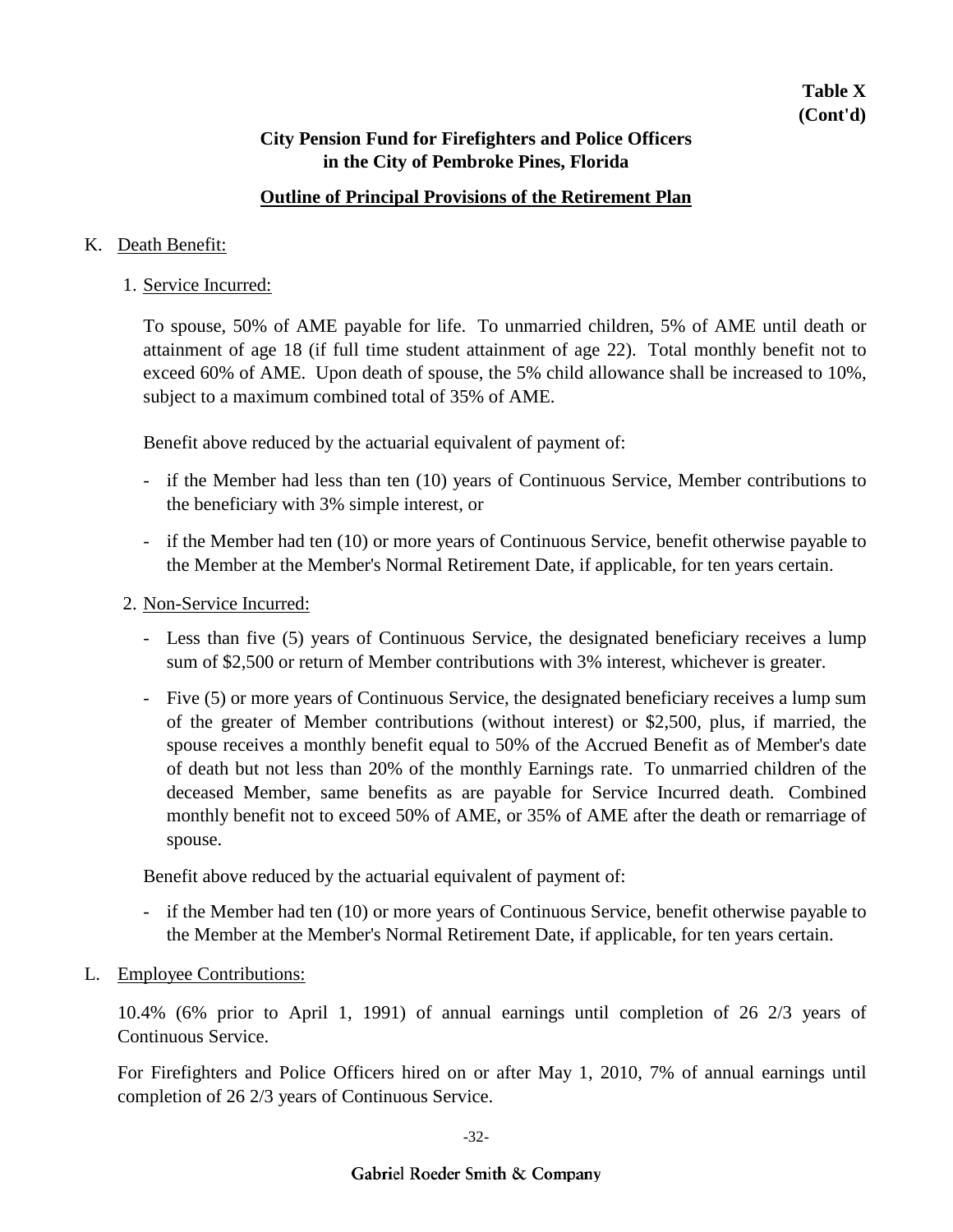**Table X (Cont'd)**

**City Pension Fund for Firefighters and Police Officers in the City of Pembroke Pines, Florida**

**Outline of Principal Provisions of the Retirement Plan**

K. Death Benefit:

1. Service Incurred:

   To spouse, 50% of AME payable for life. To unmarried children, 5% of AME until death or attainment of age 18 (if full time student attainment of age 22). Total monthly benefit not to exceed 60% of AME. Upon death of spouse, the 5% child allowance shall be increased to 10%, subject to a maximum combined total of 35% of AME.

   Benefit above reduced by the actuarial equivalent of payment of:

   - if the Member had less than ten (10) years of Continuous Service, Member contributions to the beneficiary with 3% simple interest, or
   - if the Member had ten (10) or more years of Continuous Service, benefit otherwise payable to the Member at the Member's Normal Retirement Date, if applicable, for ten years certain.

2. Non-Service Incurred:

   - Less than five (5) years of Continuous Service, the designated beneficiary receives a lump sum of $2,500 or return of Member contributions with 3% interest, whichever is greater.
   - Five (5) or more years of Continuous Service, the designated beneficiary receives a lump sum of the greater of Member contributions (without interest) or $2,500, plus, if married, the spouse receives a monthly benefit equal to 50% of the Accrued Benefit as of Member's date of death but not less than 20% of the monthly Earnings rate. To unmarried children of the deceased Member, same benefits as are payable for Service Incurred death. Combined monthly benefit not to exceed 50% of AME, or 35% of AME after the death or remarriage of spouse.

   Benefit above reduced by the actuarial equivalent of payment of:

   - if the Member had ten (10) or more years of Continuous Service, benefit otherwise payable to the Member at the Member's Normal Retirement Date, if applicable, for ten years certain.

L. Employee Contributions:

   10.4% (6% prior to April 1, 1991) of annual earnings until completion of 26 2/3 years of Continuous Service.

   For Firefighters and Police Officers hired on or after May 1, 2010, 7% of annual earnings until completion of 26 2/3 years of Continuous Service.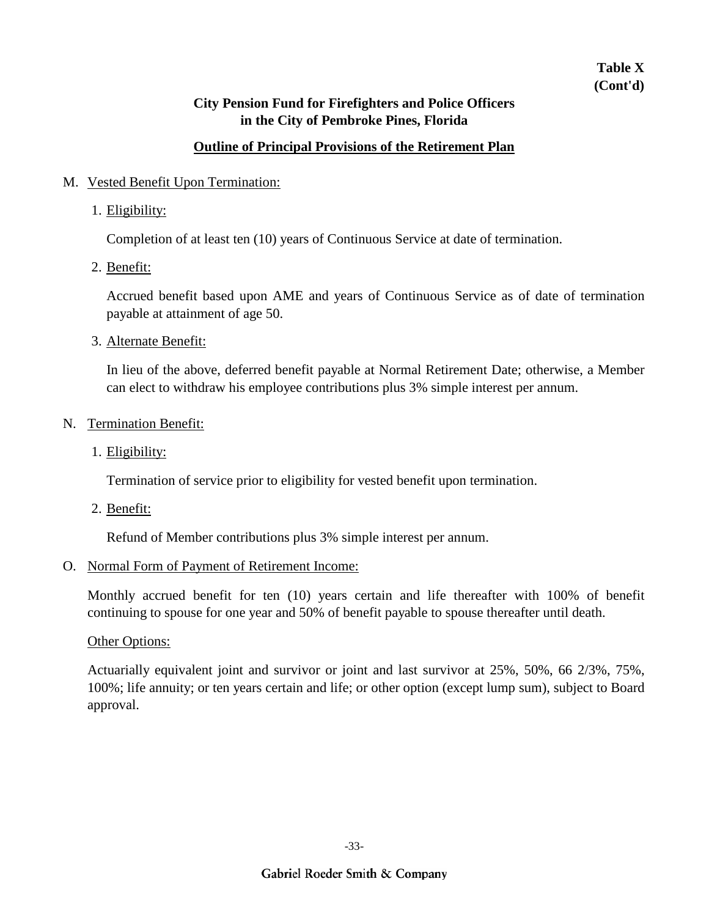**Table X**
**(Cont'd)**

## City Pension Fund for Firefighters and Police Officers in the City of Pembroke Pines, Florida

### Outline of Principal Provisions of the Retirement Plan

M. Vested Benefit Upon Termination:

1. Eligibility:

   Completion of at least ten (10) years of Continuous Service at date of termination.

2. Benefit:

   Accrued benefit based upon AME and years of Continuous Service as of date of termination payable at attainment of age 50.

3. Alternate Benefit:

   In lieu of the above, deferred benefit payable at Normal Retirement Date; otherwise, a Member can elect to withdraw his employee contributions plus 3% simple interest per annum.

N. Termination Benefit:

1. Eligibility:

   Termination of service prior to eligibility for vested benefit upon termination.

2. Benefit:

   Refund of Member contributions plus 3% simple interest per annum.

O. Normal Form of Payment of Retirement Income:

Monthly accrued benefit for ten (10) years certain and life thereafter with 100% of benefit continuing to spouse for one year and 50% of benefit payable to spouse thereafter until death.

Other Options:

Actuarially equivalent joint and survivor or joint and last survivor at 25%, 50%, 66 2/3%, 75%, 100%; life annuity; or ten years certain and life; or other option (except lump sum), subject to Board approval.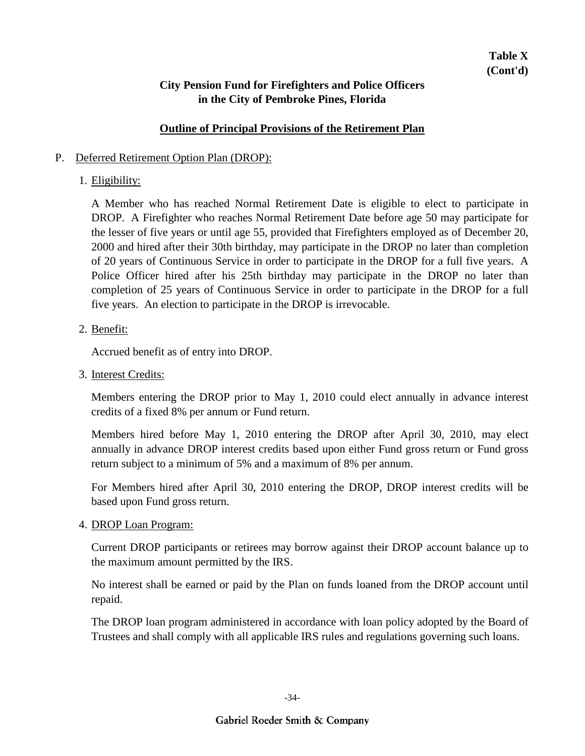**Table X**
**(Cont'd)**

## City Pension Fund for Firefighters and Police Officers in the City of Pembroke Pines, Florida

### Outline of Principal Provisions of the Retirement Plan

P. Deferred Retirement Option Plan (DROP):

1. Eligibility:

   A Member who has reached Normal Retirement Date is eligible to elect to participate in DROP. A Firefighter who reaches Normal Retirement Date before age 50 may participate for the lesser of five years or until age 55, provided that Firefighters employed as of December 20, 2000 and hired after their 30th birthday, may participate in the DROP no later than completion of 20 years of Continuous Service in order to participate in the DROP for a full five years. A Police Officer hired after his 25th birthday may participate in the DROP no later than completion of 25 years of Continuous Service in order to participate in the DROP for a full five years. An election to participate in the DROP is irrevocable.

2. Benefit:

   Accrued benefit as of entry into DROP.

3. Interest Credits:

   Members entering the DROP prior to May 1, 2010 could elect annually in advance interest credits of a fixed 8% per annum or Fund return.

   Members hired before May 1, 2010 entering the DROP after April 30, 2010, may elect annually in advance DROP interest credits based upon either Fund gross return or Fund gross return subject to a minimum of 5% and a maximum of 8% per annum.

   For Members hired after April 30, 2010 entering the DROP, DROP interest credits will be based upon Fund gross return.

4. DROP Loan Program:

   Current DROP participants or retirees may borrow against their DROP account balance up to the maximum amount permitted by the IRS.

   No interest shall be earned or paid by the Plan on funds loaned from the DROP account until repaid.

   The DROP loan program administered in accordance with loan policy adopted by the Board of Trustees and shall comply with all applicable IRS rules and regulations governing such loans.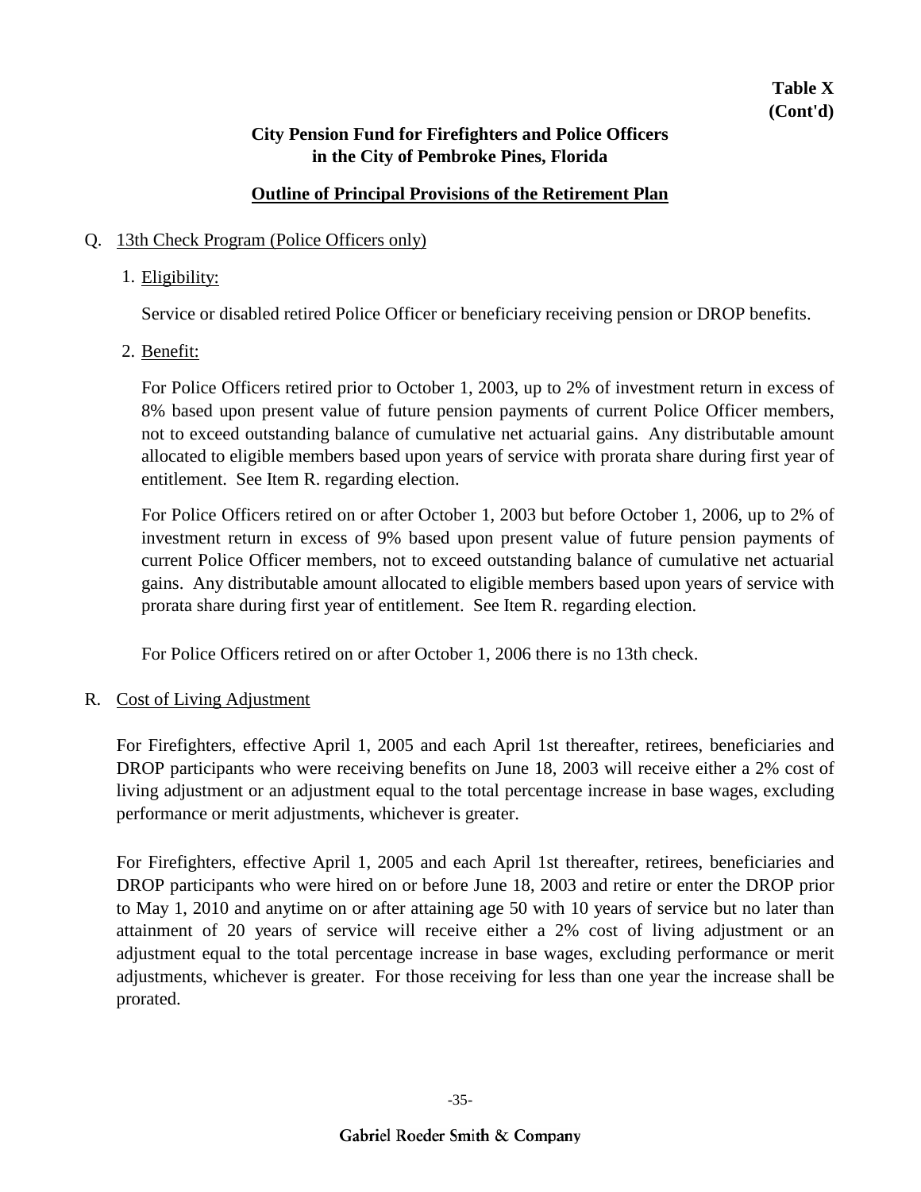**Table X (Cont'd)**

**City Pension Fund for Firefighters and Police Officers in the City of Pembroke Pines, Florida**

**Outline of Principal Provisions of the Retirement Plan**

Q. 13th Check Program (Police Officers only)

1. Eligibility:

   Service or disabled retired Police Officer or beneficiary receiving pension or DROP benefits.

2. Benefit:

   For Police Officers retired prior to October 1, 2003, up to 2% of investment return in excess of 8% based upon present value of future pension payments of current Police Officer members, not to exceed outstanding balance of cumulative net actuarial gains. Any distributable amount allocated to eligible members based upon years of service with prorata share during first year of entitlement. See Item R. regarding election.

   For Police Officers retired on or after October 1, 2003 but before October 1, 2006, up to 2% of investment return in excess of 9% based upon present value of future pension payments of current Police Officer members, not to exceed outstanding balance of cumulative net actuarial gains. Any distributable amount allocated to eligible members based upon years of service with prorata share during first year of entitlement. See Item R. regarding election.

   For Police Officers retired on or after October 1, 2006 there is no 13th check.

R. Cost of Living Adjustment

For Firefighters, effective April 1, 2005 and each April 1st thereafter, retirees, beneficiaries and DROP participants who were receiving benefits on June 18, 2003 will receive either a 2% cost of living adjustment or an adjustment equal to the total percentage increase in base wages, excluding performance or merit adjustments, whichever is greater.

For Firefighters, effective April 1, 2005 and each April 1st thereafter, retirees, beneficiaries and DROP participants who were hired on or before June 18, 2003 and retire or enter the DROP prior to May 1, 2010 and anytime on or after attaining age 50 with 10 years of service but no later than attainment of 20 years of service will receive either a 2% cost of living adjustment or an adjustment equal to the total percentage increase in base wages, excluding performance or merit adjustments, whichever is greater. For those receiving for less than one year the increase shall be prorated.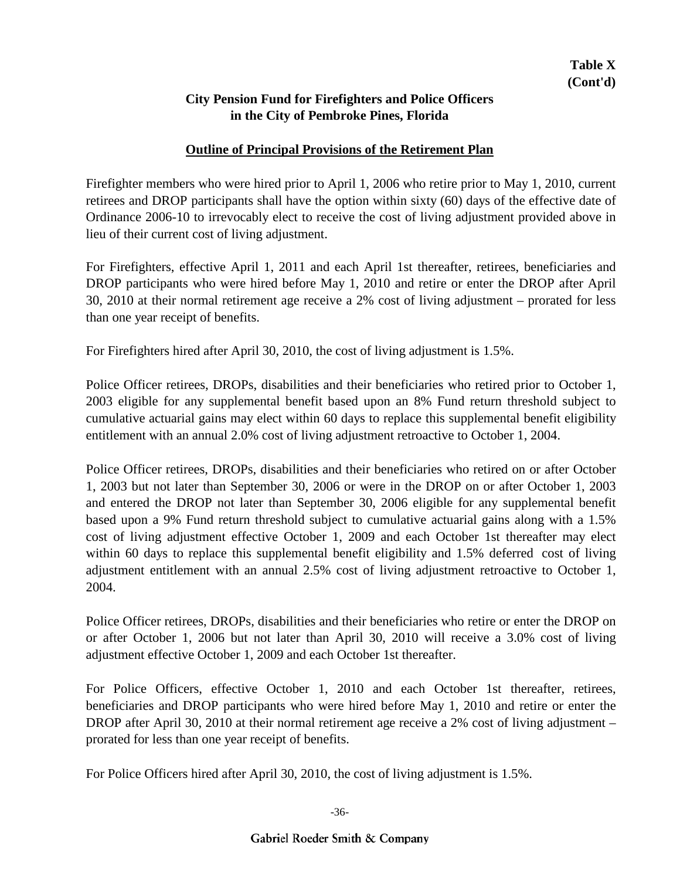**Table X**
**(Cont'd)**

**City Pension Fund for Firefighters and Police Officers in the City of Pembroke Pines, Florida**

**Outline of Principal Provisions of the Retirement Plan**

Firefighter members who were hired prior to April 1, 2006 who retire prior to May 1, 2010, current retirees and DROP participants shall have the option within sixty (60) days of the effective date of Ordinance 2006-10 to irrevocably elect to receive the cost of living adjustment provided above in lieu of their current cost of living adjustment.

For Firefighters, effective April 1, 2011 and each April 1st thereafter, retirees, beneficiaries and DROP participants who were hired before May 1, 2010 and retire or enter the DROP after April 30, 2010 at their normal retirement age receive a 2% cost of living adjustment – prorated for less than one year receipt of benefits.

For Firefighters hired after April 30, 2010, the cost of living adjustment is 1.5%.

Police Officer retirees, DROPs, disabilities and their beneficiaries who retired prior to October 1, 2003 eligible for any supplemental benefit based upon an 8% Fund return threshold subject to cumulative actuarial gains may elect within 60 days to replace this supplemental benefit eligibility entitlement with an annual 2.0% cost of living adjustment retroactive to October 1, 2004.

Police Officer retirees, DROPs, disabilities and their beneficiaries who retired on or after October 1, 2003 but not later than September 30, 2006 or were in the DROP on or after October 1, 2003 and entered the DROP not later than September 30, 2006 eligible for any supplemental benefit based upon a 9% Fund return threshold subject to cumulative actuarial gains along with a 1.5% cost of living adjustment effective October 1, 2009 and each October 1st thereafter may elect within 60 days to replace this supplemental benefit eligibility and 1.5% deferred cost of living adjustment entitlement with an annual 2.5% cost of living adjustment retroactive to October 1, 2004.

Police Officer retirees, DROPs, disabilities and their beneficiaries who retire or enter the DROP on or after October 1, 2006 but not later than April 30, 2010 will receive a 3.0% cost of living adjustment effective October 1, 2009 and each October 1st thereafter.

For Police Officers, effective October 1, 2010 and each October 1st thereafter, retirees, beneficiaries and DROP participants who were hired before May 1, 2010 and retire or enter the DROP after April 30, 2010 at their normal retirement age receive a 2% cost of living adjustment – prorated for less than one year receipt of benefits.

For Police Officers hired after April 30, 2010, the cost of living adjustment is 1.5%.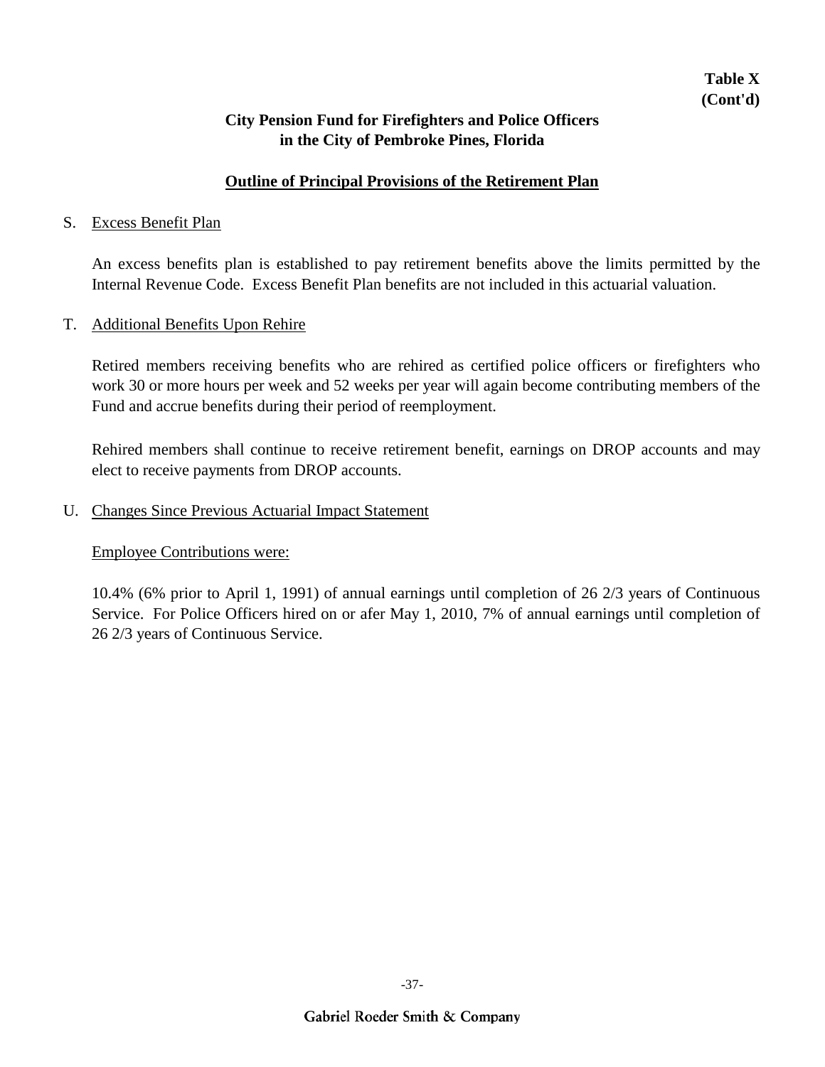**Table X (Cont'd)**

**City Pension Fund for Firefighters and Police Officers in the City of Pembroke Pines, Florida**

**Outline of Principal Provisions of the Retirement Plan**

S. Excess Benefit Plan

An excess benefits plan is established to pay retirement benefits above the limits permitted by the Internal Revenue Code. Excess Benefit Plan benefits are not included in this actuarial valuation.

T. Additional Benefits Upon Rehire

Retired members receiving benefits who are rehired as certified police officers or firefighters who work 30 or more hours per week and 52 weeks per year will again become contributing members of the Fund and accrue benefits during their period of reemployment.

Rehired members shall continue to receive retirement benefit, earnings on DROP accounts and may elect to receive payments from DROP accounts.

U. Changes Since Previous Actuarial Impact Statement

Employee Contributions were:

10.4% (6% prior to April 1, 1991) of annual earnings until completion of 26 2/3 years of Continuous Service. For Police Officers hired on or afer May 1, 2010, 7% of annual earnings until completion of 26 2/3 years of Continuous Service.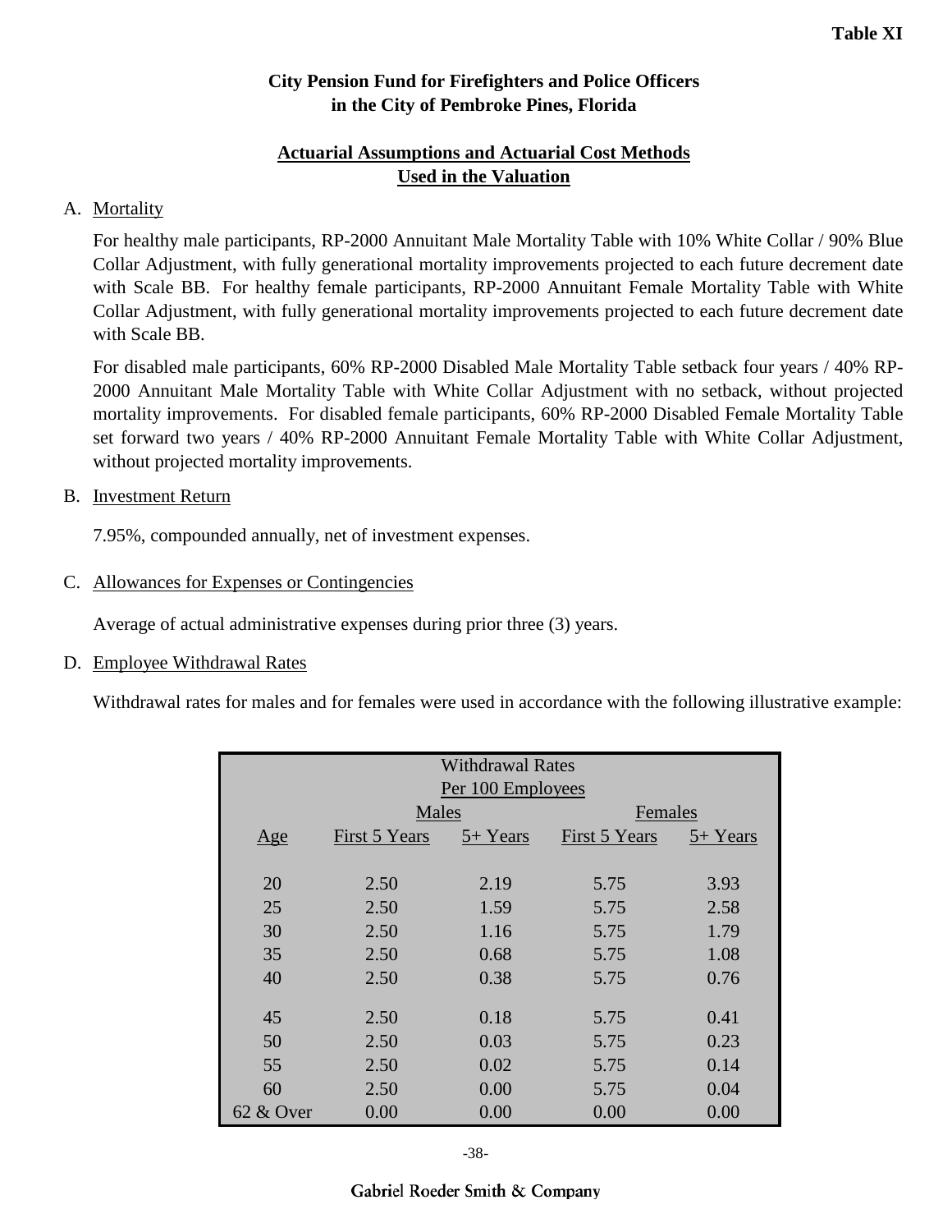**Table XI**

## City Pension Fund for Firefighters and Police Officers in the City of Pembroke Pines, Florida

### Actuarial Assumptions and Actuarial Cost Methods Used in the Valuation

A. Mortality

For healthy male participants, RP-2000 Annuitant Male Mortality Table with 10% White Collar / 90% Blue Collar Adjustment, with fully generational mortality improvements projected to each future decrement date with Scale BB. For healthy female participants, RP-2000 Annuitant Female Mortality Table with White Collar Adjustment, with fully generational mortality improvements projected to each future decrement date with Scale BB.

For disabled male participants, 60% RP-2000 Disabled Male Mortality Table setback four years / 40% RP-2000 Annuitant Male Mortality Table with White Collar Adjustment with no setback, without projected mortality improvements. For disabled female participants, 60% RP-2000 Disabled Female Mortality Table set forward two years / 40% RP-2000 Annuitant Female Mortality Table with White Collar Adjustment, without projected mortality improvements.

B. Investment Return

7.95%, compounded annually, net of investment expenses.

C. Allowances for Expenses or Contingencies

Average of actual administrative expenses during prior three (3) years.

D. Employee Withdrawal Rates

Withdrawal rates for males and for females were used in accordance with the following illustrative example:

| Withdrawal Rates Per 100 Employees | | | | |
|---|---|---|---|---|
| | Males | | Females | |
| Age | First 5 Years | 5+ Years | First 5 Years | 5+ Years |
| 20 | 2.50 | 2.19 | 5.75 | 3.93 |
| 25 | 2.50 | 1.59 | 5.75 | 2.58 |
| 30 | 2.50 | 1.16 | 5.75 | 1.79 |
| 35 | 2.50 | 0.68 | 5.75 | 1.08 |
| 40 | 2.50 | 0.38 | 5.75 | 0.76 |
| 45 | 2.50 | 0.18 | 5.75 | 0.41 |
| 50 | 2.50 | 0.03 | 5.75 | 0.23 |
| 55 | 2.50 | 0.02 | 5.75 | 0.14 |
| 60 | 2.50 | 0.00 | 5.75 | 0.04 |
| 62 & Over | 0.00 | 0.00 | 0.00 | 0.00 |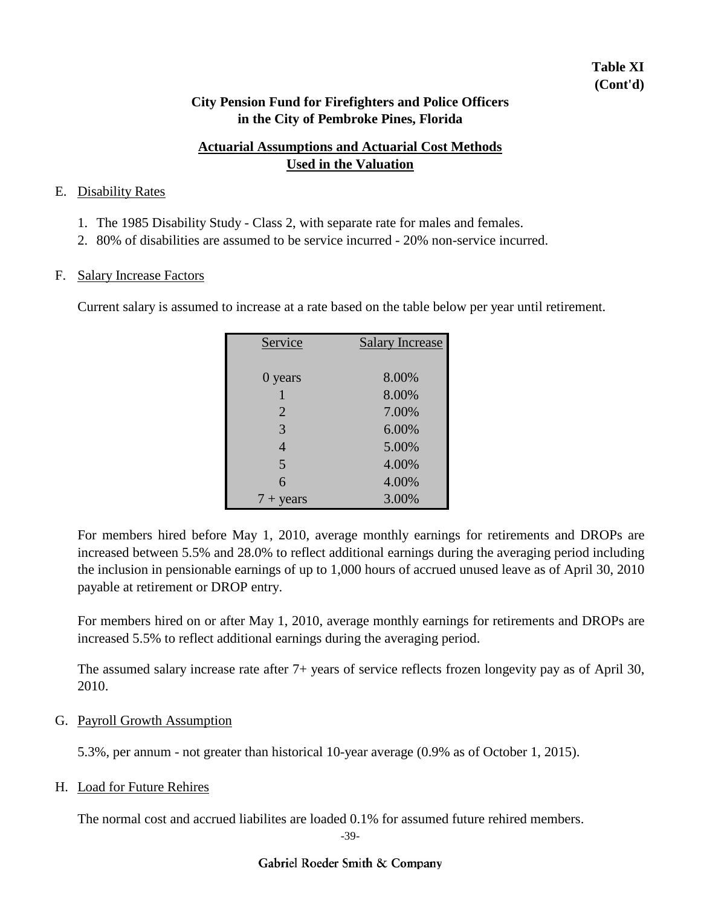**Table XI**
**(Cont'd)**

**City Pension Fund for Firefighters and Police Officers**
**in the City of Pembroke Pines, Florida**

## Actuarial Assumptions and Actuarial Cost Methods Used in the Valuation

E. Disability Rates

1. The 1985 Disability Study - Class 2, with separate rate for males and females.
2. 80% of disabilities are assumed to be service incurred - 20% non-service incurred.

F. Salary Increase Factors

Current salary is assumed to increase at a rate based on the table below per year until retirement.

| Service | Salary Increase |
|---|---|
| 0 years | 8.00% |
| 1 | 8.00% |
| 2 | 7.00% |
| 3 | 6.00% |
| 4 | 5.00% |
| 5 | 4.00% |
| 6 | 4.00% |
| 7 + years | 3.00% |

For members hired before May 1, 2010, average monthly earnings for retirements and DROPs are increased between 5.5% and 28.0% to reflect additional earnings during the averaging period including the inclusion in pensionable earnings of up to 1,000 hours of accrued unused leave as of April 30, 2010 payable at retirement or DROP entry.

For members hired on or after May 1, 2010, average monthly earnings for retirements and DROPs are increased 5.5% to reflect additional earnings during the averaging period.

The assumed salary increase rate after 7+ years of service reflects frozen longevity pay as of April 30, 2010.

G. Payroll Growth Assumption

5.3%, per annum - not greater than historical 10-year average (0.9% as of October 1, 2015).

H. Load for Future Rehires

The normal cost and accrued liabilites are loaded 0.1% for assumed future rehired members.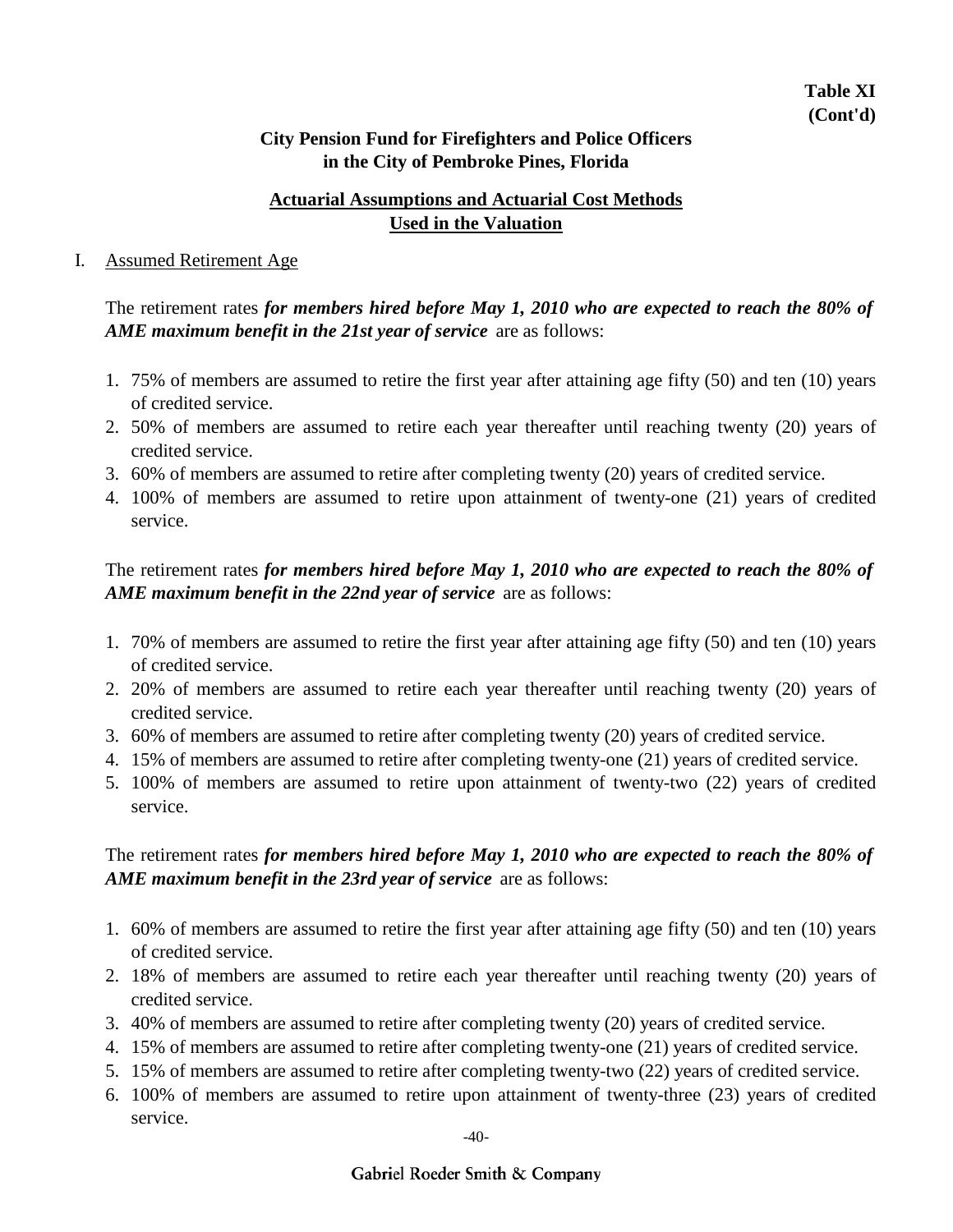**Table XI**
**(Cont'd)**

**City Pension Fund for Firefighters and Police Officers in the City of Pembroke Pines, Florida**

**Actuarial Assumptions and Actuarial Cost Methods Used in the Valuation**

I. Assumed Retirement Age

The retirement rates ***for members hired before May 1, 2010 who are expected to reach the 80% of AME maximum benefit in the 21st year of service*** are as follows:

1. 75% of members are assumed to retire the first year after attaining age fifty (50) and ten (10) years of credited service.
2. 50% of members are assumed to retire each year thereafter until reaching twenty (20) years of credited service.
3. 60% of members are assumed to retire after completing twenty (20) years of credited service.
4. 100% of members are assumed to retire upon attainment of twenty-one (21) years of credited service.

The retirement rates ***for members hired before May 1, 2010 who are expected to reach the 80% of AME maximum benefit in the 22nd year of service*** are as follows:

1. 70% of members are assumed to retire the first year after attaining age fifty (50) and ten (10) years of credited service.
2. 20% of members are assumed to retire each year thereafter until reaching twenty (20) years of credited service.
3. 60% of members are assumed to retire after completing twenty (20) years of credited service.
4. 15% of members are assumed to retire after completing twenty-one (21) years of credited service.
5. 100% of members are assumed to retire upon attainment of twenty-two (22) years of credited service.

The retirement rates ***for members hired before May 1, 2010 who are expected to reach the 80% of AME maximum benefit in the 23rd year of service*** are as follows:

1. 60% of members are assumed to retire the first year after attaining age fifty (50) and ten (10) years of credited service.
2. 18% of members are assumed to retire each year thereafter until reaching twenty (20) years of credited service.
3. 40% of members are assumed to retire after completing twenty (20) years of credited service.
4. 15% of members are assumed to retire after completing twenty-one (21) years of credited service.
5. 15% of members are assumed to retire after completing twenty-two (22) years of credited service.
6. 100% of members are assumed to retire upon attainment of twenty-three (23) years of credited service.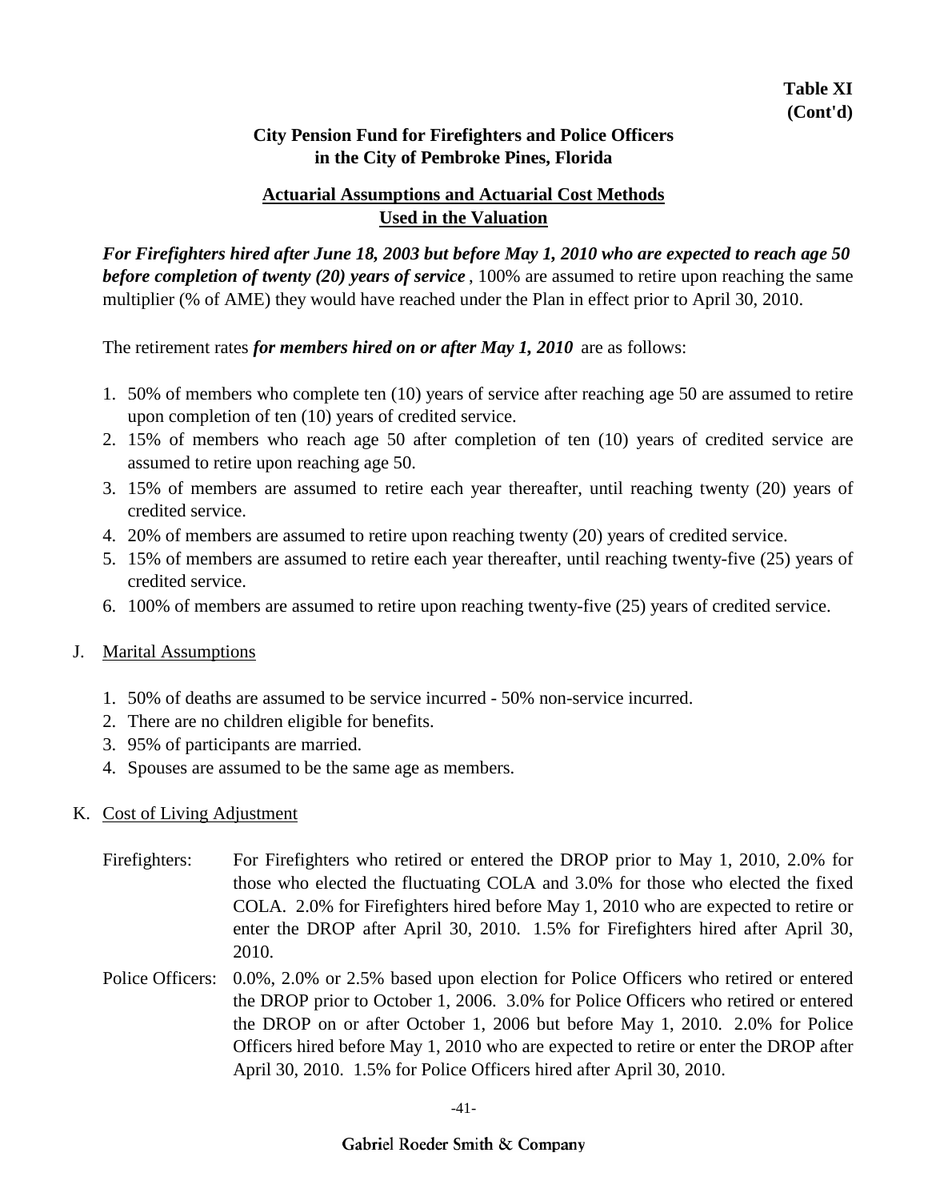**Table XI**
**(Cont'd)**

## City Pension Fund for Firefighters and Police Officers in the City of Pembroke Pines, Florida

## Actuarial Assumptions and Actuarial Cost Methods Used in the Valuation

***For Firefighters hired after June 18, 2003 but before May 1, 2010 who are expected to reach age 50 before completion of twenty (20) years of service*** , 100% are assumed to retire upon reaching the same multiplier (% of AME) they would have reached under the Plan in effect prior to April 30, 2010.

The retirement rates ***for members hired on or after May 1, 2010*** are as follows:

1. 50% of members who complete ten (10) years of service after reaching age 50 are assumed to retire upon completion of ten (10) years of credited service.
2. 15% of members who reach age 50 after completion of ten (10) years of credited service are assumed to retire upon reaching age 50.
3. 15% of members are assumed to retire each year thereafter, until reaching twenty (20) years of credited service.
4. 20% of members are assumed to retire upon reaching twenty (20) years of credited service.
5. 15% of members are assumed to retire each year thereafter, until reaching twenty-five (25) years of credited service.
6. 100% of members are assumed to retire upon reaching twenty-five (25) years of credited service.

J. Marital Assumptions

1. 50% of deaths are assumed to be service incurred - 50% non-service incurred.
2. There are no children eligible for benefits.
3. 95% of participants are married.
4. Spouses are assumed to be the same age as members.

K. Cost of Living Adjustment

Firefighters: For Firefighters who retired or entered the DROP prior to May 1, 2010, 2.0% for those who elected the fluctuating COLA and 3.0% for those who elected the fixed COLA. 2.0% for Firefighters hired before May 1, 2010 who are expected to retire or enter the DROP after April 30, 2010. 1.5% for Firefighters hired after April 30, 2010.

Police Officers: 0.0%, 2.0% or 2.5% based upon election for Police Officers who retired or entered the DROP prior to October 1, 2006. 3.0% for Police Officers who retired or entered the DROP on or after October 1, 2006 but before May 1, 2010. 2.0% for Police Officers hired before May 1, 2010 who are expected to retire or enter the DROP after April 30, 2010. 1.5% for Police Officers hired after April 30, 2010.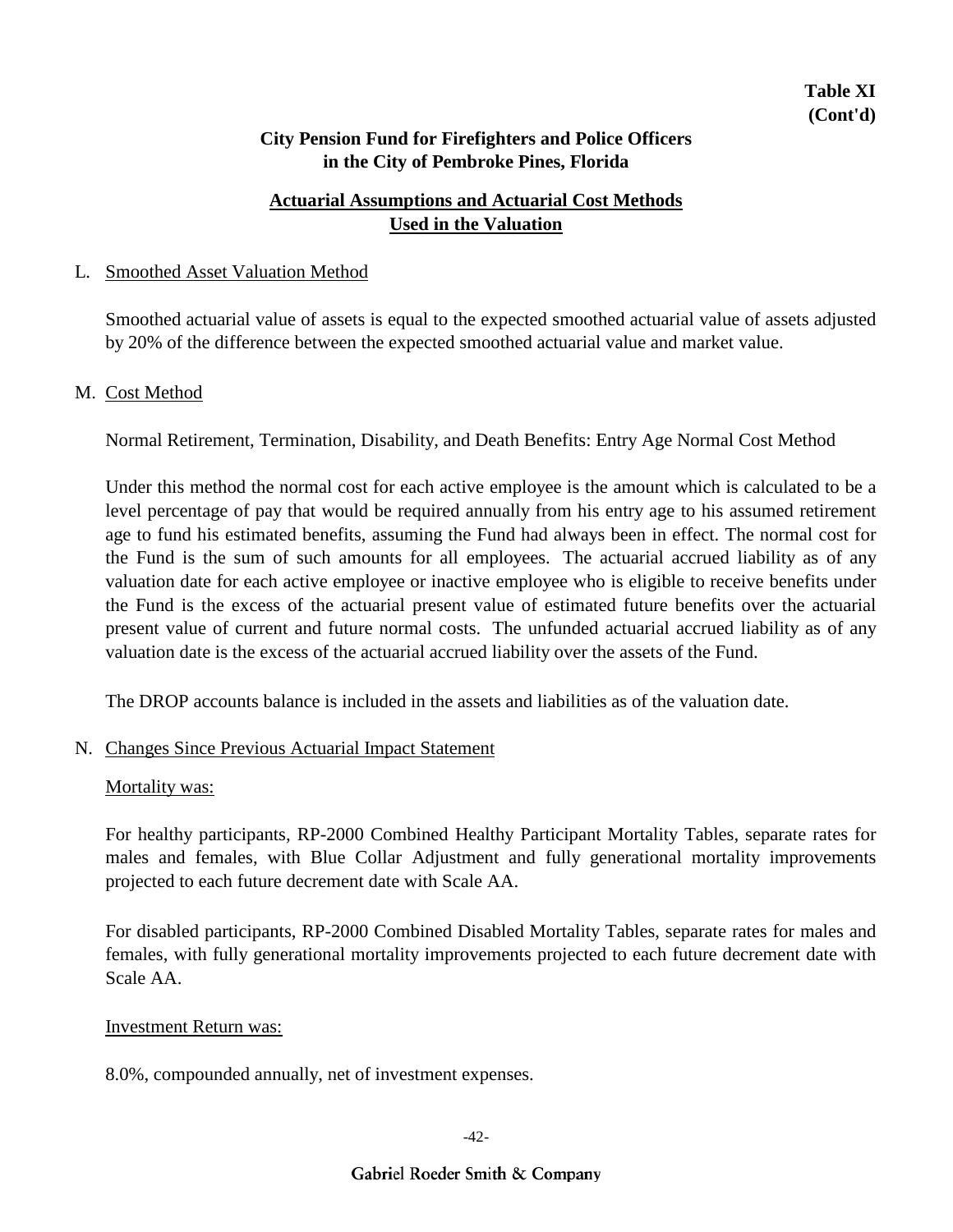**Table XI**
**(Cont'd)**

## City Pension Fund for Firefighters and Police Officers in the City of Pembroke Pines, Florida

## Actuarial Assumptions and Actuarial Cost Methods Used in the Valuation

L. Smoothed Asset Valuation Method

Smoothed actuarial value of assets is equal to the expected smoothed actuarial value of assets adjusted by 20% of the difference between the expected smoothed actuarial value and market value.

M. Cost Method

Normal Retirement, Termination, Disability, and Death Benefits: Entry Age Normal Cost Method

Under this method the normal cost for each active employee is the amount which is calculated to be a level percentage of pay that would be required annually from his entry age to his assumed retirement age to fund his estimated benefits, assuming the Fund had always been in effect. The normal cost for the Fund is the sum of such amounts for all employees. The actuarial accrued liability as of any valuation date for each active employee or inactive employee who is eligible to receive benefits under the Fund is the excess of the actuarial present value of estimated future benefits over the actuarial present value of current and future normal costs. The unfunded actuarial accrued liability as of any valuation date is the excess of the actuarial accrued liability over the assets of the Fund.

The DROP accounts balance is included in the assets and liabilities as of the valuation date.

N. Changes Since Previous Actuarial Impact Statement

Mortality was:

For healthy participants, RP-2000 Combined Healthy Participant Mortality Tables, separate rates for males and females, with Blue Collar Adjustment and fully generational mortality improvements projected to each future decrement date with Scale AA.

For disabled participants, RP-2000 Combined Disabled Mortality Tables, separate rates for males and females, with fully generational mortality improvements projected to each future decrement date with Scale AA.

Investment Return was:

8.0%, compounded annually, net of investment expenses.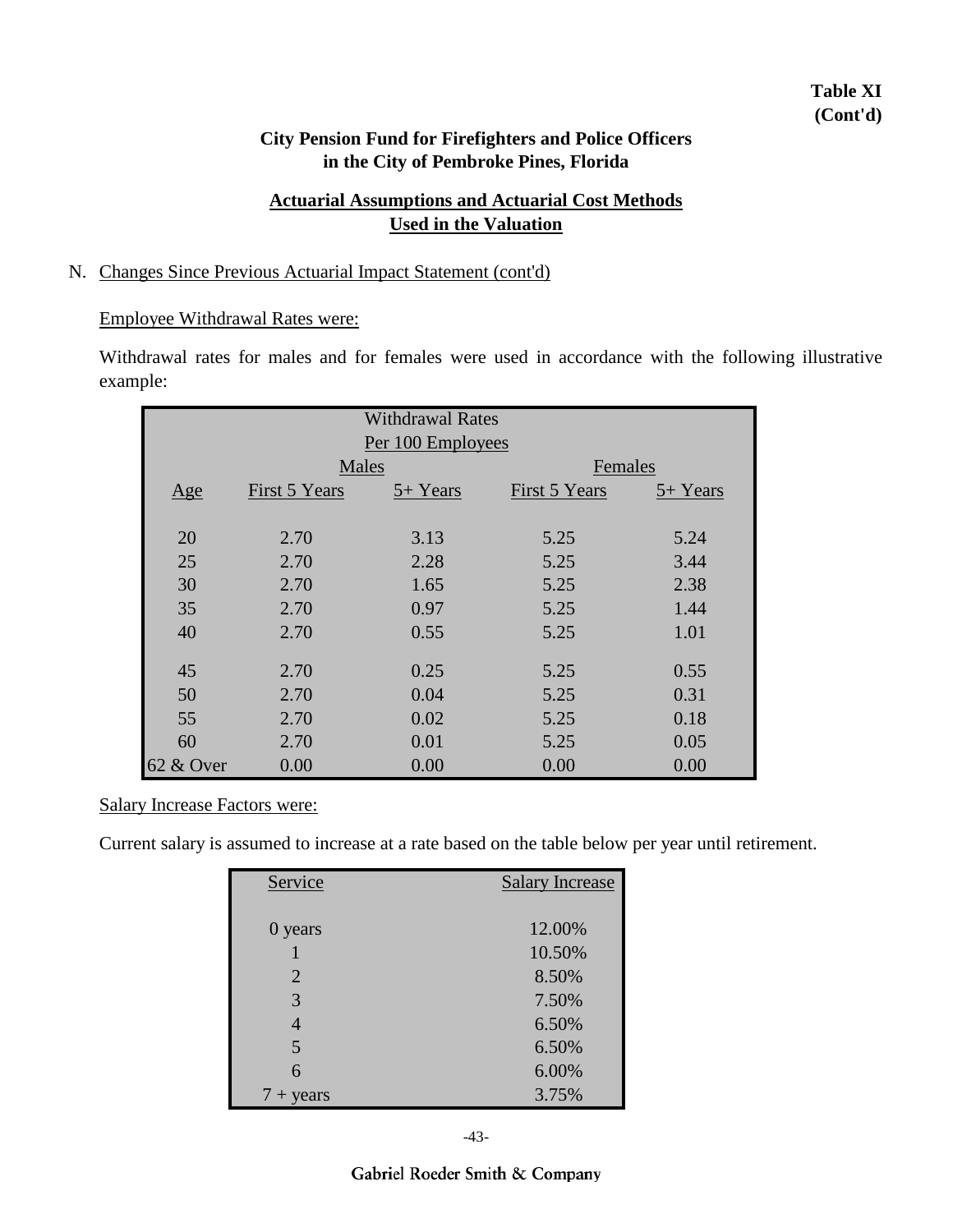**Table XI**
**(Cont'd)**

**City Pension Fund for Firefighters and Police Officers in the City of Pembroke Pines, Florida**

**Actuarial Assumptions and Actuarial Cost Methods Used in the Valuation**

N. Changes Since Previous Actuarial Impact Statement (cont'd)

Employee Withdrawal Rates were:

Withdrawal rates for males and for females were used in accordance with the following illustrative example:

| Withdrawal Rates Per 100 Employees | | | | |
|---|---|---|---|---|
| | Males | | Females | |
| Age | First 5 Years | 5+ Years | First 5 Years | 5+ Years |
| 20 | 2.70 | 3.13 | 5.25 | 5.24 |
| 25 | 2.70 | 2.28 | 5.25 | 3.44 |
| 30 | 2.70 | 1.65 | 5.25 | 2.38 |
| 35 | 2.70 | 0.97 | 5.25 | 1.44 |
| 40 | 2.70 | 0.55 | 5.25 | 1.01 |
| 45 | 2.70 | 0.25 | 5.25 | 0.55 |
| 50 | 2.70 | 0.04 | 5.25 | 0.31 |
| 55 | 2.70 | 0.02 | 5.25 | 0.18 |
| 60 | 2.70 | 0.01 | 5.25 | 0.05 |
| 62 & Over | 0.00 | 0.00 | 0.00 | 0.00 |

Salary Increase Factors were:

Current salary is assumed to increase at a rate based on the table below per year until retirement.

| Service | Salary Increase |
|---|---|
| 0 years | 12.00% |
| 1 | 10.50% |
| 2 | 8.50% |
| 3 | 7.50% |
| 4 | 6.50% |
| 5 | 6.50% |
| 6 | 6.00% |
| 7 + years | 3.75% |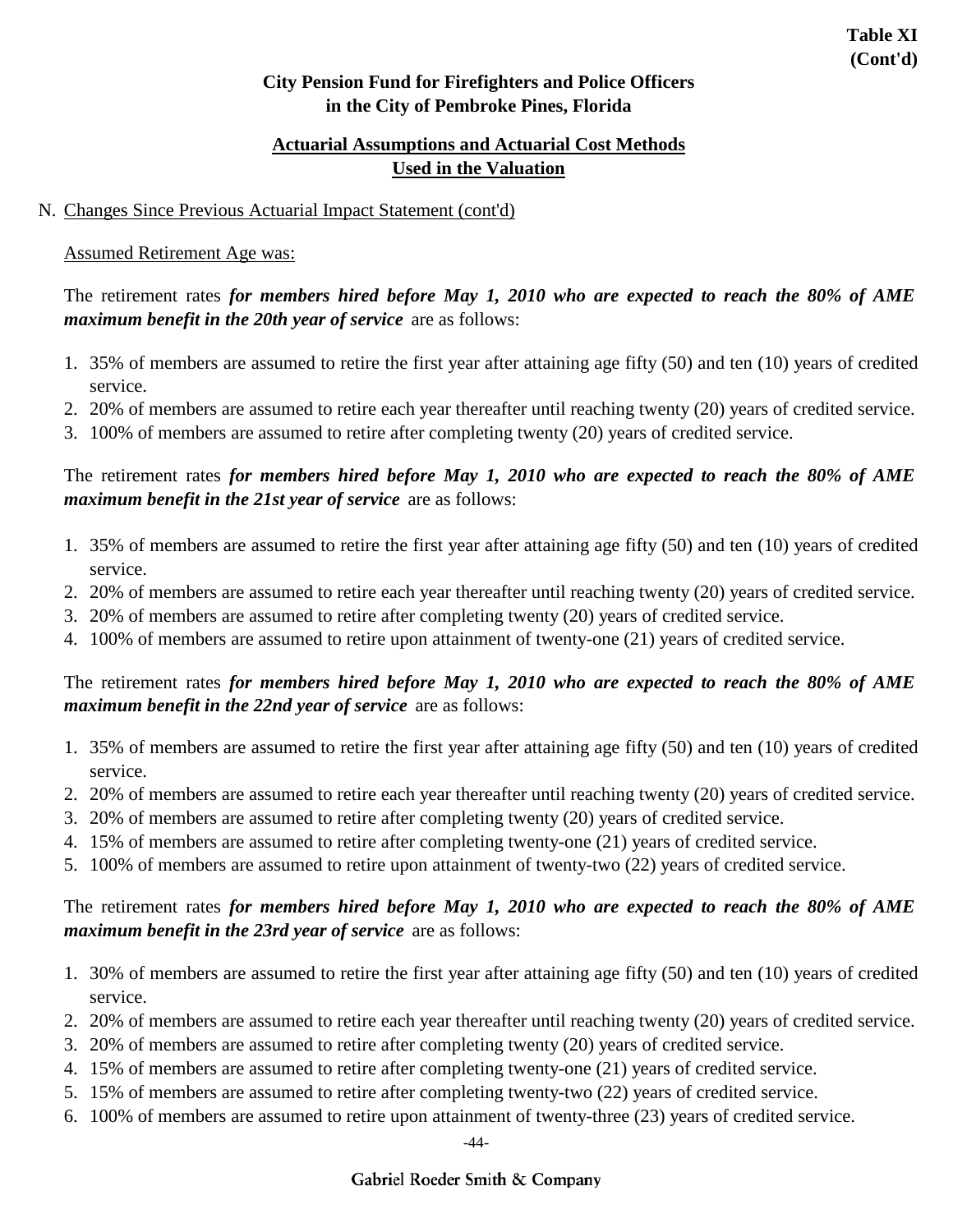**Table XI (Cont'd)**

## City Pension Fund for Firefighters and Police Officers in the City of Pembroke Pines, Florida

### Actuarial Assumptions and Actuarial Cost Methods Used in the Valuation

N. Changes Since Previous Actuarial Impact Statement (cont'd)

Assumed Retirement Age was:

The retirement rates ***for members hired before May 1, 2010 who are expected to reach the 80% of AME maximum benefit in the 20th year of service*** are as follows:

1. 35% of members are assumed to retire the first year after attaining age fifty (50) and ten (10) years of credited service.
2. 20% of members are assumed to retire each year thereafter until reaching twenty (20) years of credited service.
3. 100% of members are assumed to retire after completing twenty (20) years of credited service.

The retirement rates ***for members hired before May 1, 2010 who are expected to reach the 80% of AME maximum benefit in the 21st year of service*** are as follows:

1. 35% of members are assumed to retire the first year after attaining age fifty (50) and ten (10) years of credited service.
2. 20% of members are assumed to retire each year thereafter until reaching twenty (20) years of credited service.
3. 20% of members are assumed to retire after completing twenty (20) years of credited service.
4. 100% of members are assumed to retire upon attainment of twenty-one (21) years of credited service.

The retirement rates ***for members hired before May 1, 2010 who are expected to reach the 80% of AME maximum benefit in the 22nd year of service*** are as follows:

1. 35% of members are assumed to retire the first year after attaining age fifty (50) and ten (10) years of credited service.
2. 20% of members are assumed to retire each year thereafter until reaching twenty (20) years of credited service.
3. 20% of members are assumed to retire after completing twenty (20) years of credited service.
4. 15% of members are assumed to retire after completing twenty-one (21) years of credited service.
5. 100% of members are assumed to retire upon attainment of twenty-two (22) years of credited service.

The retirement rates ***for members hired before May 1, 2010 who are expected to reach the 80% of AME maximum benefit in the 23rd year of service*** are as follows:

1. 30% of members are assumed to retire the first year after attaining age fifty (50) and ten (10) years of credited service.
2. 20% of members are assumed to retire each year thereafter until reaching twenty (20) years of credited service.
3. 20% of members are assumed to retire after completing twenty (20) years of credited service.
4. 15% of members are assumed to retire after completing twenty-one (21) years of credited service.
5. 15% of members are assumed to retire after completing twenty-two (22) years of credited service.
6. 100% of members are assumed to retire upon attainment of twenty-three (23) years of credited service.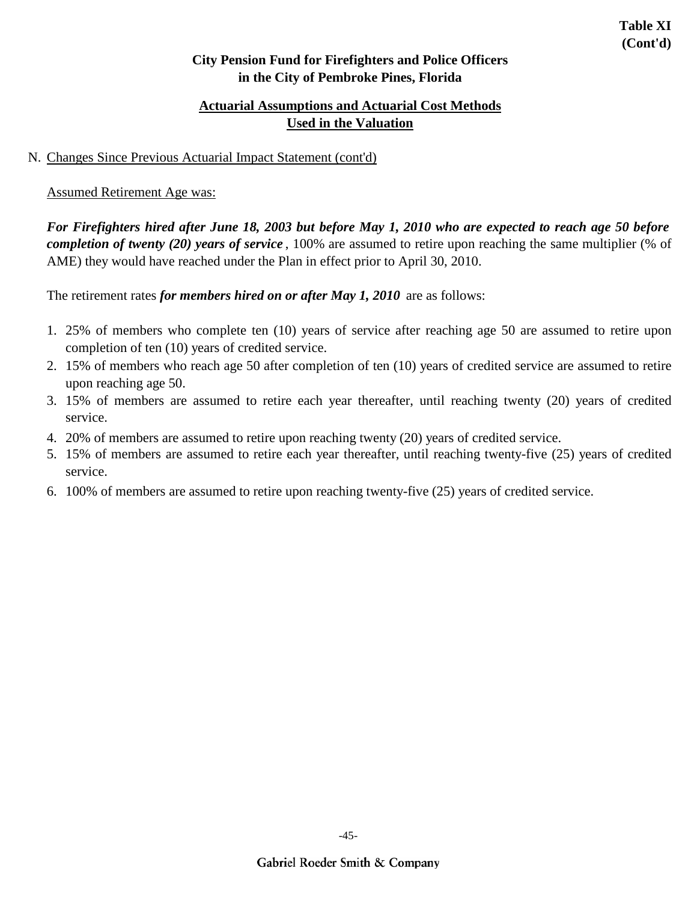**Table XI (Cont'd)**

**City Pension Fund for Firefighters and Police Officers in the City of Pembroke Pines, Florida**

## Actuarial Assumptions and Actuarial Cost Methods Used in the Valuation

N. Changes Since Previous Actuarial Impact Statement (cont'd)

Assumed Retirement Age was:

***For Firefighters hired after June 18, 2003 but before May 1, 2010 who are expected to reach age 50 before completion of twenty (20) years of service***, 100% are assumed to retire upon reaching the same multiplier (% of AME) they would have reached under the Plan in effect prior to April 30, 2010.

The retirement rates ***for members hired on or after May 1, 2010*** are as follows:

1. 25% of members who complete ten (10) years of service after reaching age 50 are assumed to retire upon completion of ten (10) years of credited service.
2. 15% of members who reach age 50 after completion of ten (10) years of credited service are assumed to retire upon reaching age 50.
3. 15% of members are assumed to retire each year thereafter, until reaching twenty (20) years of credited service.
4. 20% of members are assumed to retire upon reaching twenty (20) years of credited service.
5. 15% of members are assumed to retire each year thereafter, until reaching twenty-five (25) years of credited service.
6. 100% of members are assumed to retire upon reaching twenty-five (25) years of credited service.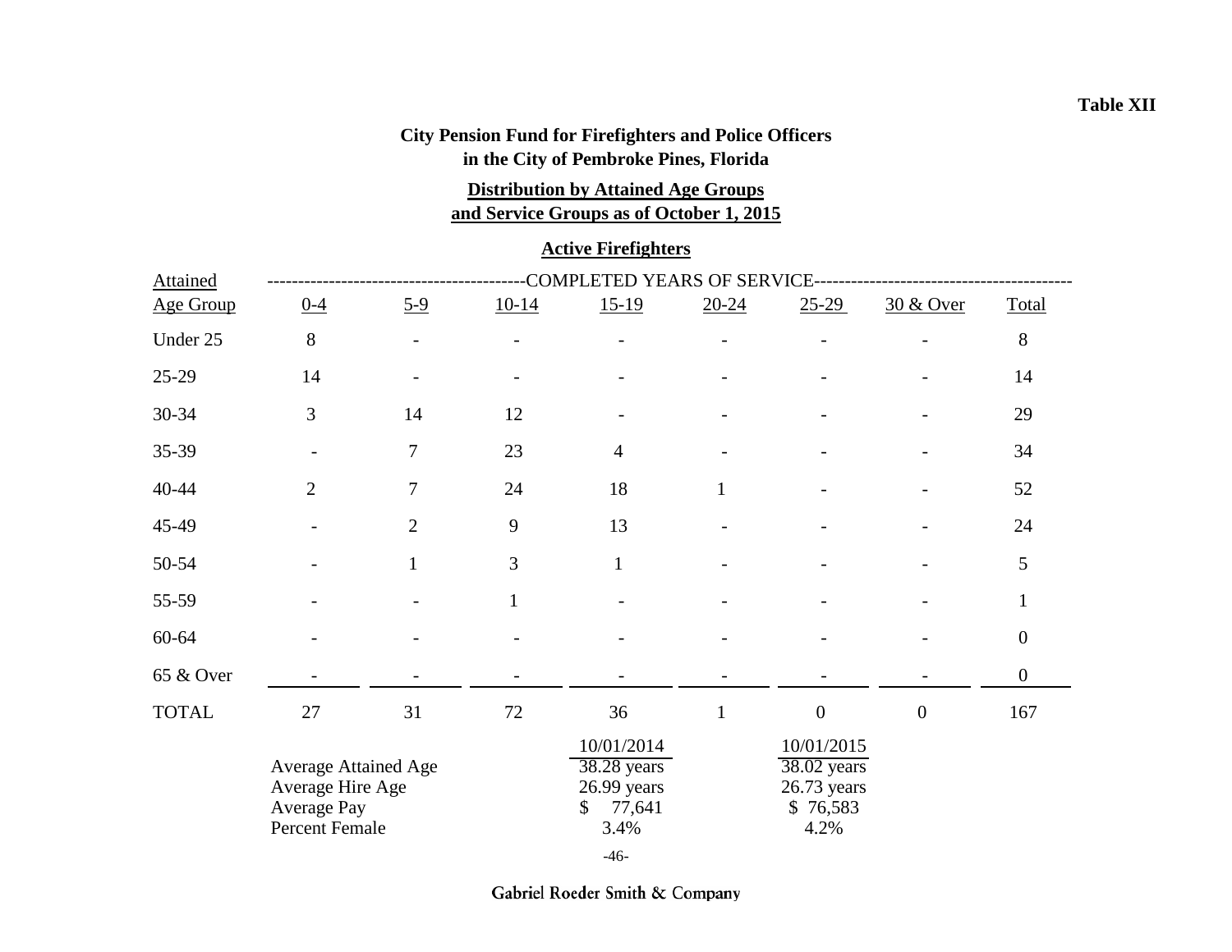Table XII

## City Pension Fund for Firefighters and Police Officers in the City of Pembroke Pines, Florida

### Distribution by Attained Age Groups and Service Groups as of October 1, 2015

### Active Firefighters

| Attained Age Group | 0-4 | 5-9 | 10-14 | 15-19 | 20-24 | 25-29 | 30 & Over | Total |
|---|---|---|---|---|---|---|---|---|
| | COMPLETED YEARS OF SERVICE | | | | | | | |
| Under 25 | 8 | - | - | - | - | - | - | 8 |
| 25-29 | 14 | - | - | - | - | - | - | 14 |
| 30-34 | 3 | 14 | 12 | - | - | - | - | 29 |
| 35-39 | - | 7 | 23 | 4 | - | - | - | 34 |
| 40-44 | 2 | 7 | 24 | 18 | 1 | - | - | 52 |
| 45-49 | - | 2 | 9 | 13 | - | - | - | 24 |
| 50-54 | - | 1 | 3 | 1 | - | - | - | 5 |
| 55-59 | - | - | 1 | - | - | - | - | 1 |
| 60-64 | - | - | - | - | - | - | - | 0 |
| 65 & Over | - | - | - | - | - | - | - | 0 |
| TOTAL | 27 | 31 | 72 | 36 | 1 | 0 | 0 | 167 |

| | 10/01/2014 | 10/01/2015 |
|---|---|---|
| Average Attained Age | 38.28 years | 38.02 years |
| Average Hire Age | 26.99 years | 26.73 years |
| Average Pay | $ 77,641 | $ 76,583 |
| Percent Female | 3.4% | 4.2% |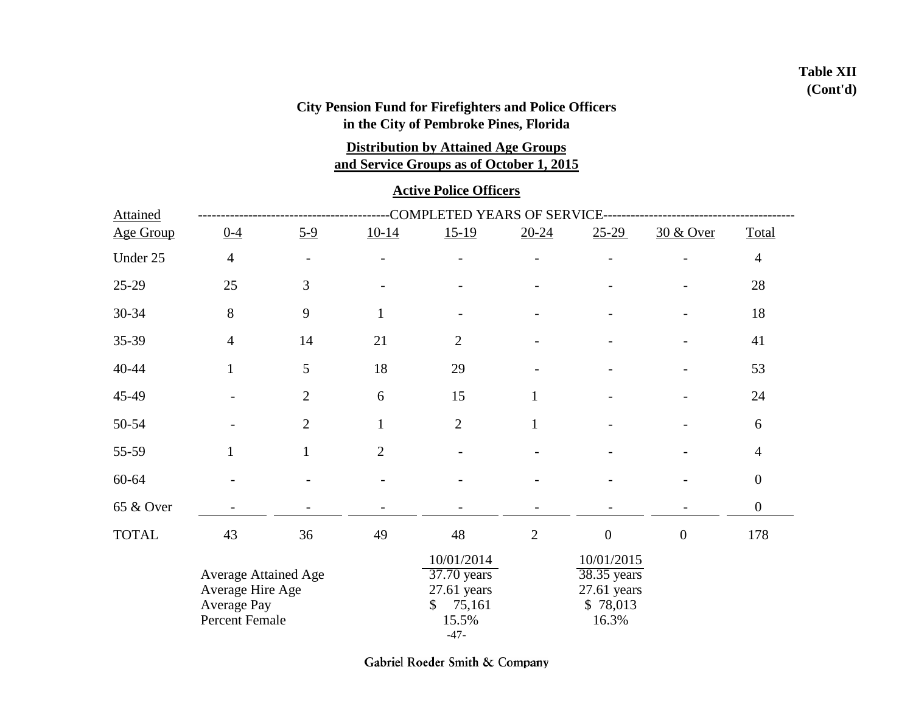**Table XII (Cont'd)**

**City Pension Fund for Firefighters and Police Officers in the City of Pembroke Pines, Florida**

**Distribution by Attained Age Groups and Service Groups as of October 1, 2015**

**Active Police Officers**

| Attained Age Group | 0-4 | 5-9 | 10-14 | 15-19 | 20-24 | 25-29 | 30 & Over | Total |
|---|---|---|---|---|---|---|---|---|
| | COMPLETED YEARS OF SERVICE | | | | | | | |
| Under 25 | 4 | - | - | - | - | - | - | 4 |
| 25-29 | 25 | 3 | - | - | - | - | - | 28 |
| 30-34 | 8 | 9 | 1 | - | - | - | - | 18 |
| 35-39 | 4 | 14 | 21 | 2 | - | - | - | 41 |
| 40-44 | 1 | 5 | 18 | 29 | - | - | - | 53 |
| 45-49 | - | 2 | 6 | 15 | 1 | - | - | 24 |
| 50-54 | - | 2 | 1 | 2 | 1 | - | - | 6 |
| 55-59 | 1 | 1 | 2 | - | - | - | - | 4 |
| 60-64 | - | - | - | - | - | - | - | 0 |
| 65 & Over | - | - | - | - | - | - | - | 0 |
| TOTAL | 43 | 36 | 49 | 48 | 2 | 0 | 0 | 178 |

| | 10/01/2014 | 10/01/2015 |
|---|---|---|
| Average Attained Age | 37.70 years | 38.35 years |
| Average Hire Age | 27.61 years | 27.61 years |
| Average Pay | $ 75,161 | $ 78,013 |
| Percent Female | 15.5% | 16.3% |

Gabriel Roeder Smith & Company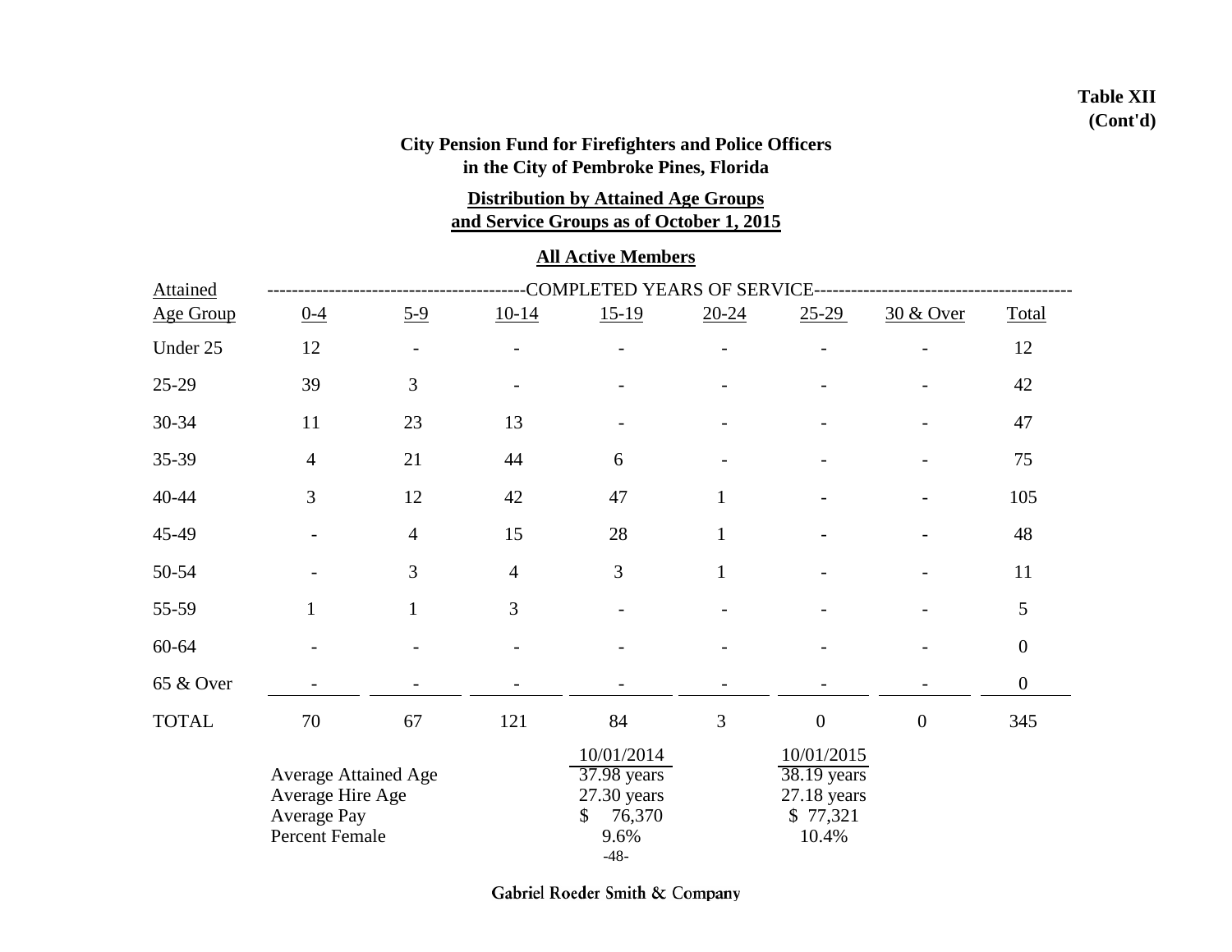**Table XII**
**(Cont'd)**

## City Pension Fund for Firefighters and Police Officers in the City of Pembroke Pines, Florida

### Distribution by Attained Age Groups and Service Groups as of October 1, 2015

### All Active Members

| Attained Age Group | COMPLETED YEARS OF SERVICE 0-4 | 5-9 | 10-14 | 15-19 | 20-24 | 25-29 | 30 & Over | Total |
|---|---|---|---|---|---|---|---|---|
| Under 25 | 12 | - | - | - | - | - | - | 12 |
| 25-29 | 39 | 3 | - | - | - | - | - | 42 |
| 30-34 | 11 | 23 | 13 | - | - | - | - | 47 |
| 35-39 | 4 | 21 | 44 | 6 | - | - | - | 75 |
| 40-44 | 3 | 12 | 42 | 47 | 1 | - | - | 105 |
| 45-49 | - | 4 | 15 | 28 | 1 | - | - | 48 |
| 50-54 | - | 3 | 4 | 3 | 1 | - | - | 11 |
| 55-59 | 1 | 1 | 3 | - | - | - | - | 5 |
| 60-64 | - | - | - | - | - | - | - | 0 |
| 65 & Over | - | - | - | - | - | - | - | 0 |
| TOTAL | 70 | 67 | 121 | 84 | 3 | 0 | 0 | 345 |

| | 10/01/2014 | 10/01/2015 |
|---|---|---|
| Average Attained Age | 37.98 years | 38.19 years |
| Average Hire Age | 27.30 years | 27.18 years |
| Average Pay | $ 76,370 | $ 77,321 |
| Percent Female | 9.6% | 10.4% |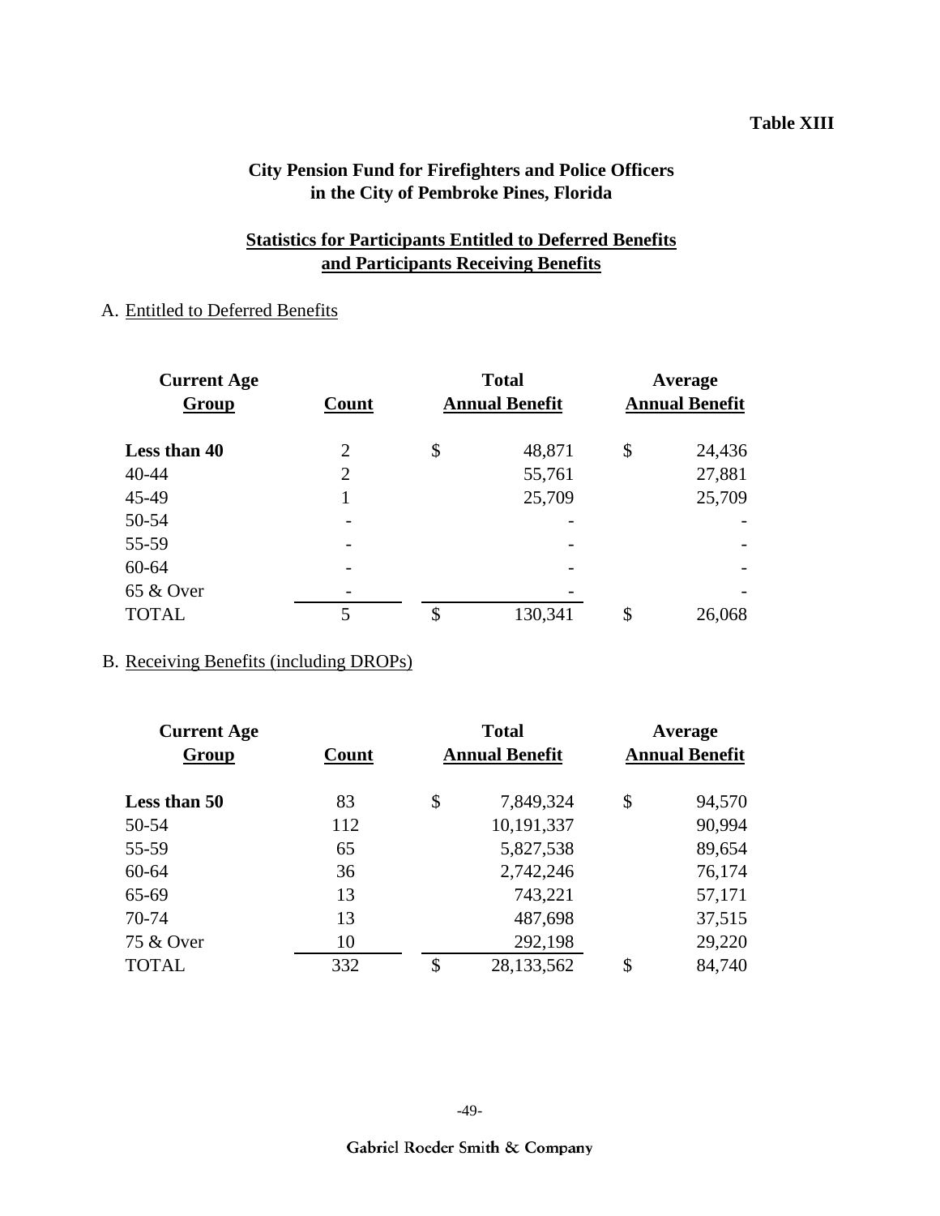**Table XIII**

## City Pension Fund for Firefighters and Police Officers in the City of Pembroke Pines, Florida

### Statistics for Participants Entitled to Deferred Benefits and Participants Receiving Benefits

A. Entitled to Deferred Benefits

| Current Age Group | Count | Total Annual Benefit | Average Annual Benefit |
|---|---|---|---|
| **Less than 40** | 2 | $ 48,871 | $ 24,436 |
| 40-44 | 2 | 55,761 | 27,881 |
| 45-49 | 1 | 25,709 | 25,709 |
| 50-54 | - | - | - |
| 55-59 | - | - | - |
| 60-64 | - | - | - |
| 65 & Over | - | - | - |
| TOTAL | 5 | $ 130,341 | $ 26,068 |

B. Receiving Benefits (including DROPs)

| Current Age Group | Count | Total Annual Benefit | Average Annual Benefit |
|---|---|---|---|
| **Less than 50** | 83 | $ 7,849,324 | $ 94,570 |
| 50-54 | 112 | 10,191,337 | 90,994 |
| 55-59 | 65 | 5,827,538 | 89,654 |
| 60-64 | 36 | 2,742,246 | 76,174 |
| 65-69 | 13 | 743,221 | 57,171 |
| 70-74 | 13 | 487,698 | 37,515 |
| 75 & Over | 10 | 292,198 | 29,220 |
| TOTAL | 332 | $ 28,133,562 | $ 84,740 |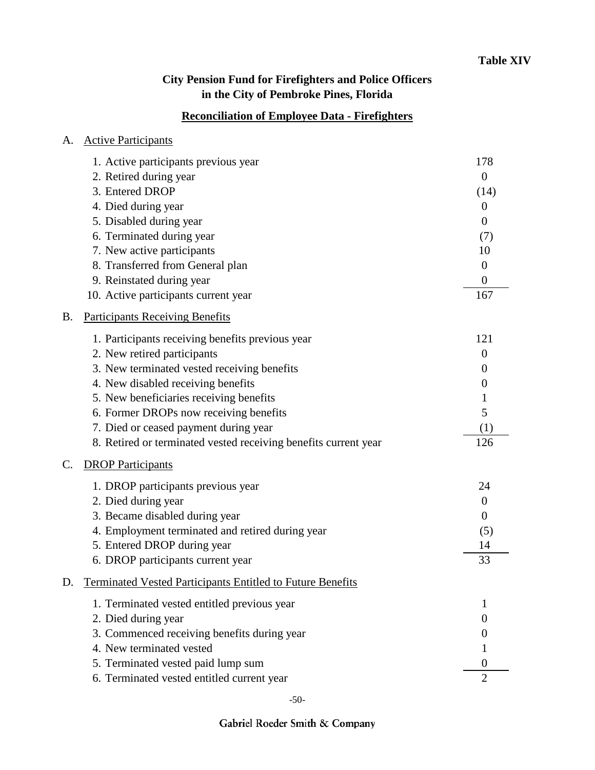**Table XIV**

## City Pension Fund for Firefighters and Police Officers in the City of Pembroke Pines, Florida

### Reconciliation of Employee Data - Firefighters

A. Active Participants

| | |
|---|---|
| 1. Active participants previous year | 178 |
| 2. Retired during year | 0 |
| 3. Entered DROP | (14) |
| 4. Died during year | 0 |
| 5. Disabled during year | 0 |
| 6. Terminated during year | (7) |
| 7. New active participants | 10 |
| 8. Transferred from General plan | 0 |
| 9. Reinstated during year | 0 |
| 10. Active participants current year | 167 |

B. Participants Receiving Benefits

| | |
|---|---|
| 1. Participants receiving benefits previous year | 121 |
| 2. New retired participants | 0 |
| 3. New terminated vested receiving benefits | 0 |
| 4. New disabled receiving benefits | 0 |
| 5. New beneficiaries receiving benefits | 1 |
| 6. Former DROPs now receiving benefits | 5 |
| 7. Died or ceased payment during year | (1) |
| 8. Retired or terminated vested receiving benefits current year | 126 |

C. DROP Participants

| | |
|---|---|
| 1. DROP participants previous year | 24 |
| 2. Died during year | 0 |
| 3. Became disabled during year | 0 |
| 4. Employment terminated and retired during year | (5) |
| 5. Entered DROP during year | 14 |
| 6. DROP participants current year | 33 |

D. Terminated Vested Participants Entitled to Future Benefits

| | |
|---|---|
| 1. Terminated vested entitled previous year | 1 |
| 2. Died during year | 0 |
| 3. Commenced receiving benefits during year | 0 |
| 4. New terminated vested | 1 |
| 5. Terminated vested paid lump sum | 0 |
| 6. Terminated vested entitled current year | 2 |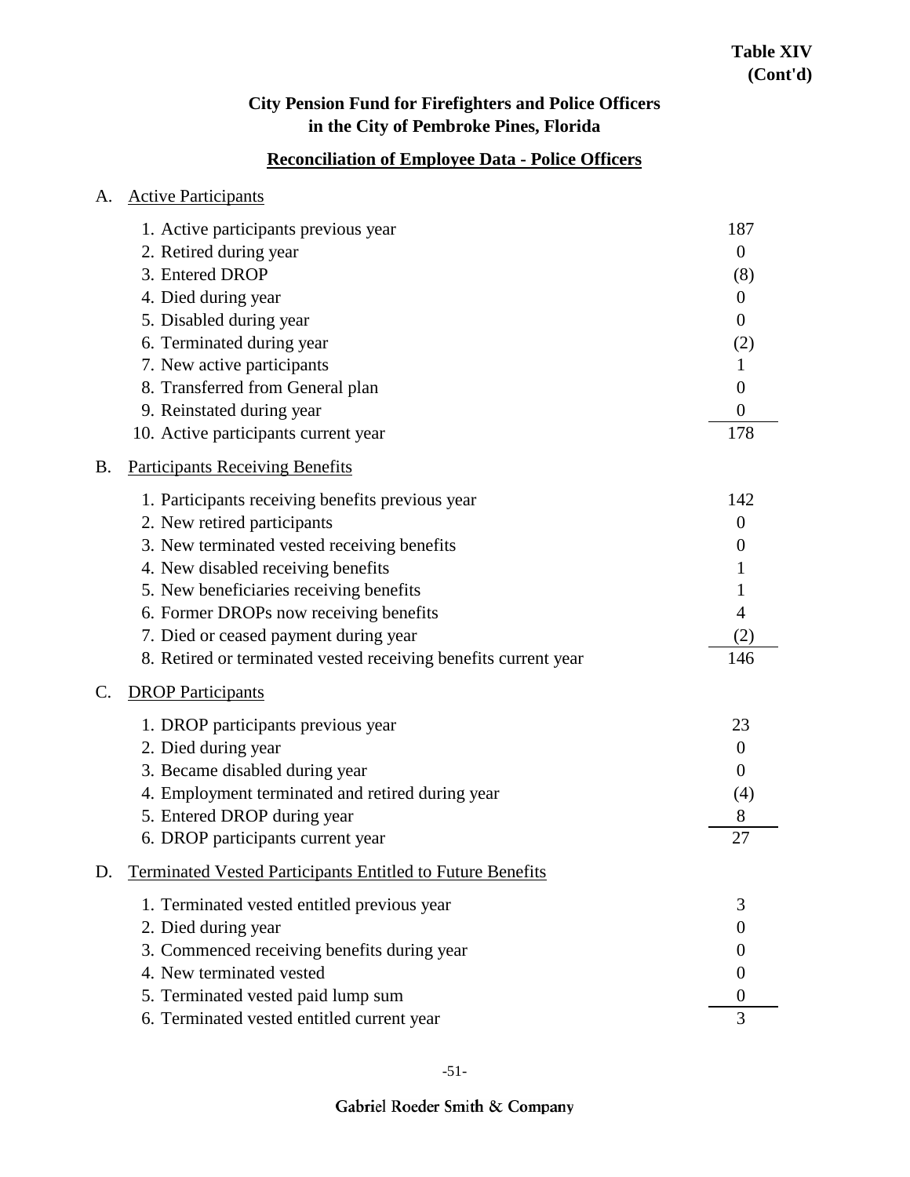**Table XIV (Cont'd)**

## City Pension Fund for Firefighters and Police Officers in the City of Pembroke Pines, Florida

### Reconciliation of Employee Data - Police Officers

A. Active Participants

| | |
|---|---|
| 1. Active participants previous year | 187 |
| 2. Retired during year | 0 |
| 3. Entered DROP | (8) |
| 4. Died during year | 0 |
| 5. Disabled during year | 0 |
| 6. Terminated during year | (2) |
| 7. New active participants | 1 |
| 8. Transferred from General plan | 0 |
| 9. Reinstated during year | 0 |
| 10. Active participants current year | 178 |

B. Participants Receiving Benefits

| | |
|---|---|
| 1. Participants receiving benefits previous year | 142 |
| 2. New retired participants | 0 |
| 3. New terminated vested receiving benefits | 0 |
| 4. New disabled receiving benefits | 1 |
| 5. New beneficiaries receiving benefits | 1 |
| 6. Former DROPs now receiving benefits | 4 |
| 7. Died or ceased payment during year | (2) |
| 8. Retired or terminated vested receiving benefits current year | 146 |

C. DROP Participants

| | |
|---|---|
| 1. DROP participants previous year | 23 |
| 2. Died during year | 0 |
| 3. Became disabled during year | 0 |
| 4. Employment terminated and retired during year | (4) |
| 5. Entered DROP during year | 8 |
| 6. DROP participants current year | 27 |

D. Terminated Vested Participants Entitled to Future Benefits

| | |
|---|---|
| 1. Terminated vested entitled previous year | 3 |
| 2. Died during year | 0 |
| 3. Commenced receiving benefits during year | 0 |
| 4. New terminated vested | 0 |
| 5. Terminated vested paid lump sum | 0 |
| 6. Terminated vested entitled current year | 3 |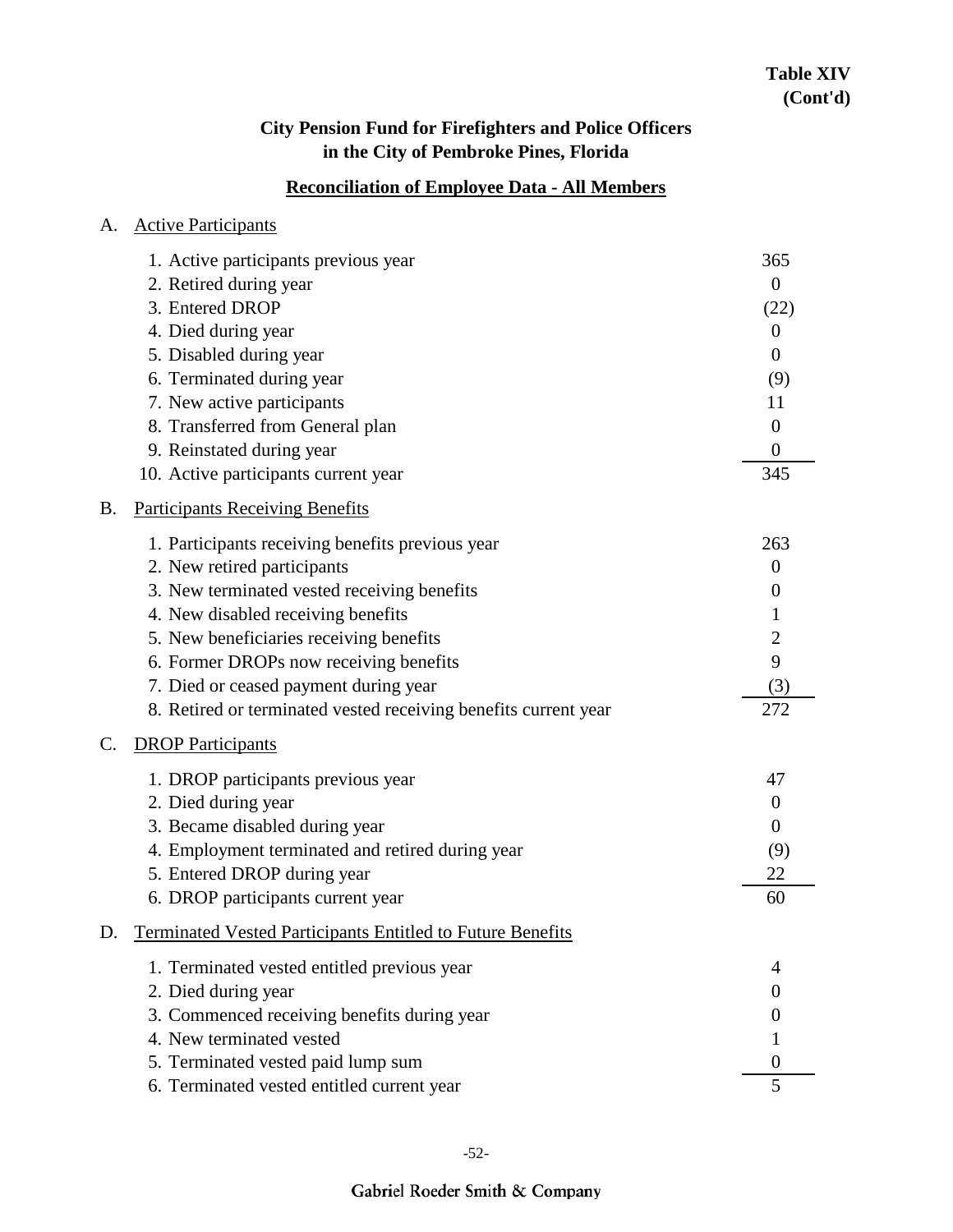**Table XIV**
**(Cont'd)**

## City Pension Fund for Firefighters and Police Officers in the City of Pembroke Pines, Florida

### Reconciliation of Employee Data - All Members

A. Active Participants

| | |
|---|---|
| 1. Active participants previous year | 365 |
| 2. Retired during year | 0 |
| 3. Entered DROP | (22) |
| 4. Died during year | 0 |
| 5. Disabled during year | 0 |
| 6. Terminated during year | (9) |
| 7. New active participants | 11 |
| 8. Transferred from General plan | 0 |
| 9. Reinstated during year | 0 |
| 10. Active participants current year | 345 |

B. Participants Receiving Benefits

| | |
|---|---|
| 1. Participants receiving benefits previous year | 263 |
| 2. New retired participants | 0 |
| 3. New terminated vested receiving benefits | 0 |
| 4. New disabled receiving benefits | 1 |
| 5. New beneficiaries receiving benefits | 2 |
| 6. Former DROPs now receiving benefits | 9 |
| 7. Died or ceased payment during year | (3) |
| 8. Retired or terminated vested receiving benefits current year | 272 |

C. DROP Participants

| | |
|---|---|
| 1. DROP participants previous year | 47 |
| 2. Died during year | 0 |
| 3. Became disabled during year | 0 |
| 4. Employment terminated and retired during year | (9) |
| 5. Entered DROP during year | 22 |
| 6. DROP participants current year | 60 |

D. Terminated Vested Participants Entitled to Future Benefits

| | |
|---|---|
| 1. Terminated vested entitled previous year | 4 |
| 2. Died during year | 0 |
| 3. Commenced receiving benefits during year | 0 |
| 4. New terminated vested | 1 |
| 5. Terminated vested paid lump sum | 0 |
| 6. Terminated vested entitled current year | 5 |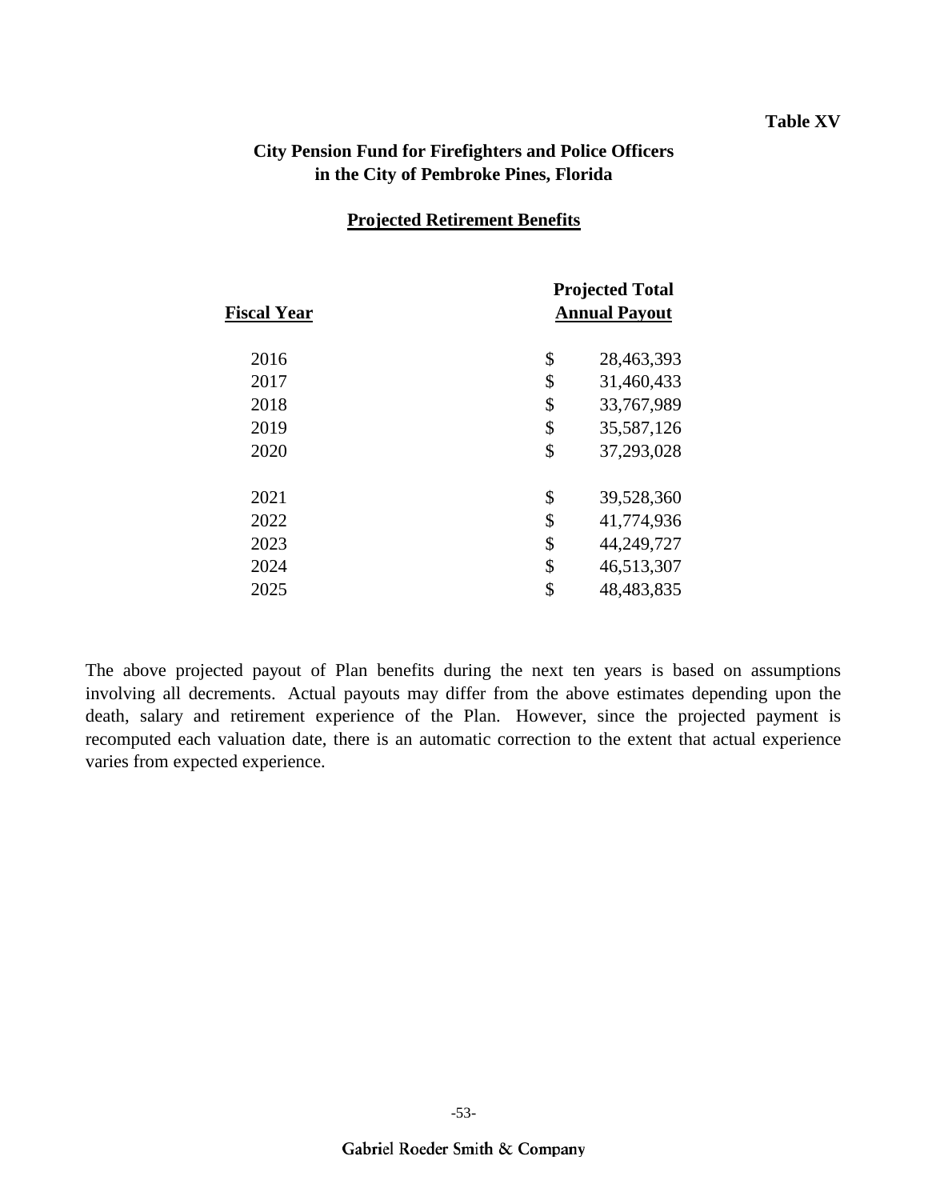**Table XV**

## City Pension Fund for Firefighters and Police Officers in the City of Pembroke Pines, Florida

### Projected Retirement Benefits

| Fiscal Year | Projected Total Annual Payout |
|---|---|
| 2016 | $ 28,463,393 |
| 2017 | $ 31,460,433 |
| 2018 | $ 33,767,989 |
| 2019 | $ 35,587,126 |
| 2020 | $ 37,293,028 |
| 2021 | $ 39,528,360 |
| 2022 | $ 41,774,936 |
| 2023 | $ 44,249,727 |
| 2024 | $ 46,513,307 |
| 2025 | $ 48,483,835 |

The above projected payout of Plan benefits during the next ten years is based on assumptions involving all decrements. Actual payouts may differ from the above estimates depending upon the death, salary and retirement experience of the Plan. However, since the projected payment is recomputed each valuation date, there is an automatic correction to the extent that actual experience varies from expected experience.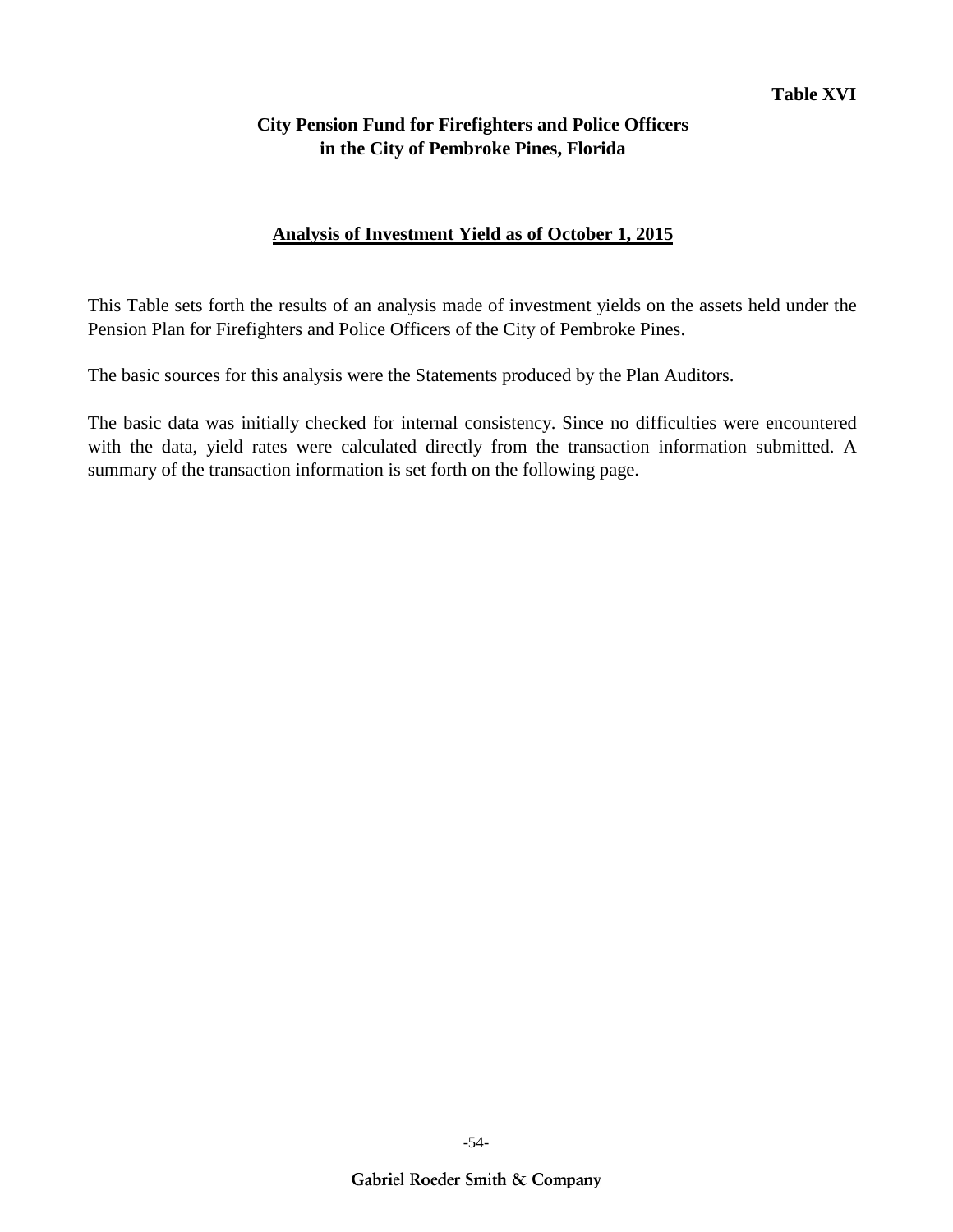**Table XVI**

**City Pension Fund for Firefighters and Police Officers in the City of Pembroke Pines, Florida**

## Analysis of Investment Yield as of October 1, 2015

This Table sets forth the results of an analysis made of investment yields on the assets held under the Pension Plan for Firefighters and Police Officers of the City of Pembroke Pines.

The basic sources for this analysis were the Statements produced by the Plan Auditors.

The basic data was initially checked for internal consistency. Since no difficulties were encountered with the data, yield rates were calculated directly from the transaction information submitted. A summary of the transaction information is set forth on the following page.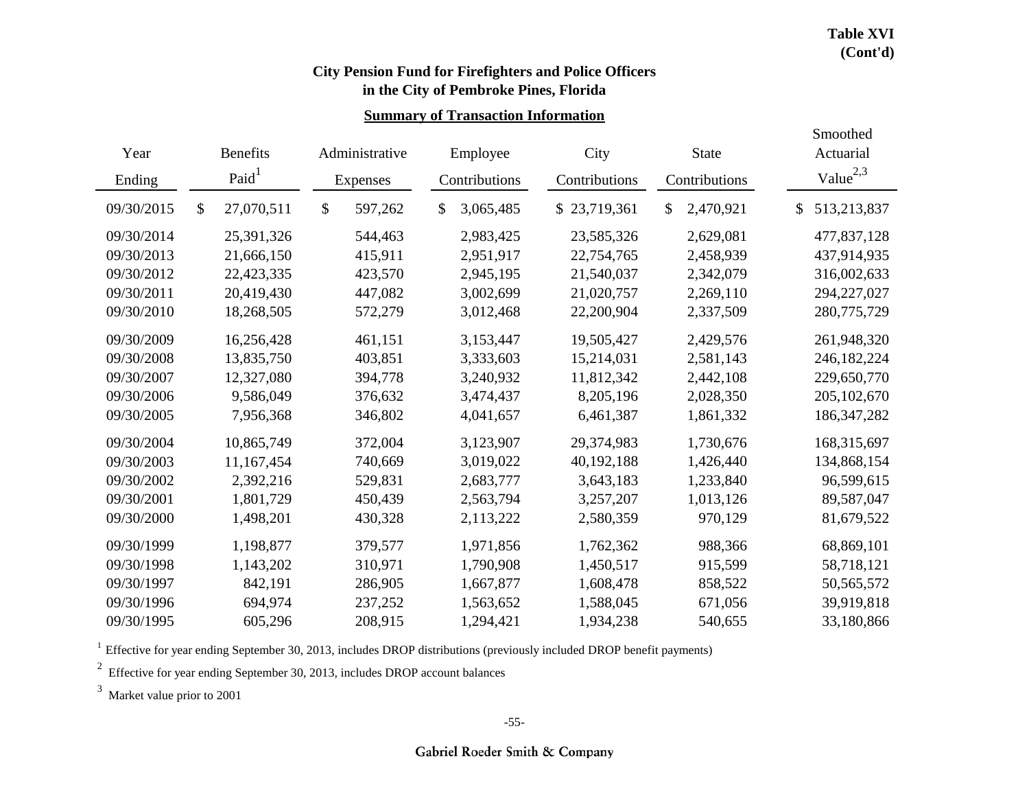**Table XVI (Cont'd)**

## City Pension Fund for Firefighters and Police Officers in the City of Pembroke Pines, Florida

### Summary of Transaction Information

| Year Ending | Benefits Paid[1] | Administrative Expenses | Employee Contributions | City Contributions | State Contributions | Smoothed Actuarial Value[2,3] |
|---|---|---|---|---|---|---|
| 09/30/2015 | $ 27,070,511 | $ 597,262 | $ 3,065,485 | $ 23,719,361 | $ 2,470,921 | $ 513,213,837 |
| 09/30/2014 | 25,391,326 | 544,463 | 2,983,425 | 23,585,326 | 2,629,081 | 477,837,128 |
| 09/30/2013 | 21,666,150 | 415,911 | 2,951,917 | 22,754,765 | 2,458,939 | 437,914,935 |
| 09/30/2012 | 22,423,335 | 423,570 | 2,945,195 | 21,540,037 | 2,342,079 | 316,002,633 |
| 09/30/2011 | 20,419,430 | 447,082 | 3,002,699 | 21,020,757 | 2,269,110 | 294,227,027 |
| 09/30/2010 | 18,268,505 | 572,279 | 3,012,468 | 22,200,904 | 2,337,509 | 280,775,729 |
| 09/30/2009 | 16,256,428 | 461,151 | 3,153,447 | 19,505,427 | 2,429,576 | 261,948,320 |
| 09/30/2008 | 13,835,750 | 403,851 | 3,333,603 | 15,214,031 | 2,581,143 | 246,182,224 |
| 09/30/2007 | 12,327,080 | 394,778 | 3,240,932 | 11,812,342 | 2,442,108 | 229,650,770 |
| 09/30/2006 | 9,586,049 | 376,632 | 3,474,437 | 8,205,196 | 2,028,350 | 205,102,670 |
| 09/30/2005 | 7,956,368 | 346,802 | 4,041,657 | 6,461,387 | 1,861,332 | 186,347,282 |
| 09/30/2004 | 10,865,749 | 372,004 | 3,123,907 | 29,374,983 | 1,730,676 | 168,315,697 |
| 09/30/2003 | 11,167,454 | 740,669 | 3,019,022 | 40,192,188 | 1,426,440 | 134,868,154 |
| 09/30/2002 | 2,392,216 | 529,831 | 2,683,777 | 3,643,183 | 1,233,840 | 96,599,615 |
| 09/30/2001 | 1,801,729 | 450,439 | 2,563,794 | 3,257,207 | 1,013,126 | 89,587,047 |
| 09/30/2000 | 1,498,201 | 430,328 | 2,113,222 | 2,580,359 | 970,129 | 81,679,522 |
| 09/30/1999 | 1,198,877 | 379,577 | 1,971,856 | 1,762,362 | 988,366 | 68,869,101 |
| 09/30/1998 | 1,143,202 | 310,971 | 1,790,908 | 1,450,517 | 915,599 | 58,718,121 |
| 09/30/1997 | 842,191 | 286,905 | 1,667,877 | 1,608,478 | 858,522 | 50,565,572 |
| 09/30/1996 | 694,974 | 237,252 | 1,563,652 | 1,588,045 | 671,056 | 39,919,818 |
| 09/30/1995 | 605,296 | 208,915 | 1,294,421 | 1,934,238 | 540,655 | 33,180,866 |

[1] Effective for year ending September 30, 2013, includes DROP distributions (previously included DROP benefit payments)

[2] Effective for year ending September 30, 2013, includes DROP account balances

[3] Market value prior to 2001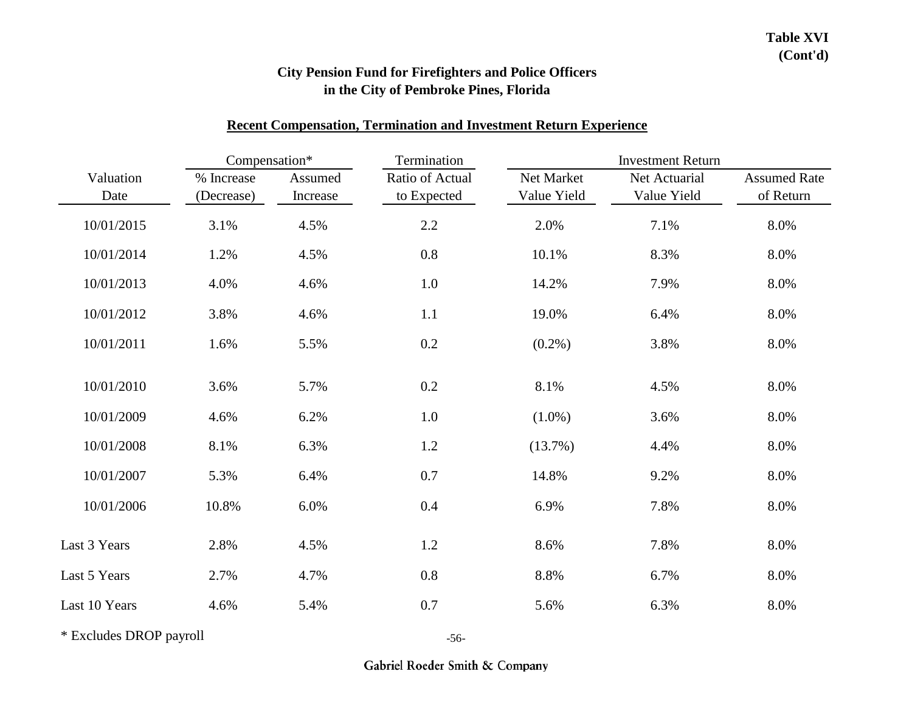**Table XVI (Cont'd)**

## City Pension Fund for Firefighters and Police Officers in the City of Pembroke Pines, Florida

### Recent Compensation, Termination and Investment Return Experience

| | Compensation* | | Termination | Investment Return | | |
|---|---|---|---|---|---|---|
| Valuation Date | % Increase (Decrease) | Assumed Increase | Ratio of Actual to Expected | Net Market Value Yield | Net Actuarial Value Yield | Assumed Rate of Return |
| 10/01/2015 | 3.1% | 4.5% | 2.2 | 2.0% | 7.1% | 8.0% |
| 10/01/2014 | 1.2% | 4.5% | 0.8 | 10.1% | 8.3% | 8.0% |
| 10/01/2013 | 4.0% | 4.6% | 1.0 | 14.2% | 7.9% | 8.0% |
| 10/01/2012 | 3.8% | 4.6% | 1.1 | 19.0% | 6.4% | 8.0% |
| 10/01/2011 | 1.6% | 5.5% | 0.2 | (0.2%) | 3.8% | 8.0% |
| 10/01/2010 | 3.6% | 5.7% | 0.2 | 8.1% | 4.5% | 8.0% |
| 10/01/2009 | 4.6% | 6.2% | 1.0 | (1.0%) | 3.6% | 8.0% |
| 10/01/2008 | 8.1% | 6.3% | 1.2 | (13.7%) | 4.4% | 8.0% |
| 10/01/2007 | 5.3% | 6.4% | 0.7 | 14.8% | 9.2% | 8.0% |
| 10/01/2006 | 10.8% | 6.0% | 0.4 | 6.9% | 7.8% | 8.0% |
| Last 3 Years | 2.8% | 4.5% | 1.2 | 8.6% | 7.8% | 8.0% |
| Last 5 Years | 2.7% | 4.7% | 0.8 | 8.8% | 6.7% | 8.0% |
| Last 10 Years | 4.6% | 5.4% | 0.7 | 5.6% | 6.3% | 8.0% |

* Excludes DROP payroll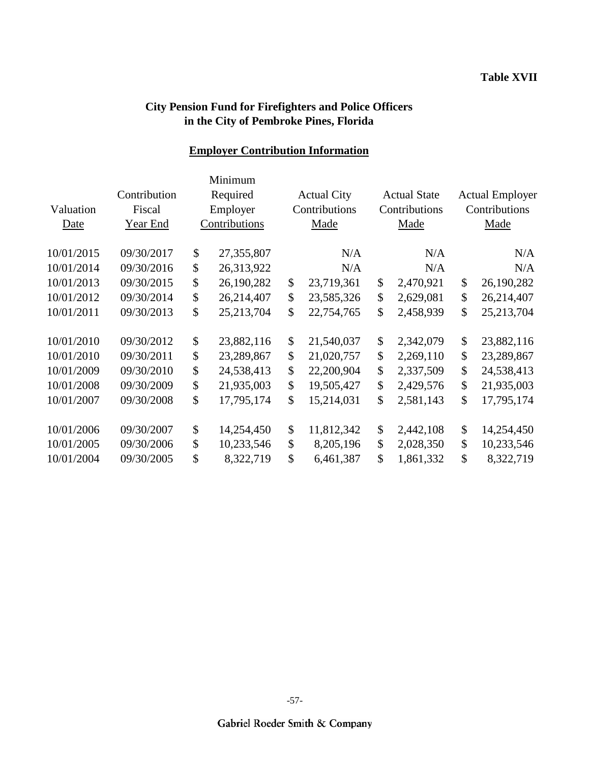**Table XVII**

## City Pension Fund for Firefighters and Police Officers in the City of Pembroke Pines, Florida

### Employer Contribution Information

| Valuation Date | Contribution Fiscal Year End | Minimum Required Employer Contributions | Actual City Contributions Made | Actual State Contributions Made | Actual Employer Contributions Made |
|---|---|---|---|---|---|
| 10/01/2015 | 09/30/2017 | $ 27,355,807 | N/A | N/A | N/A |
| 10/01/2014 | 09/30/2016 | $ 26,313,922 | N/A | N/A | N/A |
| 10/01/2013 | 09/30/2015 | $ 26,190,282 | $ 23,719,361 | $ 2,470,921 | $ 26,190,282 |
| 10/01/2012 | 09/30/2014 | $ 26,214,407 | $ 23,585,326 | $ 2,629,081 | $ 26,214,407 |
| 10/01/2011 | 09/30/2013 | $ 25,213,704 | $ 22,754,765 | $ 2,458,939 | $ 25,213,704 |
| 10/01/2010 | 09/30/2012 | $ 23,882,116 | $ 21,540,037 | $ 2,342,079 | $ 23,882,116 |
| 10/01/2010 | 09/30/2011 | $ 23,289,867 | $ 21,020,757 | $ 2,269,110 | $ 23,289,867 |
| 10/01/2009 | 09/30/2010 | $ 24,538,413 | $ 22,200,904 | $ 2,337,509 | $ 24,538,413 |
| 10/01/2008 | 09/30/2009 | $ 21,935,003 | $ 19,505,427 | $ 2,429,576 | $ 21,935,003 |
| 10/01/2007 | 09/30/2008 | $ 17,795,174 | $ 15,214,031 | $ 2,581,143 | $ 17,795,174 |
| 10/01/2006 | 09/30/2007 | $ 14,254,450 | $ 11,812,342 | $ 2,442,108 | $ 14,254,450 |
| 10/01/2005 | 09/30/2006 | $ 10,233,546 | $ 8,205,196 | $ 2,028,350 | $ 10,233,546 |
| 10/01/2004 | 09/30/2005 | $ 8,322,719 | $ 6,461,387 | $ 1,861,332 | $ 8,322,719 |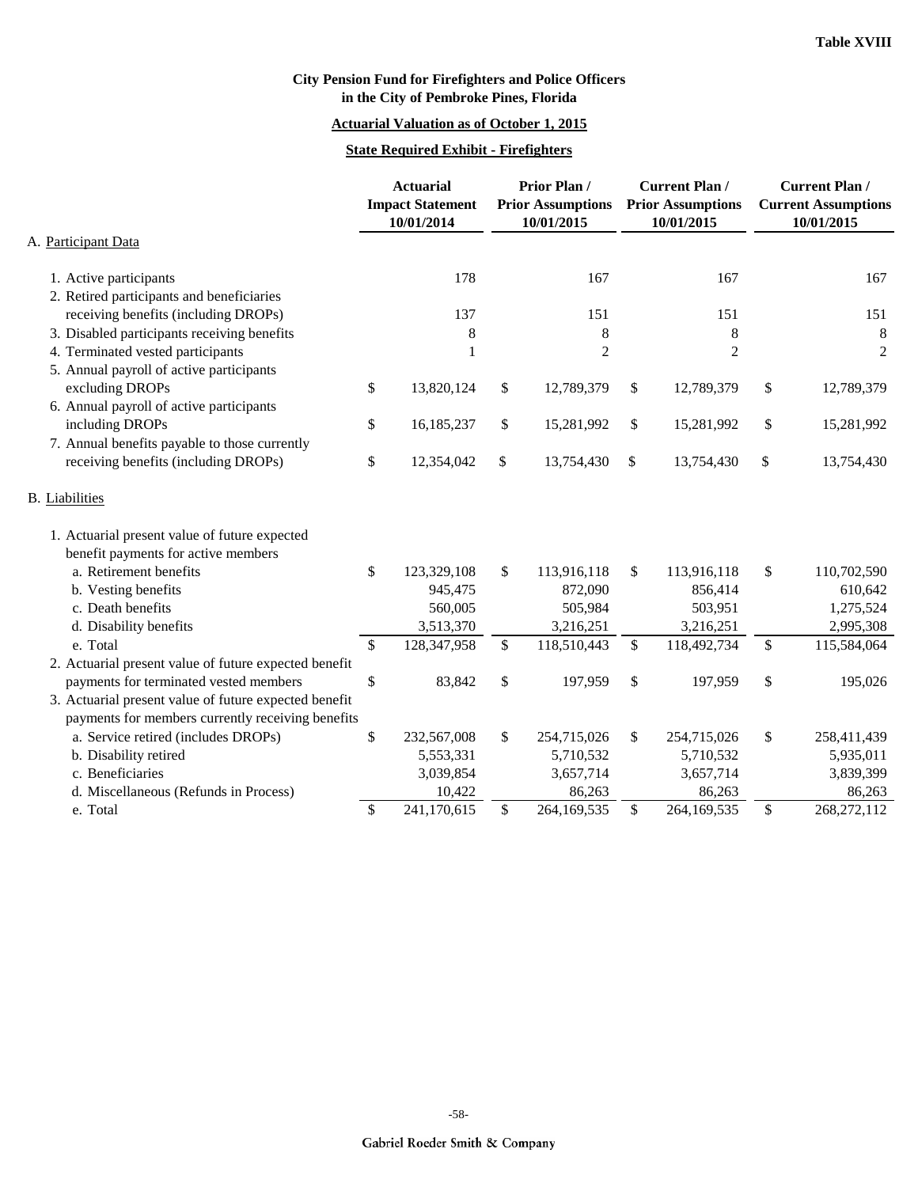**Table XVIII**

**City Pension Fund for Firefighters and Police Officers in the City of Pembroke Pines, Florida**

**Actuarial Valuation as of October 1, 2015**

**State Required Exhibit - Firefighters**

| | Actuarial Impact Statement 10/01/2014 | Prior Plan / Prior Assumptions 10/01/2015 | Current Plan / Prior Assumptions 10/01/2015 | Current Plan / Current Assumptions 10/01/2015 |
|---|---|---|---|---|
| A. Participant Data | | | | |
| 1. Active participants | 178 | 167 | 167 | 167 |
| 2. Retired participants and beneficiaries receiving benefits (including DROPs) | 137 | 151 | 151 | 151 |
| 3. Disabled participants receiving benefits | 8 | 8 | 8 | 8 |
| 4. Terminated vested participants | 1 | 2 | 2 | 2 |
| 5. Annual payroll of active participants excluding DROPs | $ 13,820,124 | $ 12,789,379 | $ 12,789,379 | $ 12,789,379 |
| 6. Annual payroll of active participants including DROPs | $ 16,185,237 | $ 15,281,992 | $ 15,281,992 | $ 15,281,992 |
| 7. Annual benefits payable to those currently receiving benefits (including DROPs) | $ 12,354,042 | $ 13,754,430 | $ 13,754,430 | $ 13,754,430 |
| B. Liabilities | | | | |
| 1. Actuarial present value of future expected benefit payments for active members | | | | |
| a. Retirement benefits | $ 123,329,108 | $ 113,916,118 | $ 113,916,118 | $ 110,702,590 |
| b. Vesting benefits | 945,475 | 872,090 | 856,414 | 610,642 |
| c. Death benefits | 560,005 | 505,984 | 503,951 | 1,275,524 |
| d. Disability benefits | 3,513,370 | 3,216,251 | 3,216,251 | 2,995,308 |
| e. Total | $ 128,347,958 | $ 118,510,443 | $ 118,492,734 | $ 115,584,064 |
| 2. Actuarial present value of future expected benefit payments for terminated vested members | $ 83,842 | $ 197,959 | $ 197,959 | $ 195,026 |
| 3. Actuarial present value of future expected benefit payments for members currently receiving benefits | | | | |
| a. Service retired (includes DROPs) | $ 232,567,008 | $ 254,715,026 | $ 254,715,026 | $ 258,411,439 |
| b. Disability retired | 5,553,331 | 5,710,532 | 5,710,532 | 5,935,011 |
| c. Beneficiaries | 3,039,854 | 3,657,714 | 3,657,714 | 3,839,399 |
| d. Miscellaneous (Refunds in Process) | 10,422 | 86,263 | 86,263 | 86,263 |
| e. Total | $ 241,170,615 | $ 264,169,535 | $ 264,169,535 | $ 268,272,112 |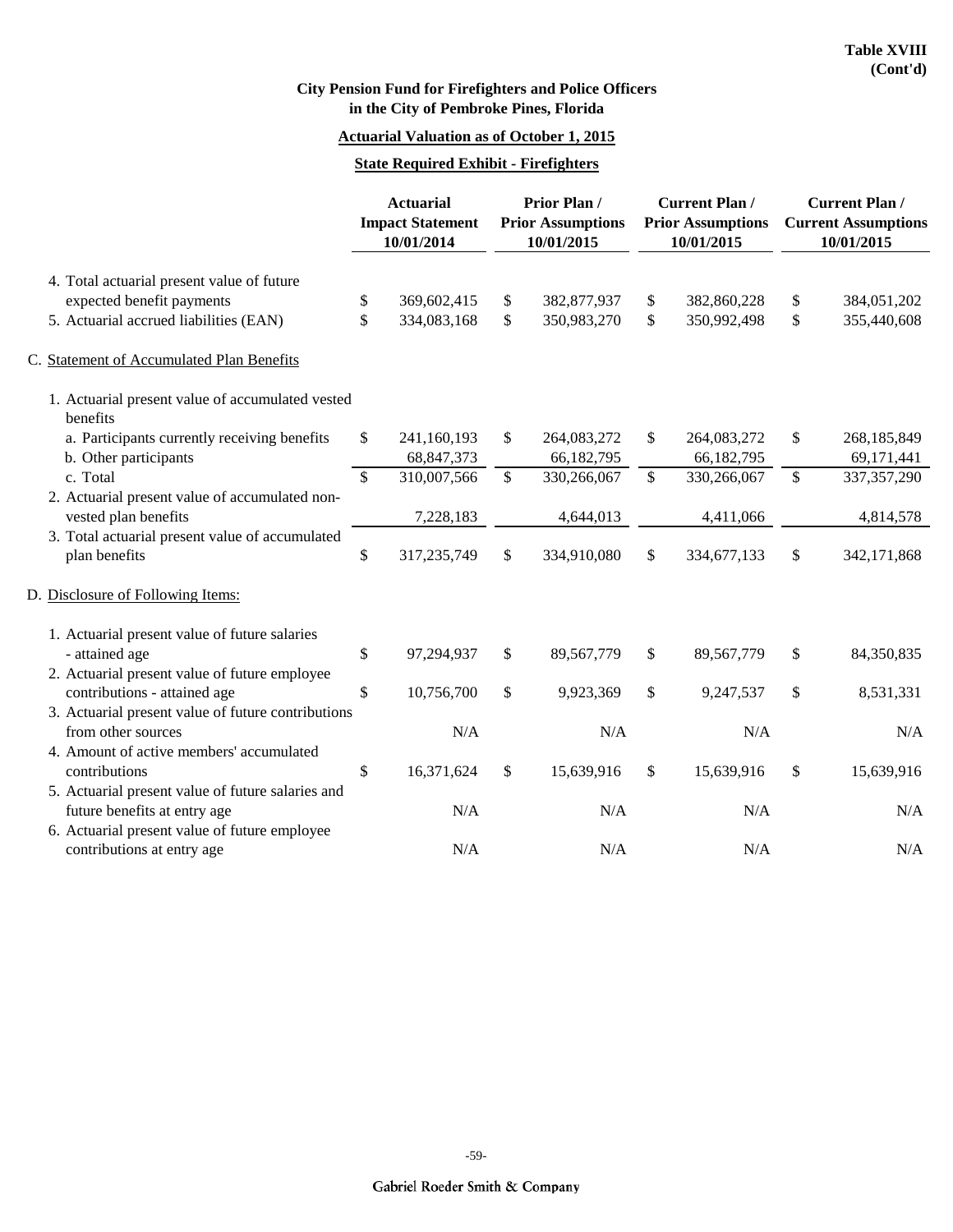**Table XVIII (Cont'd)**

**City Pension Fund for Firefighters and Police Officers in the City of Pembroke Pines, Florida**

**Actuarial Valuation as of October 1, 2015**

**State Required Exhibit - Firefighters**

| | Actuarial Impact Statement 10/01/2014 | Prior Plan / Prior Assumptions 10/01/2015 | Current Plan / Prior Assumptions 10/01/2015 | Current Plan / Current Assumptions 10/01/2015 |
|---|---|---|---|---|
| 4. Total actuarial present value of future expected benefit payments | $ 369,602,415 | $ 382,877,937 | $ 382,860,228 | $ 384,051,202 |
| 5. Actuarial accrued liabilities (EAN) | $ 334,083,168 | $ 350,983,270 | $ 350,992,498 | $ 355,440,608 |
| C. Statement of Accumulated Plan Benefits | | | | |
| 1. Actuarial present value of accumulated vested benefits | | | | |
| a. Participants currently receiving benefits | $ 241,160,193 | $ 264,083,272 | $ 264,083,272 | $ 268,185,849 |
| b. Other participants | 68,847,373 | 66,182,795 | 66,182,795 | 69,171,441 |
| c. Total | $ 310,007,566 | $ 330,266,067 | $ 330,266,067 | $ 337,357,290 |
| 2. Actuarial present value of accumulated non-vested plan benefits | 7,228,183 | 4,644,013 | 4,411,066 | 4,814,578 |
| 3. Total actuarial present value of accumulated plan benefits | $ 317,235,749 | $ 334,910,080 | $ 334,677,133 | $ 342,171,868 |
| D. Disclosure of Following Items: | | | | |
| 1. Actuarial present value of future salaries - attained age | $ 97,294,937 | $ 89,567,779 | $ 89,567,779 | $ 84,350,835 |
| 2. Actuarial present value of future employee contributions - attained age | $ 10,756,700 | $ 9,923,369 | $ 9,247,537 | $ 8,531,331 |
| 3. Actuarial present value of future contributions from other sources | N/A | N/A | N/A | N/A |
| 4. Amount of active members' accumulated contributions | $ 16,371,624 | $ 15,639,916 | $ 15,639,916 | $ 15,639,916 |
| 5. Actuarial present value of future salaries and future benefits at entry age | N/A | N/A | N/A | N/A |
| 6. Actuarial present value of future employee contributions at entry age | N/A | N/A | N/A | N/A |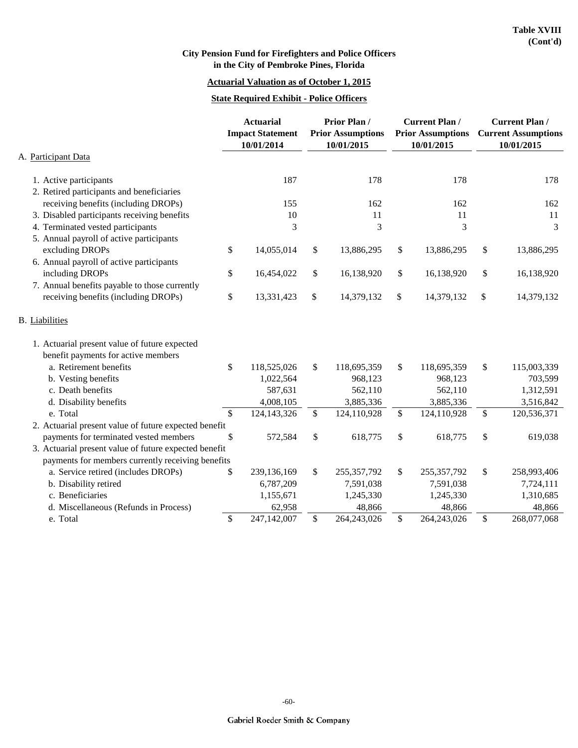**Table XVIII (Cont'd)**

**City Pension Fund for Firefighters and Police Officers in the City of Pembroke Pines, Florida**

**Actuarial Valuation as of October 1, 2015**

**State Required Exhibit - Police Officers**

| | Actuarial Impact Statement 10/01/2014 | Prior Plan / Prior Assumptions 10/01/2015 | Current Plan / Prior Assumptions 10/01/2015 | Current Plan / Current Assumptions 10/01/2015 |
|---|---|---|---|---|
| **A. Participant Data** | | | | |
| 1. Active participants | 187 | 178 | 178 | 178 |
| 2. Retired participants and beneficiaries receiving benefits (including DROPs) | 155 | 162 | 162 | 162 |
| 3. Disabled participants receiving benefits | 10 | 11 | 11 | 11 |
| 4. Terminated vested participants | 3 | 3 | 3 | 3 |
| 5. Annual payroll of active participants excluding DROPs | $ 14,055,014 | $ 13,886,295 | $ 13,886,295 | $ 13,886,295 |
| 6. Annual payroll of active participants including DROPs | $ 16,454,022 | $ 16,138,920 | $ 16,138,920 | $ 16,138,920 |
| 7. Annual benefits payable to those currently receiving benefits (including DROPs) | $ 13,331,423 | $ 14,379,132 | $ 14,379,132 | $ 14,379,132 |
| **B. Liabilities** | | | | |
| 1. Actuarial present value of future expected benefit payments for active members | | | | |
| a. Retirement benefits | $ 118,525,026 | $ 118,695,359 | $ 118,695,359 | $ 115,003,339 |
| b. Vesting benefits | 1,022,564 | 968,123 | 968,123 | 703,599 |
| c. Death benefits | 587,631 | 562,110 | 562,110 | 1,312,591 |
| d. Disability benefits | 4,008,105 | 3,885,336 | 3,885,336 | 3,516,842 |
| e. Total | $ 124,143,326 | $ 124,110,928 | $ 124,110,928 | $ 120,536,371 |
| 2. Actuarial present value of future expected benefit payments for terminated vested members | $ 572,584 | $ 618,775 | $ 618,775 | $ 619,038 |
| 3. Actuarial present value of future expected benefit payments for members currently receiving benefits | | | | |
| a. Service retired (includes DROPs) | $ 239,136,169 | $ 255,357,792 | $ 255,357,792 | $ 258,993,406 |
| b. Disability retired | 6,787,209 | 7,591,038 | 7,591,038 | 7,724,111 |
| c. Beneficiaries | 1,155,671 | 1,245,330 | 1,245,330 | 1,310,685 |
| d. Miscellaneous (Refunds in Process) | 62,958 | 48,866 | 48,866 | 48,866 |
| e. Total | $ 247,142,007 | $ 264,243,026 | $ 264,243,026 | $ 268,077,068 |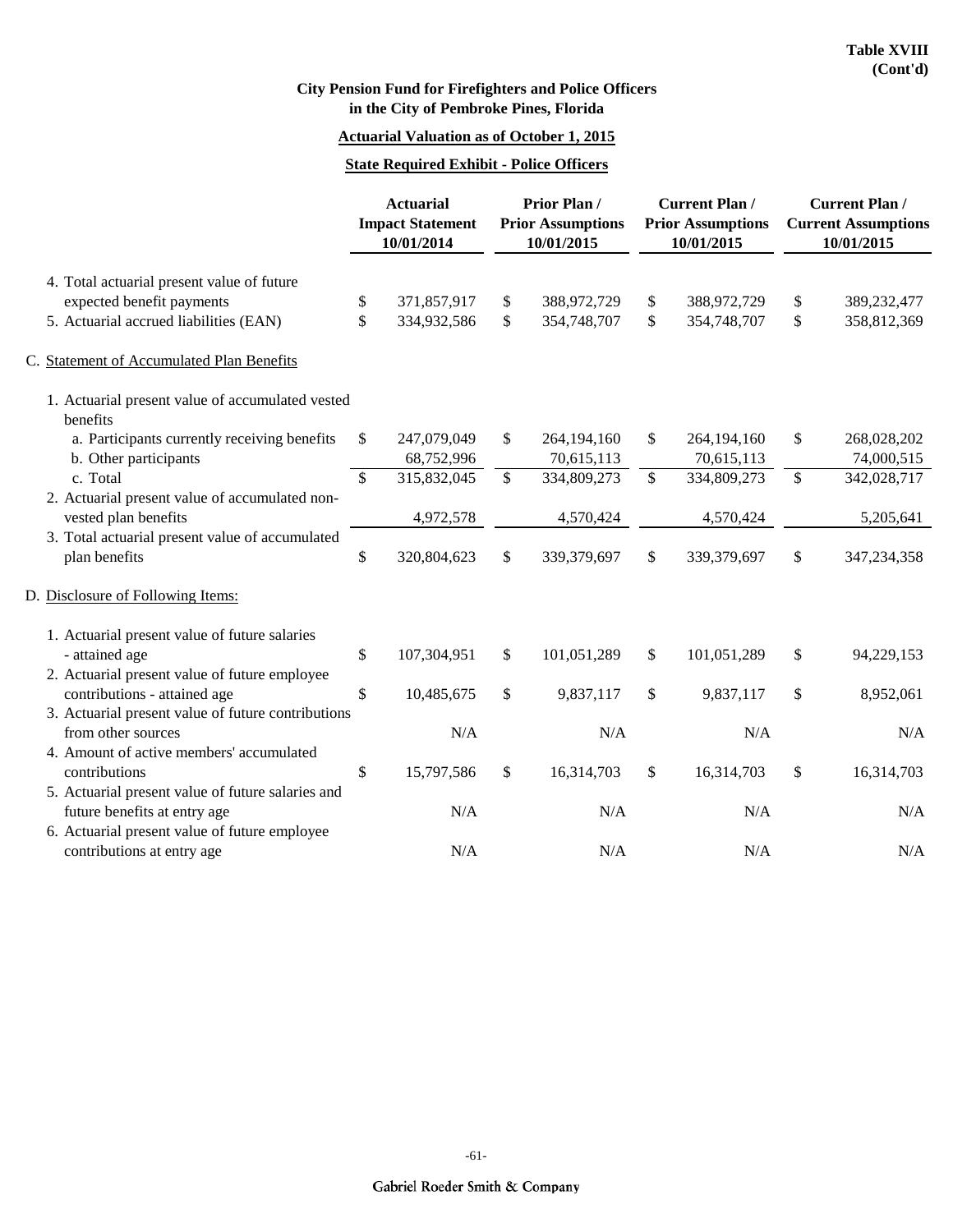**Table XVIII (Cont'd)**

# City Pension Fund for Firefighters and Police Officers in the City of Pembroke Pines, Florida

## Actuarial Valuation as of October 1, 2015

## State Required Exhibit - Police Officers

| | Actuarial Impact Statement 10/01/2014 | Prior Plan / Prior Assumptions 10/01/2015 | Current Plan / Prior Assumptions 10/01/2015 | Current Plan / Current Assumptions 10/01/2015 |
|---|---|---|---|---|
| 4. Total actuarial present value of future expected benefit payments | $ 371,857,917 | $ 388,972,729 | $ 388,972,729 | $ 389,232,477 |
| 5. Actuarial accrued liabilities (EAN) | $ 334,932,586 | $ 354,748,707 | $ 354,748,707 | $ 358,812,369 |
| C. Statement of Accumulated Plan Benefits | | | | |
| 1. Actuarial present value of accumulated vested benefits | | | | |
| a. Participants currently receiving benefits | $ 247,079,049 | $ 264,194,160 | $ 264,194,160 | $ 268,028,202 |
| b. Other participants | 68,752,996 | 70,615,113 | 70,615,113 | 74,000,515 |
| c. Total | $ 315,832,045 | $ 334,809,273 | $ 334,809,273 | $ 342,028,717 |
| 2. Actuarial present value of accumulated non-vested plan benefits | 4,972,578 | 4,570,424 | 4,570,424 | 5,205,641 |
| 3. Total actuarial present value of accumulated plan benefits | $ 320,804,623 | $ 339,379,697 | $ 339,379,697 | $ 347,234,358 |
| D. Disclosure of Following Items: | | | | |
| 1. Actuarial present value of future salaries - attained age | $ 107,304,951 | $ 101,051,289 | $ 101,051,289 | $ 94,229,153 |
| 2. Actuarial present value of future employee contributions - attained age | $ 10,485,675 | $ 9,837,117 | $ 9,837,117 | $ 8,952,061 |
| 3. Actuarial present value of future contributions from other sources | N/A | N/A | N/A | N/A |
| 4. Amount of active members' accumulated contributions | $ 15,797,586 | $ 16,314,703 | $ 16,314,703 | $ 16,314,703 |
| 5. Actuarial present value of future salaries and future benefits at entry age | N/A | N/A | N/A | N/A |
| 6. Actuarial present value of future employee contributions at entry age | N/A | N/A | N/A | N/A |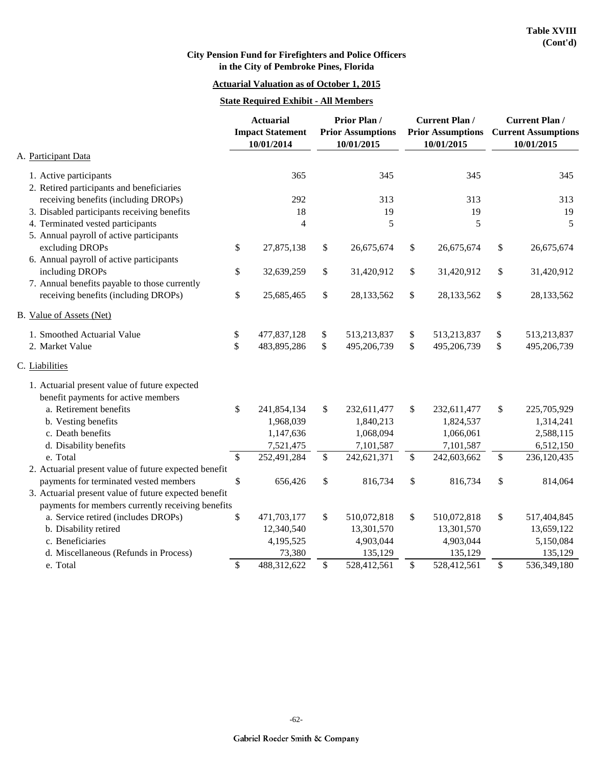**Table XVIII (Cont'd)**

**City Pension Fund for Firefighters and Police Officers in the City of Pembroke Pines, Florida**

**Actuarial Valuation as of October 1, 2015**

**State Required Exhibit - All Members**

| | Actuarial Impact Statement 10/01/2014 | Prior Plan / Prior Assumptions 10/01/2015 | Current Plan / Prior Assumptions 10/01/2015 | Current Plan / Current Assumptions 10/01/2015 |
|---|---|---|---|---|
| A. Participant Data | | | | |
| 1. Active participants | 365 | 345 | 345 | 345 |
| 2. Retired participants and beneficiaries receiving benefits (including DROPs) | 292 | 313 | 313 | 313 |
| 3. Disabled participants receiving benefits | 18 | 19 | 19 | 19 |
| 4. Terminated vested participants | 4 | 5 | 5 | 5 |
| 5. Annual payroll of active participants excluding DROPs | $ 27,875,138 | $ 26,675,674 | $ 26,675,674 | $ 26,675,674 |
| 6. Annual payroll of active participants including DROPs | $ 32,639,259 | $ 31,420,912 | $ 31,420,912 | $ 31,420,912 |
| 7. Annual benefits payable to those currently receiving benefits (including DROPs) | $ 25,685,465 | $ 28,133,562 | $ 28,133,562 | $ 28,133,562 |
| B. Value of Assets (Net) | | | | |
| 1. Smoothed Actuarial Value | $ 477,837,128 | $ 513,213,837 | $ 513,213,837 | $ 513,213,837 |
| 2. Market Value | $ 483,895,286 | $ 495,206,739 | $ 495,206,739 | $ 495,206,739 |
| C. Liabilities | | | | |
| 1. Actuarial present value of future expected benefit payments for active members | | | | |
| a. Retirement benefits | $ 241,854,134 | $ 232,611,477 | $ 232,611,477 | $ 225,705,929 |
| b. Vesting benefits | 1,968,039 | 1,840,213 | 1,824,537 | 1,314,241 |
| c. Death benefits | 1,147,636 | 1,068,094 | 1,066,061 | 2,588,115 |
| d. Disability benefits | 7,521,475 | 7,101,587 | 7,101,587 | 6,512,150 |
| e. Total | $ 252,491,284 | $ 242,621,371 | $ 242,603,662 | $ 236,120,435 |
| 2. Actuarial present value of future expected benefit payments for terminated vested members | $ 656,426 | $ 816,734 | $ 816,734 | $ 814,064 |
| 3. Actuarial present value of future expected benefit payments for members currently receiving benefits | | | | |
| a. Service retired (includes DROPs) | $ 471,703,177 | $ 510,072,818 | $ 510,072,818 | $ 517,404,845 |
| b. Disability retired | 12,340,540 | 13,301,570 | 13,301,570 | 13,659,122 |
| c. Beneficiaries | 4,195,525 | 4,903,044 | 4,903,044 | 5,150,084 |
| d. Miscellaneous (Refunds in Process) | 73,380 | 135,129 | 135,129 | 135,129 |
| e. Total | $ 488,312,622 | $ 528,412,561 | $ 528,412,561 | $ 536,349,180 |

Gabriel Roeder Smith & Company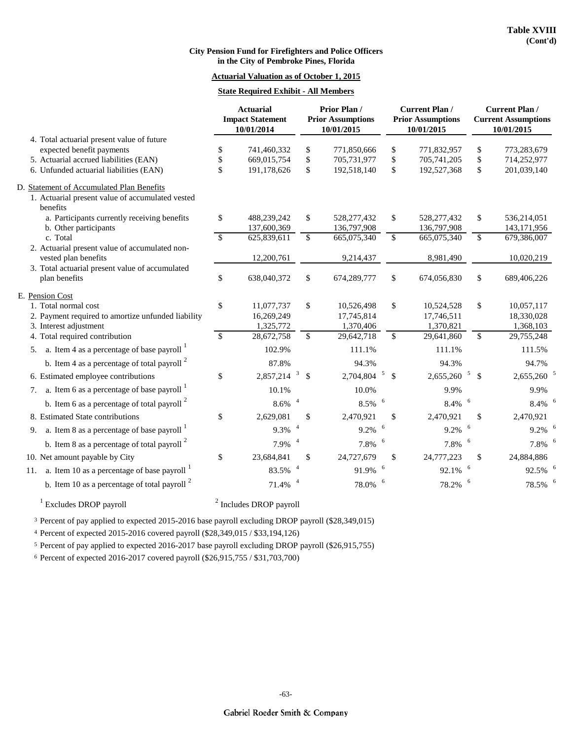**Table XVIII (Cont'd)**

**City Pension Fund for Firefighters and Police Officers in the City of Pembroke Pines, Florida**

**Actuarial Valuation as of October 1, 2015**

**State Required Exhibit - All Members**

| | Actuarial Impact Statement 10/01/2014 | Prior Plan / Prior Assumptions 10/01/2015 | Current Plan / Prior Assumptions 10/01/2015 | Current Plan / Current Assumptions 10/01/2015 |
|---|---|---|---|---|
| 4. Total actuarial present value of future expected benefit payments | $ 741,460,332 | $ 771,850,666 | $ 771,832,957 | $ 773,283,679 |
| 5. Actuarial accrued liabilities (EAN) | $ 669,015,754 | $ 705,731,977 | $ 705,741,205 | $ 714,252,977 |
| 6. Unfunded actuarial liabilities (EAN) | $ 191,178,626 | $ 192,518,140 | $ 192,527,368 | $ 201,039,140 |
| D. Statement of Accumulated Plan Benefits | | | | |
| 1. Actuarial present value of accumulated vested benefits | | | | |
| a. Participants currently receiving benefits | $ 488,239,242 | $ 528,277,432 | $ 528,277,432 | $ 536,214,051 |
| b. Other participants | 137,600,369 | 136,797,908 | 136,797,908 | 143,171,956 |
| c. Total | $ 625,839,611 | $ 665,075,340 | $ 665,075,340 | $ 679,386,007 |
| 2. Actuarial present value of accumulated non-vested plan benefits | 12,200,761 | 9,214,437 | 8,981,490 | 10,020,219 |
| 3. Total actuarial present value of accumulated plan benefits | $ 638,040,372 | $ 674,289,777 | $ 674,056,830 | $ 689,406,226 |
| E. Pension Cost | | | | |
| 1. Total normal cost | $ 11,077,737 | $ 10,526,498 | $ 10,524,528 | $ 10,057,117 |
| 2. Payment required to amortize unfunded liability | 16,269,249 | 17,745,814 | 17,746,511 | 18,330,028 |
| 3. Interest adjustment | 1,325,772 | 1,370,406 | 1,370,821 | 1,368,103 |
| 4. Total required contribution | $ 28,672,758 | $ 29,642,718 | $ 29,641,860 | $ 29,755,248 |
| 5. a. Item 4 as a percentage of base payroll [1] | 102.9% | 111.1% | 111.1% | 111.5% |
| b. Item 4 as a percentage of total payroll [2] | 87.8% | 94.3% | 94.3% | 94.7% |
| 6. Estimated employee contributions | $ 2,857,214 [3] | $ 2,704,804 [5] | $ 2,655,260 [5] | $ 2,655,260 [5] |
| 7. a. Item 6 as a percentage of base payroll [1] | 10.1% | 10.0% | 9.9% | 9.9% |
| b. Item 6 as a percentage of total payroll [2] | 8.6% [4] | 8.5% [6] | 8.4% [6] | 8.4% [6] |
| 8. Estimated State contributions | $ 2,629,081 | $ 2,470,921 | $ 2,470,921 | $ 2,470,921 |
| 9. a. Item 8 as a percentage of base payroll [1] | 9.3% [4] | 9.2% [6] | 9.2% [6] | 9.2% [6] |
| b. Item 8 as a percentage of total payroll [2] | 7.9% [4] | 7.8% [6] | 7.8% [6] | 7.8% [6] |
| 10. Net amount payable by City | $ 23,684,841 | $ 24,727,679 | $ 24,777,223 | $ 24,884,886 |
| 11. a. Item 10 as a percentage of base payroll [1] | 83.5% [4] | 91.9% [6] | 92.1% [6] | 92.5% [6] |
| b. Item 10 as a percentage of total payroll [2] | 71.4% [4] | 78.0% [6] | 78.2% [6] | 78.5% [6] |

[1] Excludes DROP payroll [2] Includes DROP payroll

[3] Percent of pay applied to expected 2015-2016 base payroll excluding DROP payroll ($28,349,015)

[4] Percent of expected 2015-2016 covered payroll ($28,349,015 / $33,194,126)

[5] Percent of pay applied to expected 2016-2017 base payroll excluding DROP payroll ($26,915,755)

[6] Percent of expected 2016-2017 covered payroll ($26,915,755 / $31,703,700)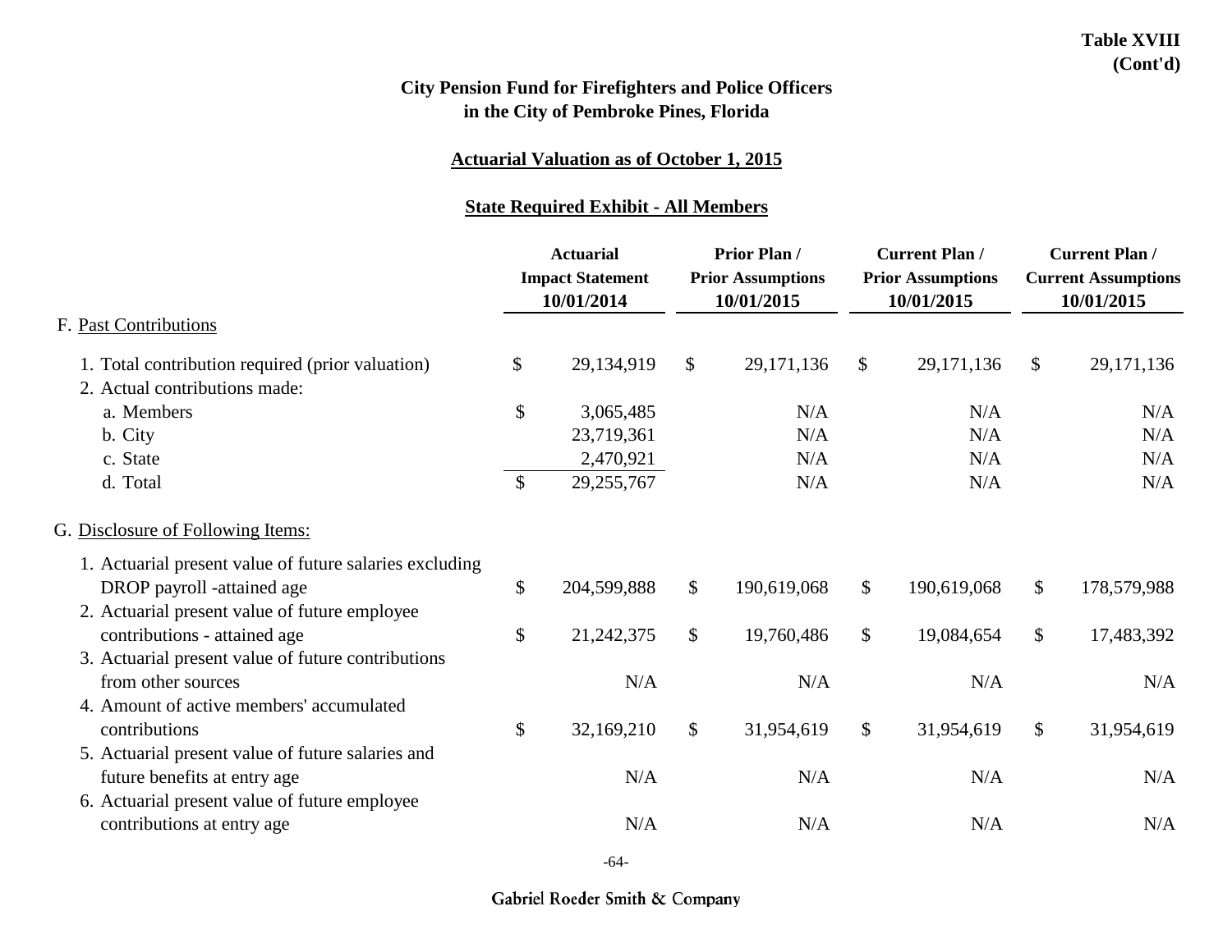**Table XVIII (Cont'd)**

# City Pension Fund for Firefighters and Police Officers in the City of Pembroke Pines, Florida

## Actuarial Valuation as of October 1, 2015

## State Required Exhibit - All Members

| | Actuarial Impact Statement 10/01/2014 | Prior Plan / Prior Assumptions 10/01/2015 | Current Plan / Prior Assumptions 10/01/2015 | Current Plan / Current Assumptions 10/01/2015 |
|---|---|---|---|---|
| **F. Past Contributions** | | | | |
| 1. Total contribution required (prior valuation) | $ 29,134,919 | $ 29,171,136 | $ 29,171,136 | $ 29,171,136 |
| 2. Actual contributions made: | | | | |
| a. Members | $ 3,065,485 | N/A | N/A | N/A |
| b. City | 23,719,361 | N/A | N/A | N/A |
| c. State | 2,470,921 | N/A | N/A | N/A |
| d. Total | $ 29,255,767 | N/A | N/A | N/A |
| **G. Disclosure of Following Items:** | | | | |
| 1. Actuarial present value of future salaries excluding DROP payroll -attained age | $ 204,599,888 | $ 190,619,068 | $ 190,619,068 | $ 178,579,988 |
| 2. Actuarial present value of future employee contributions - attained age | $ 21,242,375 | $ 19,760,486 | $ 19,084,654 | $ 17,483,392 |
| 3. Actuarial present value of future contributions from other sources | N/A | N/A | N/A | N/A |
| 4. Amount of active members' accumulated contributions | $ 32,169,210 | $ 31,954,619 | $ 31,954,619 | $ 31,954,619 |
| 5. Actuarial present value of future salaries and future benefits at entry age | N/A | N/A | N/A | N/A |
| 6. Actuarial present value of future employee contributions at entry age | N/A | N/A | N/A | N/A |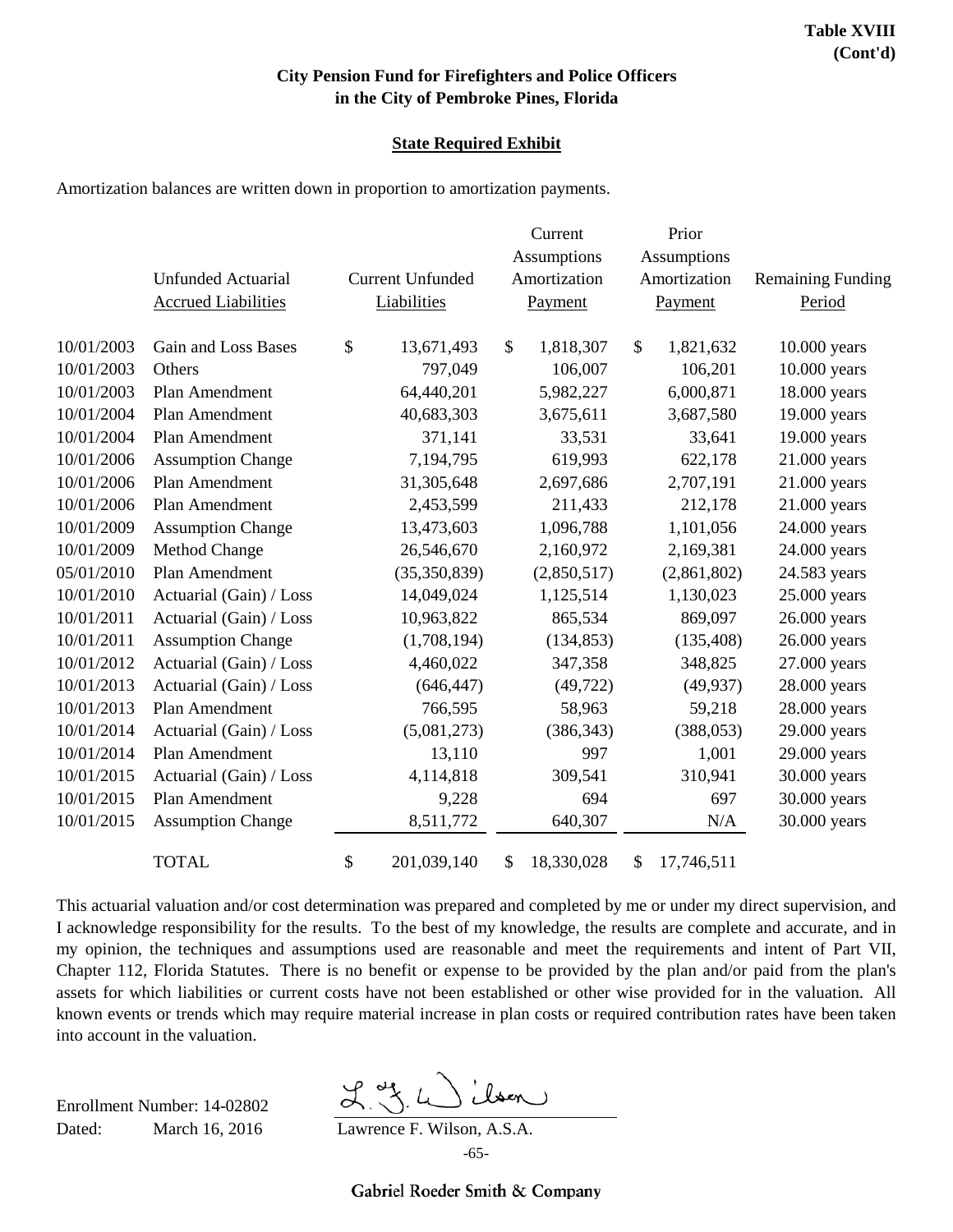**City Pension Fund for Firefighters and Police Officers in the City of Pembroke Pines, Florida**

**Table XVIII (Cont'd)**

## State Required Exhibit

Amortization balances are written down in proportion to amortization payments.

| | Unfunded Actuarial Accrued Liabilities | Current Unfunded Liabilities | Current Assumptions Amortization Payment | Prior Assumptions Amortization Payment | Remaining Funding Period |
|---|---|---|---|---|---|
| 10/01/2003 | Gain and Loss Bases | $ 13,671,493 | $ 1,818,307 | $ 1,821,632 | 10.000 years |
| 10/01/2003 | Others | 797,049 | 106,007 | 106,201 | 10.000 years |
| 10/01/2003 | Plan Amendment | 64,440,201 | 5,982,227 | 6,000,871 | 18.000 years |
| 10/01/2004 | Plan Amendment | 40,683,303 | 3,675,611 | 3,687,580 | 19.000 years |
| 10/01/2004 | Plan Amendment | 371,141 | 33,531 | 33,641 | 19.000 years |
| 10/01/2006 | Assumption Change | 7,194,795 | 619,993 | 622,178 | 21.000 years |
| 10/01/2006 | Plan Amendment | 31,305,648 | 2,697,686 | 2,707,191 | 21.000 years |
| 10/01/2006 | Plan Amendment | 2,453,599 | 211,433 | 212,178 | 21.000 years |
| 10/01/2009 | Assumption Change | 13,473,603 | 1,096,788 | 1,101,056 | 24.000 years |
| 10/01/2009 | Method Change | 26,546,670 | 2,160,972 | 2,169,381 | 24.000 years |
| 05/01/2010 | Plan Amendment | (35,350,839) | (2,850,517) | (2,861,802) | 24.583 years |
| 10/01/2010 | Actuarial (Gain) / Loss | 14,049,024 | 1,125,514 | 1,130,023 | 25.000 years |
| 10/01/2011 | Actuarial (Gain) / Loss | 10,963,822 | 865,534 | 869,097 | 26.000 years |
| 10/01/2011 | Assumption Change | (1,708,194) | (134,853) | (135,408) | 26.000 years |
| 10/01/2012 | Actuarial (Gain) / Loss | 4,460,022 | 347,358 | 348,825 | 27.000 years |
| 10/01/2013 | Actuarial (Gain) / Loss | (646,447) | (49,722) | (49,937) | 28.000 years |
| 10/01/2013 | Plan Amendment | 766,595 | 58,963 | 59,218 | 28.000 years |
| 10/01/2014 | Actuarial (Gain) / Loss | (5,081,273) | (386,343) | (388,053) | 29.000 years |
| 10/01/2014 | Plan Amendment | 13,110 | 997 | 1,001 | 29.000 years |
| 10/01/2015 | Actuarial (Gain) / Loss | 4,114,818 | 309,541 | 310,941 | 30.000 years |
| 10/01/2015 | Plan Amendment | 9,228 | 694 | 697 | 30.000 years |
| 10/01/2015 | Assumption Change | 8,511,772 | 640,307 | N/A | 30.000 years |
| | TOTAL | $ 201,039,140 | $ 18,330,028 | $ 17,746,511 | |

This actuarial valuation and/or cost determination was prepared and completed by me or under my direct supervision, and I acknowledge responsibility for the results. To the best of my knowledge, the results are complete and accurate, and in my opinion, the techniques and assumptions used are reasonable and meet the requirements and intent of Part VII, Chapter 112, Florida Statutes. There is no benefit or expense to be provided by the plan and/or paid from the plan's assets for which liabilities or current costs have not been established or other wise provided for in the valuation. All known events or trends which may require material increase in plan costs or required contribution rates have been taken into account in the valuation.

Enrollment Number: 14-02802
Dated: March 16, 2016

Lawrence F. Wilson, A.S.A.

Gabriel Roeder Smith & Company